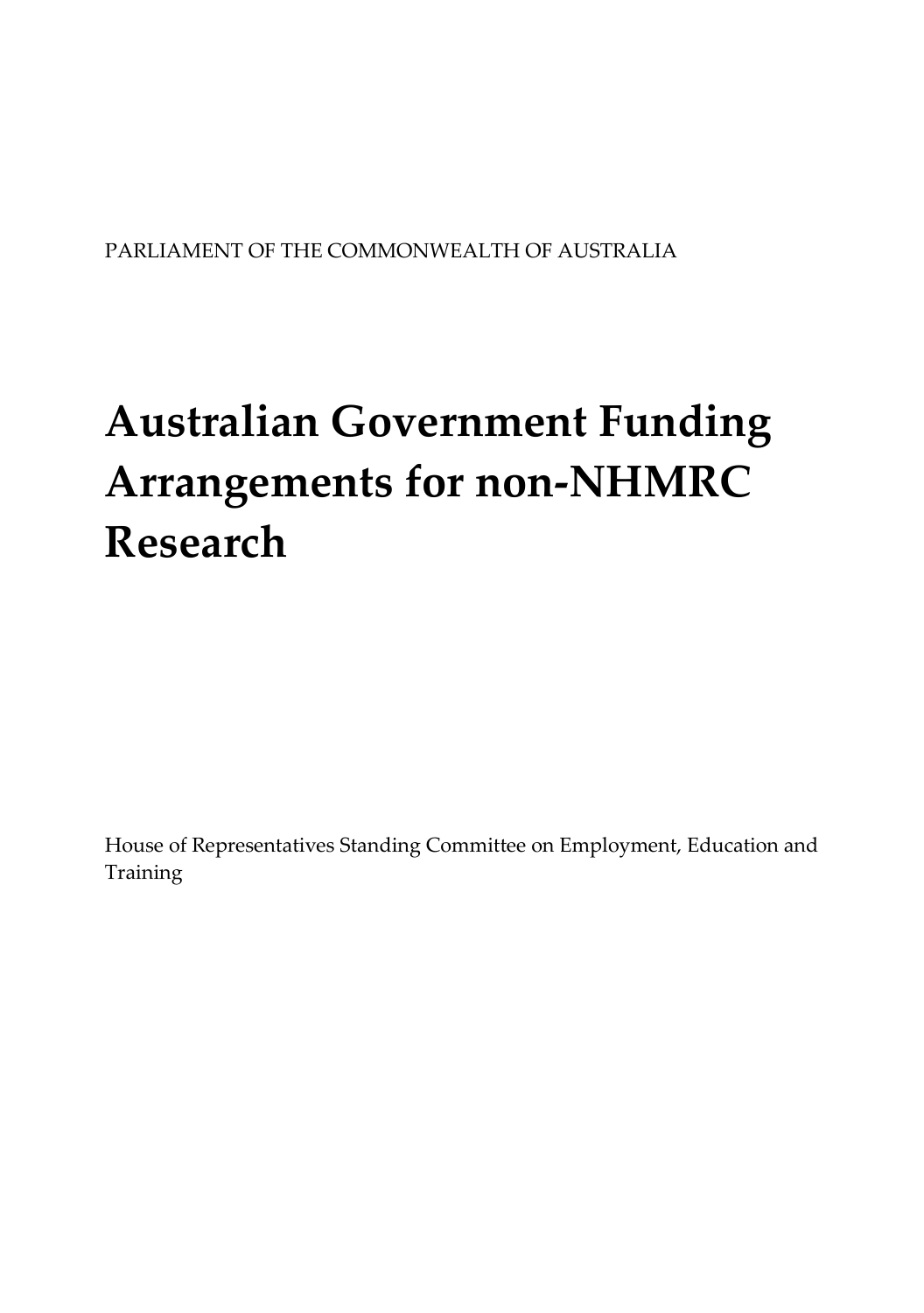PARLIAMENT OF THE COMMONWEALTH OF AUSTRALIA

# Australian Government Funding Arrangements for non-NHMRC Research

House of Representatives Standing Committee on Employment, Education and Training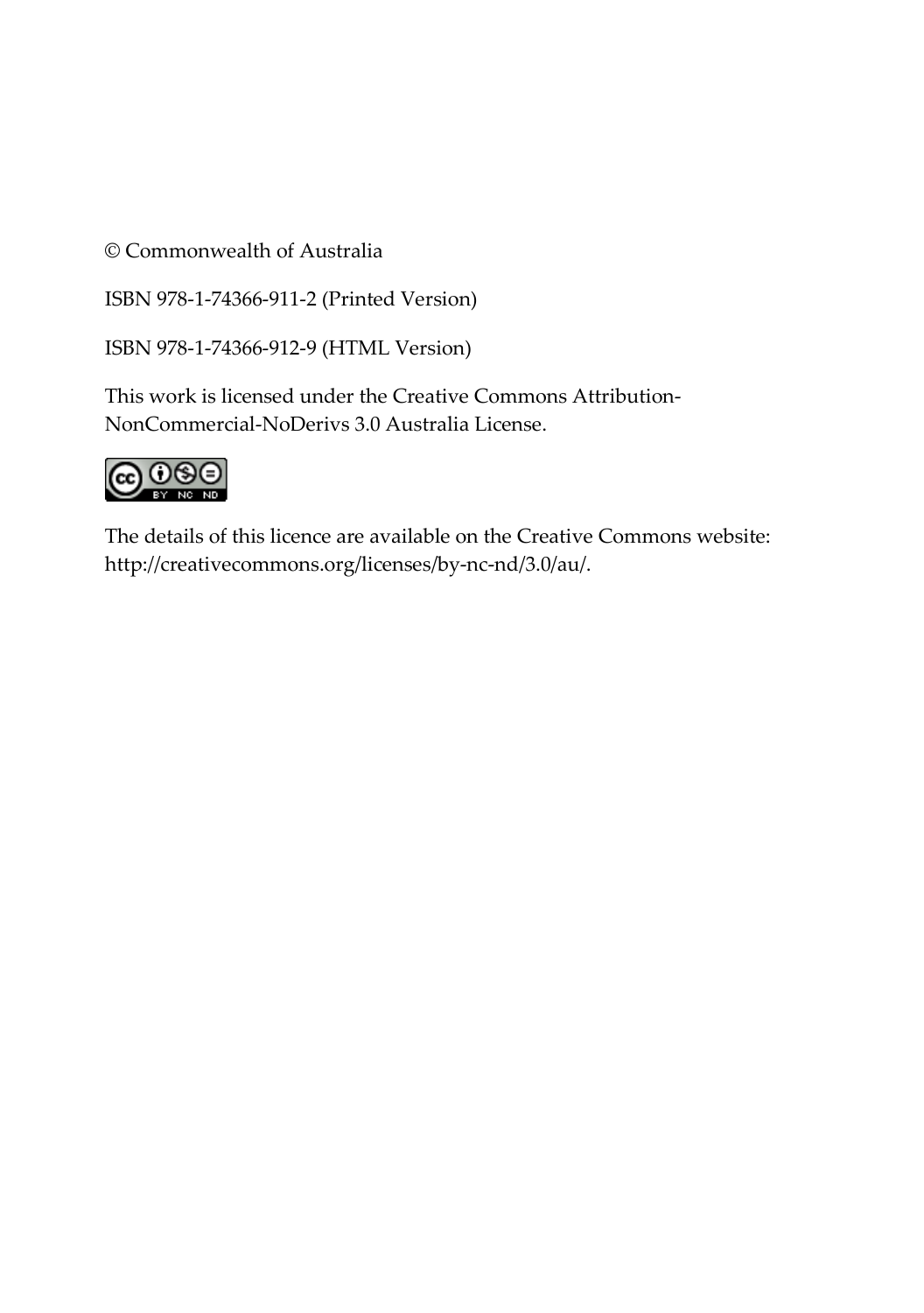© Commonwealth of Australia

ISBN 978-1-74366-911-2 (Printed Version)

ISBN 978-1-74366-912-9 (HTML Version)

This work is licensed under the Creative Commons Attribution-NonCommercial-NoDerivs 3.0 Australia License.

The details of this licence are available on the Creative Commons website: http://creativecommons.org/licenses/by-nc-nd/3.0/au/.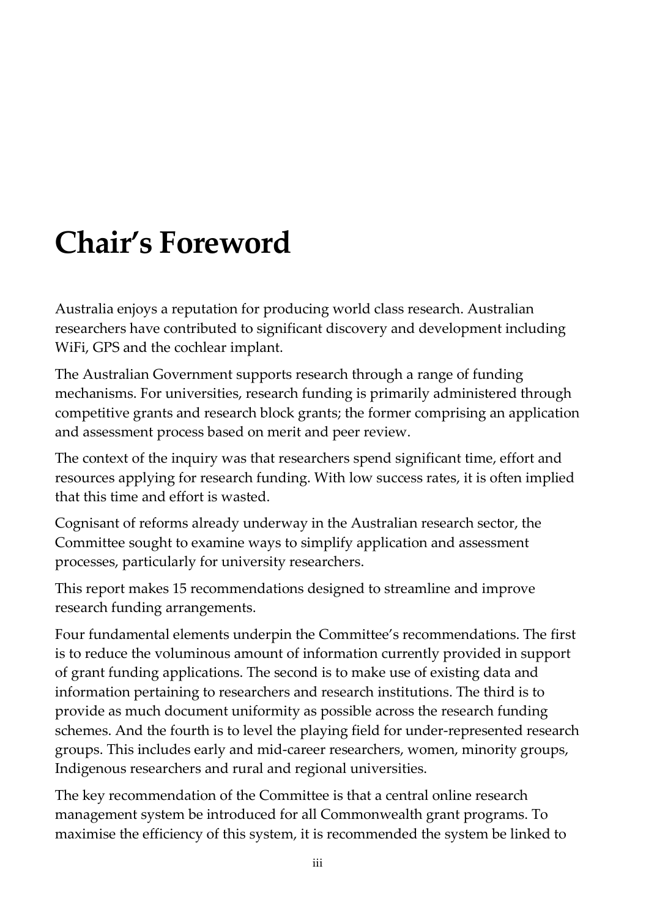# Chair's Foreword

Australia enjoys a reputation for producing world class research. Australian researchers have contributed to significant discovery and development including WiFi, GPS and the cochlear implant.

The Australian Government supports research through a range of funding mechanisms. For universities, research funding is primarily administered through competitive grants and research block grants; the former comprising an application and assessment process based on merit and peer review.

The context of the inquiry was that researchers spend significant time, effort and resources applying for research funding. With low success rates, it is often implied that this time and effort is wasted.

Cognisant of reforms already underway in the Australian research sector, the Committee sought to examine ways to simplify application and assessment processes, particularly for university researchers.

This report makes 15 recommendations designed to streamline and improve research funding arrangements.

Four fundamental elements underpin the Committee's recommendations. The first is to reduce the voluminous amount of information currently provided in support of grant funding applications. The second is to make use of existing data and information pertaining to researchers and research institutions. The third is to provide as much document uniformity as possible across the research funding schemes. And the fourth is to level the playing field for under-represented research groups. This includes early and mid-career researchers, women, minority groups, Indigenous researchers and rural and regional universities.

The key recommendation of the Committee is that a central online research management system be introduced for all Commonwealth grant programs. To maximise the efficiency of this system, it is recommended the system be linked to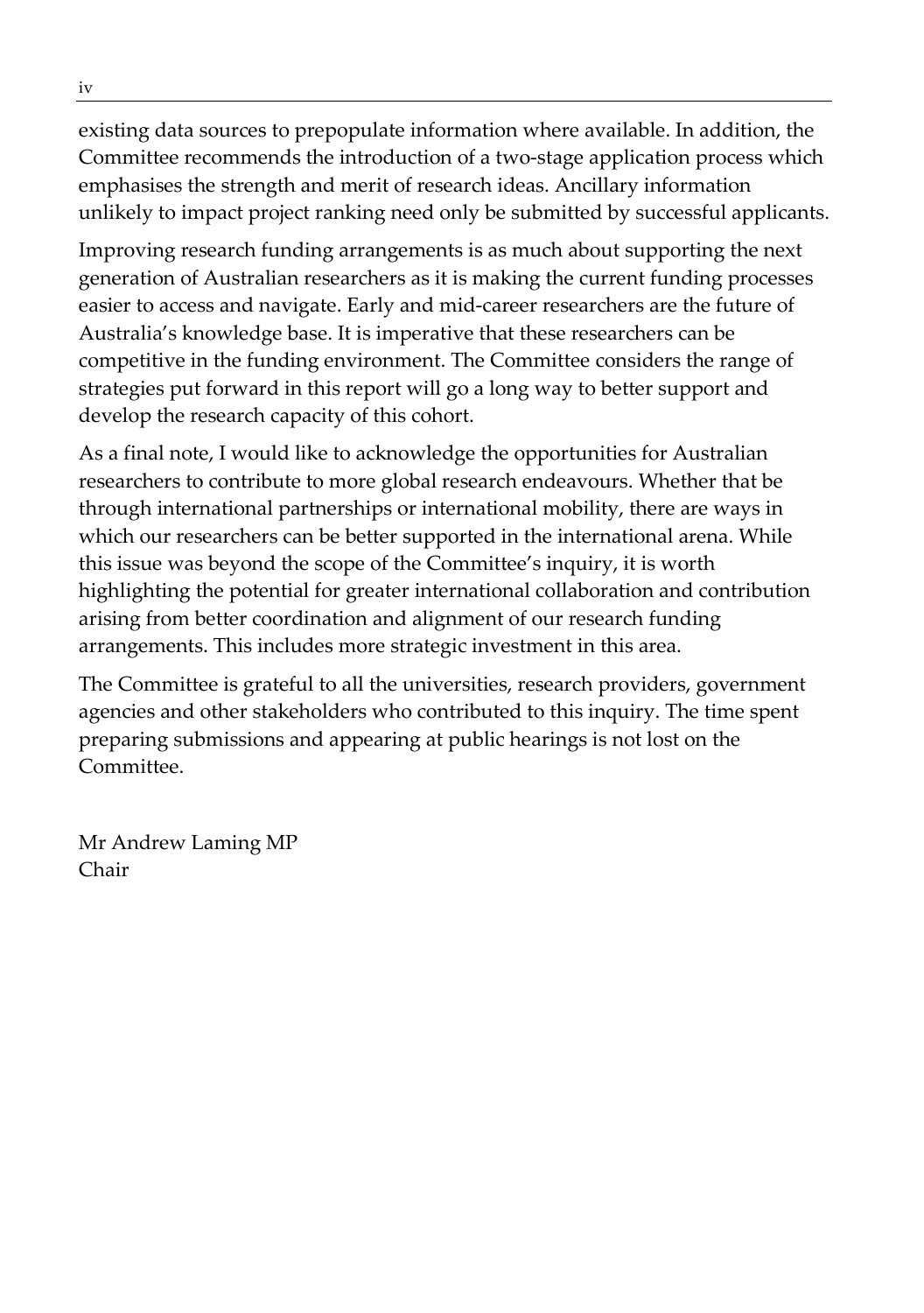existing data sources to prepopulate information where available. In addition, the Committee recommends the introduction of a two-stage application process which emphasises the strength and merit of research ideas. Ancillary information unlikely to impact project ranking need only be submitted by successful applicants.

Improving research funding arrangements is as much about supporting the next generation of Australian researchers as it is making the current funding processes easier to access and navigate. Early and mid-career researchers are the future of Australia's knowledge base. It is imperative that these researchers can be competitive in the funding environment. The Committee considers the range of strategies put forward in this report will go a long way to better support and develop the research capacity of this cohort.

As a final note, I would like to acknowledge the opportunities for Australian researchers to contribute to more global research endeavours. Whether that be through international partnerships or international mobility, there are ways in which our researchers can be better supported in the international arena. While this issue was beyond the scope of the Committee's inquiry, it is worth highlighting the potential for greater international collaboration and contribution arising from better coordination and alignment of our research funding arrangements. This includes more strategic investment in this area.

The Committee is grateful to all the universities, research providers, government agencies and other stakeholders who contributed to this inquiry. The time spent preparing submissions and appearing at public hearings is not lost on the Committee.

Mr Andrew Laming MP
Chair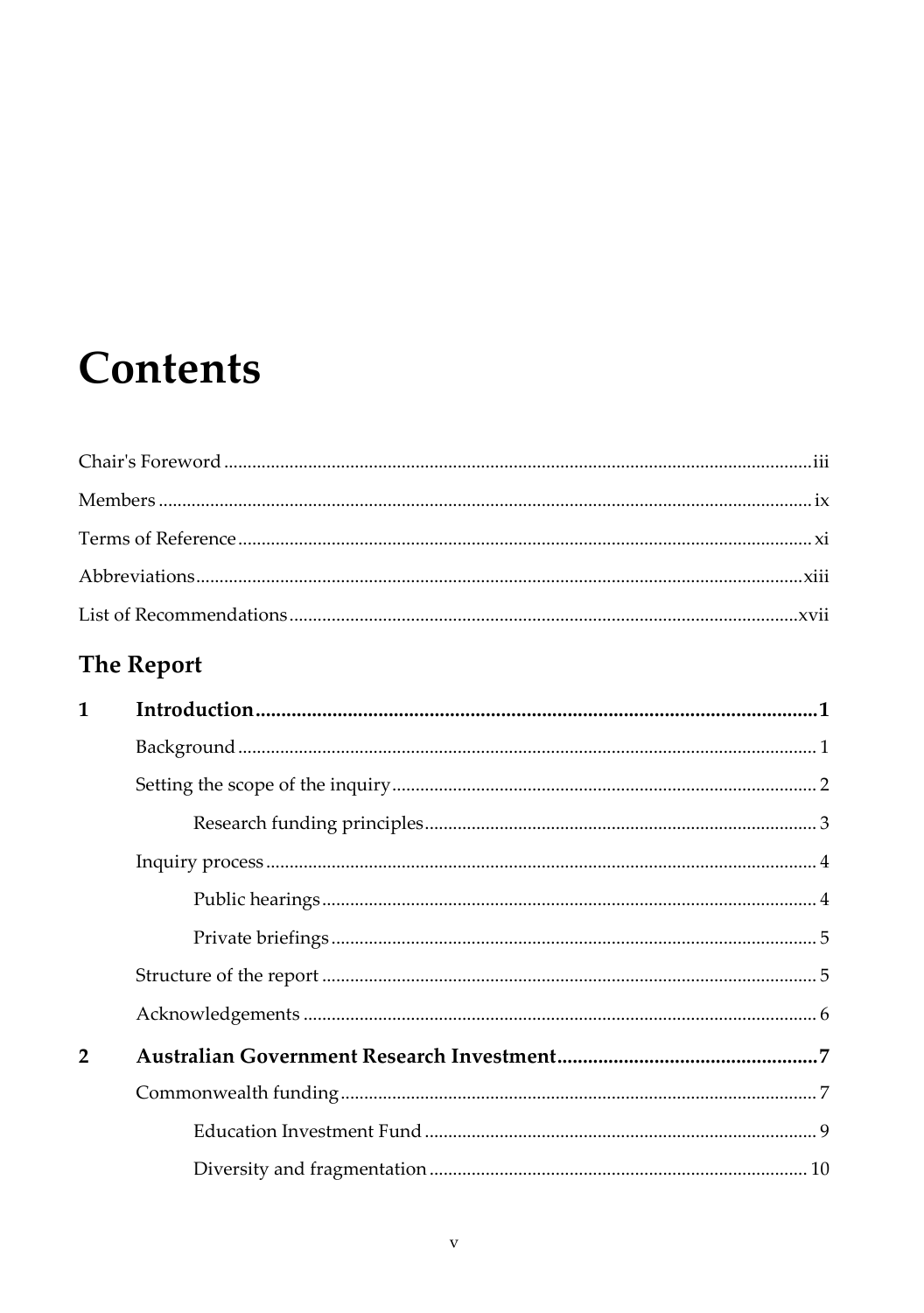# Contents

Chair's Foreword ............ iii

Members ............ ix

Terms of Reference ............ xi

Abbreviations ............ xiii

List of Recommendations ............ xvii

## The Report

**1 Introduction ............ 1**

Background ............ 1

Setting the scope of the inquiry ............ 2

Research funding principles ............ 3

Inquiry process ............ 4

Public hearings ............ 4

Private briefings ............ 5

Structure of the report ............ 5

Acknowledgements ............ 6

**2 Australian Government Research Investment ............ 7**

Commonwealth funding ............ 7

Education Investment Fund ............ 9

Diversity and fragmentation ............ 10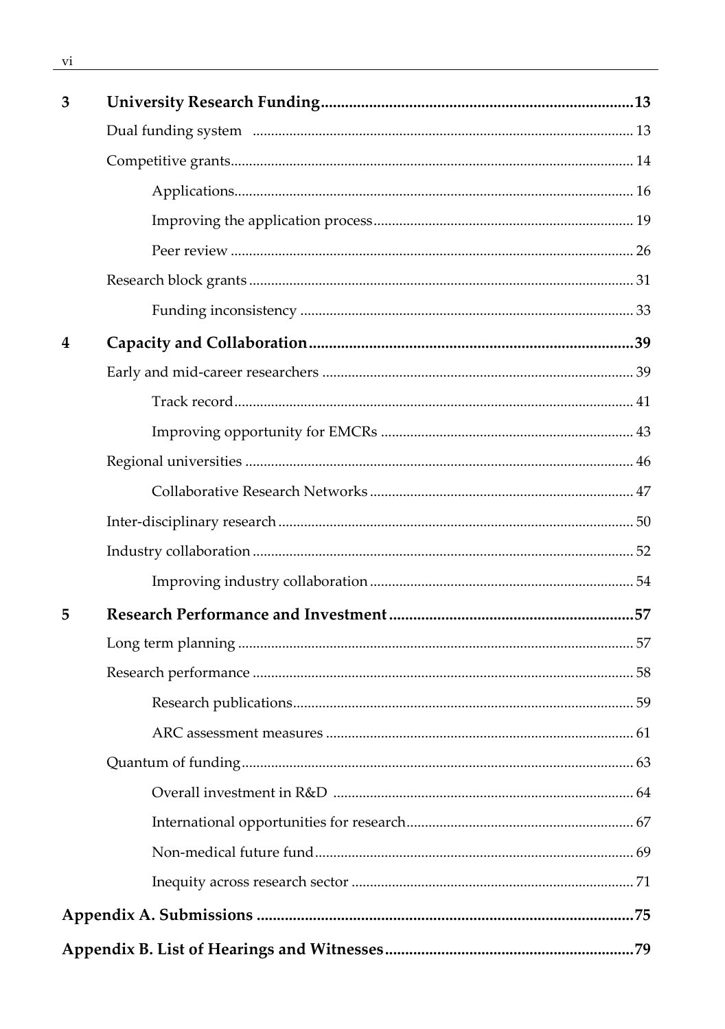| | | |
|---|---|---|
| **3** | **University Research Funding** | **13** |
| | Dual funding system | 13 |
| | Competitive grants | 14 |
| | Applications | 16 |
| | Improving the application process | 19 |
| | Peer review | 26 |
| | Research block grants | 31 |
| | Funding inconsistency | 33 |
| **4** | **Capacity and Collaboration** | **39** |
| | Early and mid-career researchers | 39 |
| | Track record | 41 |
| | Improving opportunity for EMCRs | 43 |
| | Regional universities | 46 |
| | Collaborative Research Networks | 47 |
| | Inter-disciplinary research | 50 |
| | Industry collaboration | 52 |
| | Improving industry collaboration | 54 |
| **5** | **Research Performance and Investment** | **57** |
| | Long term planning | 57 |
| | Research performance | 58 |
| | Research publications | 59 |
| | ARC assessment measures | 61 |
| | Quantum of funding | 63 |
| | Overall investment in R&D | 64 |
| | International opportunities for research | 67 |
| | Non-medical future fund | 69 |
| | Inequity across research sector | 71 |
| **Appendix A. Submissions** | | **75** |
| **Appendix B. List of Hearings and Witnesses** | | **79** |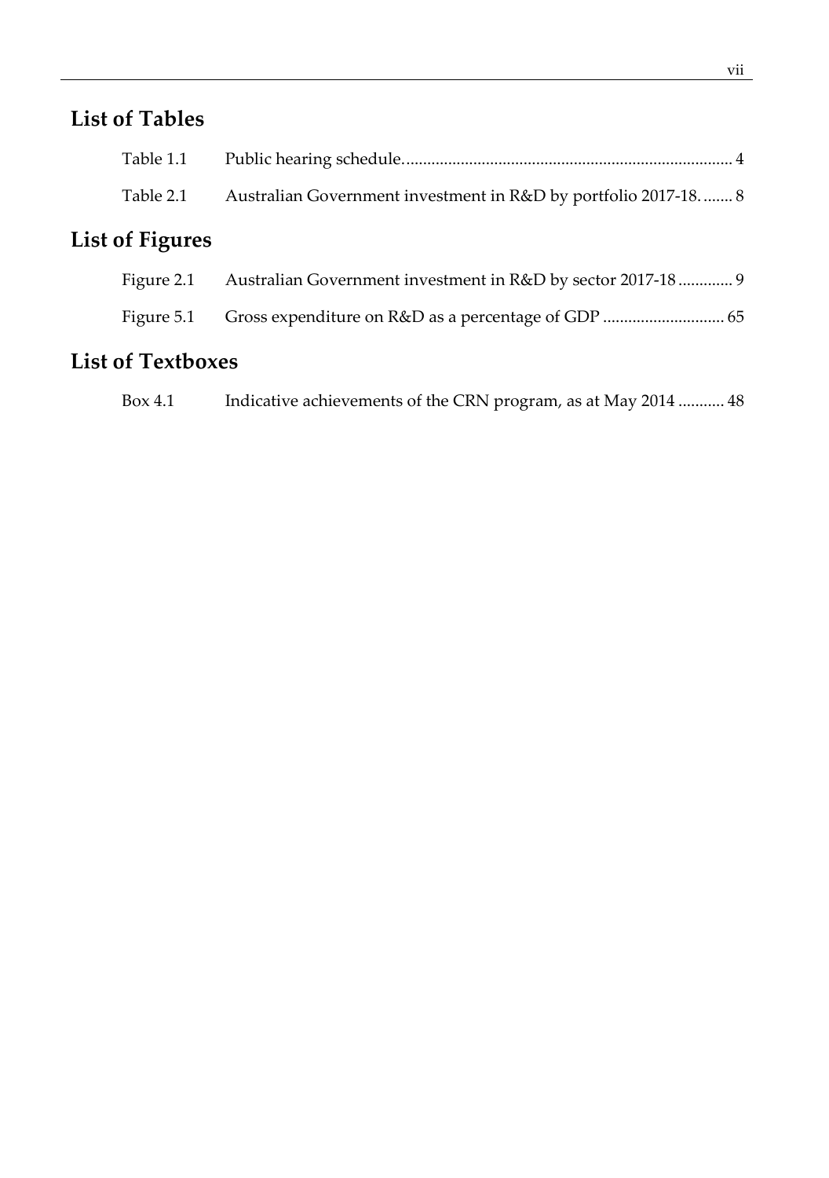## List of Tables

Table 1.1 Public hearing schedule........................................................................... 4

Table 2.1 Australian Government investment in R&D by portfolio 2017-18. ....... 8

## List of Figures

Figure 2.1 Australian Government investment in R&D by sector 2017-18 ............. 9

Figure 5.1 Gross expenditure on R&D as a percentage of GDP ............................ 65

## List of Textboxes

Box 4.1 Indicative achievements of the CRN program, as at May 2014 ........... 48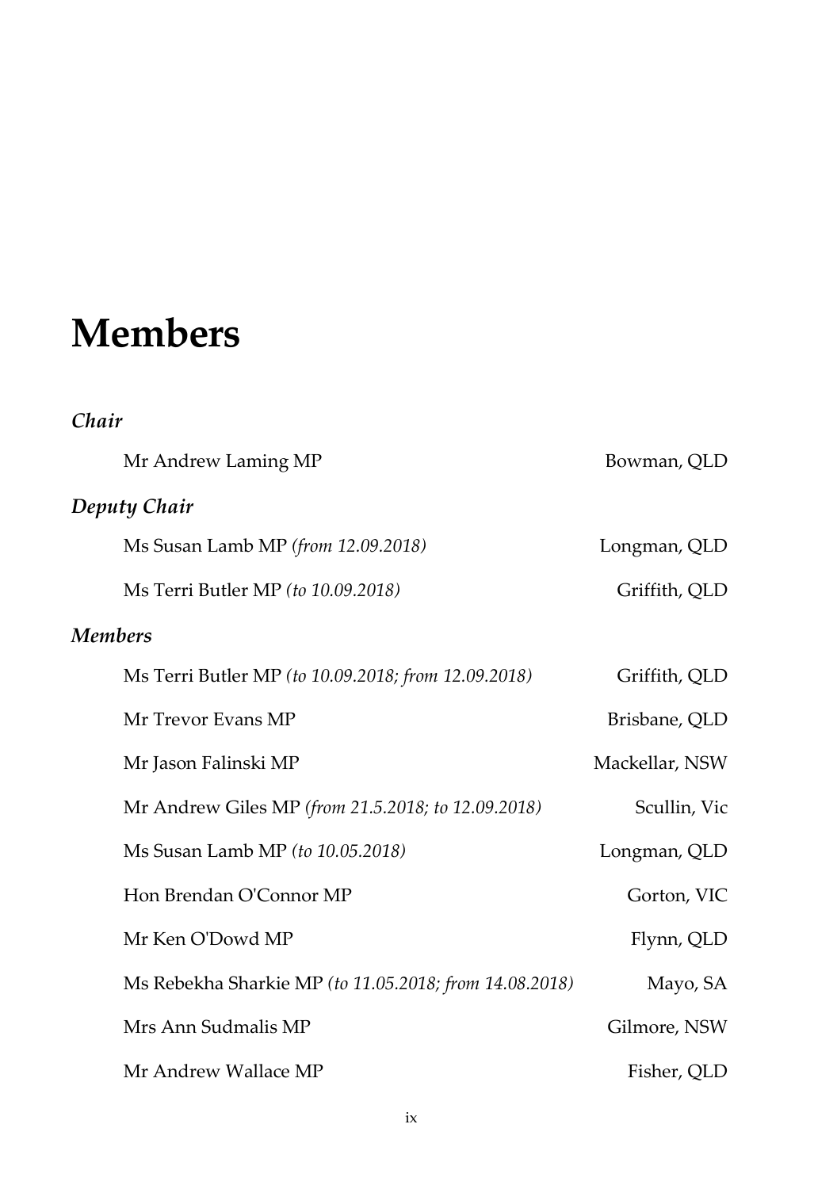# Members

### *Chair*

| | |
|---|---|
| Mr Andrew Laming MP | Bowman, QLD |

### *Deputy Chair*

| | |
|---|---|
| Ms Susan Lamb MP *(from 12.09.2018)* | Longman, QLD |
| Ms Terri Butler MP *(to 10.09.2018)* | Griffith, QLD |

### *Members*

| | |
|---|---|
| Ms Terri Butler MP *(to 10.09.2018; from 12.09.2018)* | Griffith, QLD |
| Mr Trevor Evans MP | Brisbane, QLD |
| Mr Jason Falinski MP | Mackellar, NSW |
| Mr Andrew Giles MP *(from 21.5.2018; to 12.09.2018)* | Scullin, Vic |
| Ms Susan Lamb MP *(to 10.05.2018)* | Longman, QLD |
| Hon Brendan O'Connor MP | Gorton, VIC |
| Mr Ken O'Dowd MP | Flynn, QLD |
| Ms Rebekha Sharkie MP *(to 11.05.2018; from 14.08.2018)* | Mayo, SA |
| Mrs Ann Sudmalis MP | Gilmore, NSW |
| Mr Andrew Wallace MP | Fisher, QLD |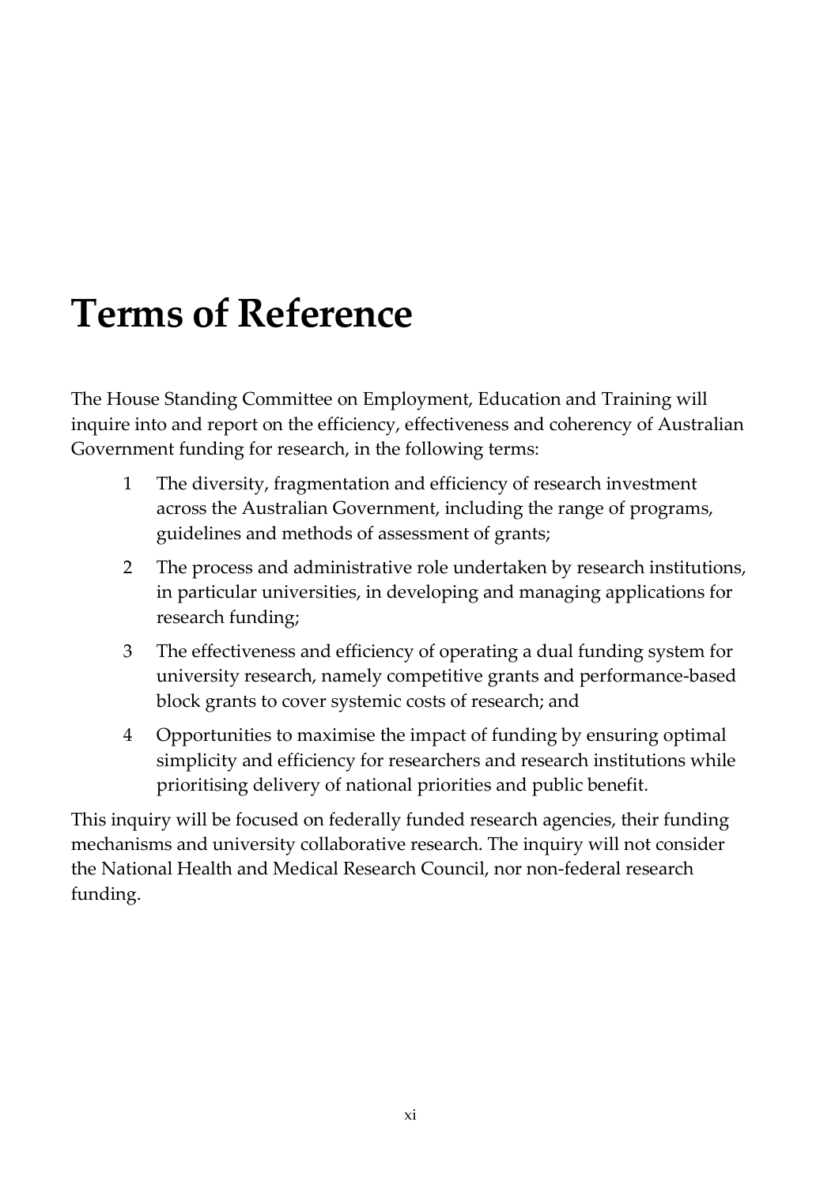# Terms of Reference

The House Standing Committee on Employment, Education and Training will inquire into and report on the efficiency, effectiveness and coherency of Australian Government funding for research, in the following terms:

1. The diversity, fragmentation and efficiency of research investment across the Australian Government, including the range of programs, guidelines and methods of assessment of grants;
2. The process and administrative role undertaken by research institutions, in particular universities, in developing and managing applications for research funding;
3. The effectiveness and efficiency of operating a dual funding system for university research, namely competitive grants and performance-based block grants to cover systemic costs of research; and
4. Opportunities to maximise the impact of funding by ensuring optimal simplicity and efficiency for researchers and research institutions while prioritising delivery of national priorities and public benefit.

This inquiry will be focused on federally funded research agencies, their funding mechanisms and university collaborative research. The inquiry will not consider the National Health and Medical Research Council, nor non-federal research funding.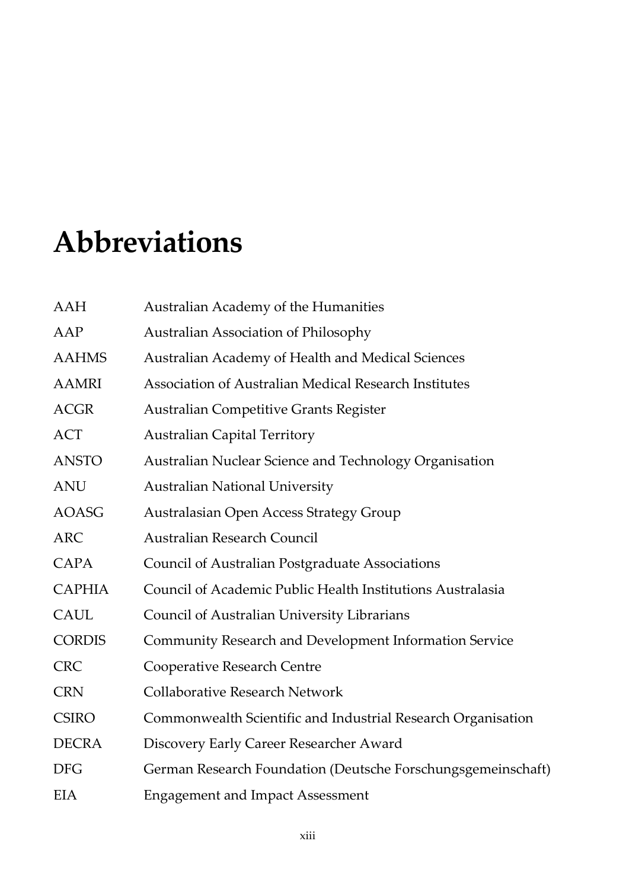# Abbreviations

| | |
|---|---|
| AAH | Australian Academy of the Humanities |
| AAP | Australian Association of Philosophy |
| AAHMS | Australian Academy of Health and Medical Sciences |
| AAMRI | Association of Australian Medical Research Institutes |
| ACGR | Australian Competitive Grants Register |
| ACT | Australian Capital Territory |
| ANSTO | Australian Nuclear Science and Technology Organisation |
| ANU | Australian National University |
| AOASG | Australasian Open Access Strategy Group |
| ARC | Australian Research Council |
| CAPA | Council of Australian Postgraduate Associations |
| CAPHIA | Council of Academic Public Health Institutions Australasia |
| CAUL | Council of Australian University Librarians |
| CORDIS | Community Research and Development Information Service |
| CRC | Cooperative Research Centre |
| CRN | Collaborative Research Network |
| CSIRO | Commonwealth Scientific and Industrial Research Organisation |
| DECRA | Discovery Early Career Researcher Award |
| DFG | German Research Foundation (Deutsche Forschungsgemeinschaft) |
| EIA | Engagement and Impact Assessment |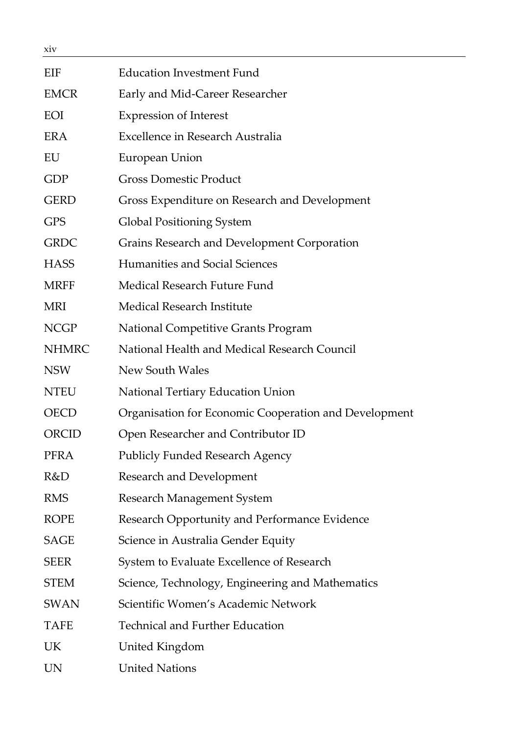| | |
|---|---|
| EIF | Education Investment Fund |
| EMCR | Early and Mid-Career Researcher |
| EOI | Expression of Interest |
| ERA | Excellence in Research Australia |
| EU | European Union |
| GDP | Gross Domestic Product |
| GERD | Gross Expenditure on Research and Development |
| GPS | Global Positioning System |
| GRDC | Grains Research and Development Corporation |
| HASS | Humanities and Social Sciences |
| MRFF | Medical Research Future Fund |
| MRI | Medical Research Institute |
| NCGP | National Competitive Grants Program |
| NHMRC | National Health and Medical Research Council |
| NSW | New South Wales |
| NTEU | National Tertiary Education Union |
| OECD | Organisation for Economic Cooperation and Development |
| ORCID | Open Researcher and Contributor ID |
| PFRA | Publicly Funded Research Agency |
| R&D | Research and Development |
| RMS | Research Management System |
| ROPE | Research Opportunity and Performance Evidence |
| SAGE | Science in Australia Gender Equity |
| SEER | System to Evaluate Excellence of Research |
| STEM | Science, Technology, Engineering and Mathematics |
| SWAN | Scientific Women's Academic Network |
| TAFE | Technical and Further Education |
| UK | United Kingdom |
| UN | United Nations |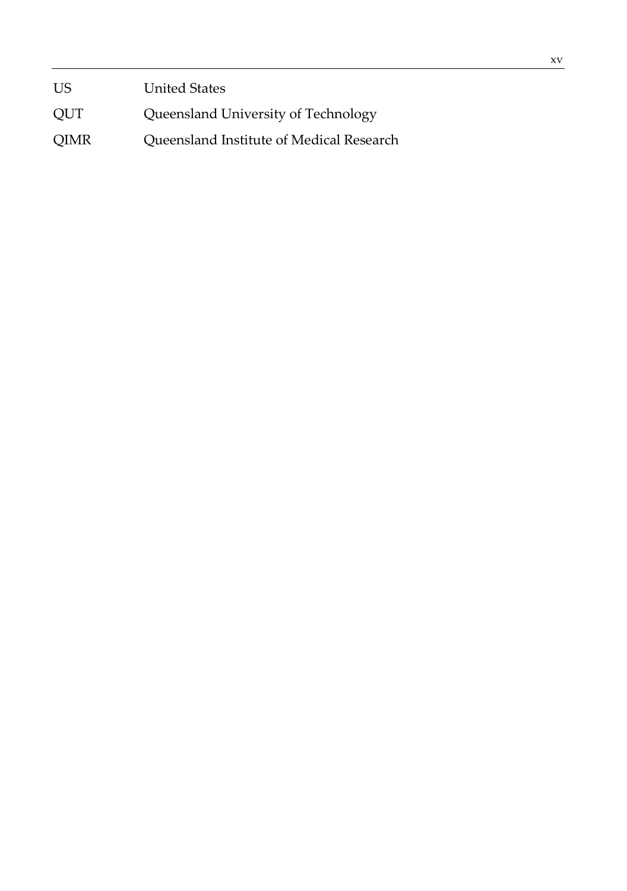| | |
|---|---|
| US | United States |
| QUT | Queensland University of Technology |
| QIMR | Queensland Institute of Medical Research |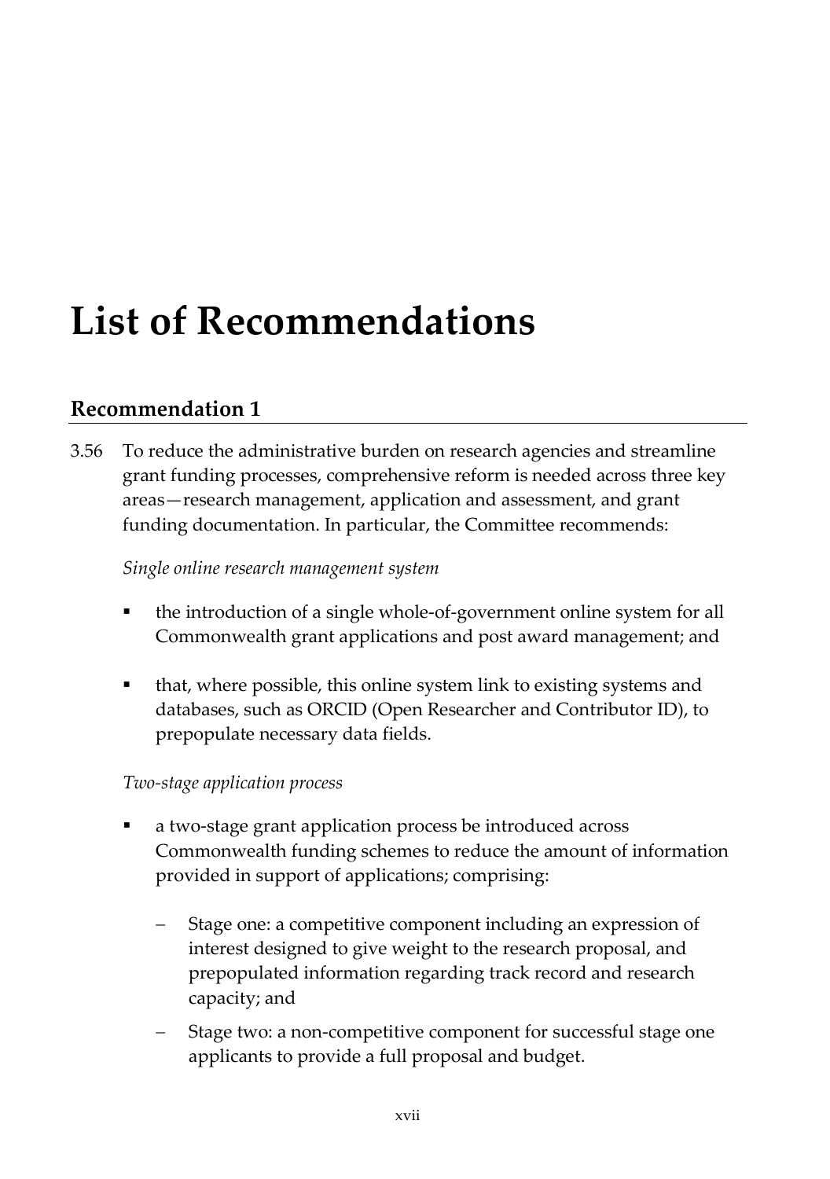# List of Recommendations

## Recommendation 1

3.56 To reduce the administrative burden on research agencies and streamline grant funding processes, comprehensive reform is needed across three key areas—research management, application and assessment, and grant funding documentation. In particular, the Committee recommends:

*Single online research management system*

- the introduction of a single whole-of-government online system for all Commonwealth grant applications and post award management; and
- that, where possible, this online system link to existing systems and databases, such as ORCID (Open Researcher and Contributor ID), to prepopulate necessary data fields.

*Two-stage application process*

- a two-stage grant application process be introduced across Commonwealth funding schemes to reduce the amount of information provided in support of applications; comprising:
  - Stage one: a competitive component including an expression of interest designed to give weight to the research proposal, and prepopulated information regarding track record and research capacity; and
  - Stage two: a non-competitive component for successful stage one applicants to provide a full proposal and budget.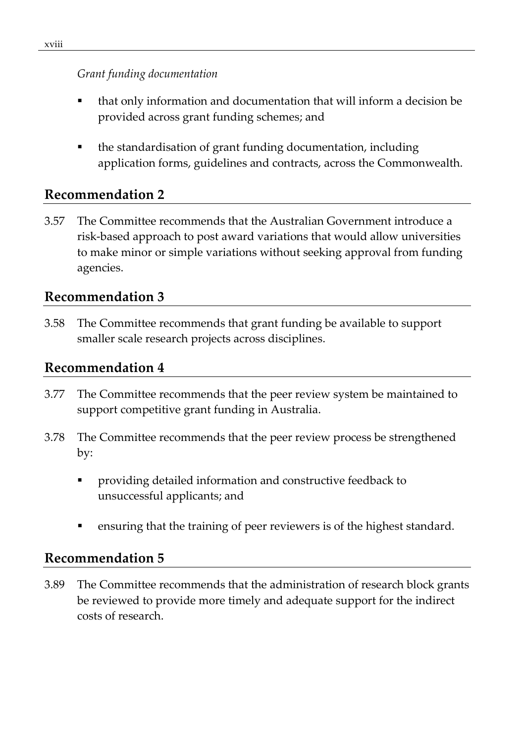*Grant funding documentation*

- that only information and documentation that will inform a decision be provided across grant funding schemes; and
- the standardisation of grant funding documentation, including application forms, guidelines and contracts, across the Commonwealth.

## Recommendation 2

3.57 The Committee recommends that the Australian Government introduce a risk-based approach to post award variations that would allow universities to make minor or simple variations without seeking approval from funding agencies.

## Recommendation 3

3.58 The Committee recommends that grant funding be available to support smaller scale research projects across disciplines.

## Recommendation 4

3.77 The Committee recommends that the peer review system be maintained to support competitive grant funding in Australia.

3.78 The Committee recommends that the peer review process be strengthened by:

- providing detailed information and constructive feedback to unsuccessful applicants; and
- ensuring that the training of peer reviewers is of the highest standard.

## Recommendation 5

3.89 The Committee recommends that the administration of research block grants be reviewed to provide more timely and adequate support for the indirect costs of research.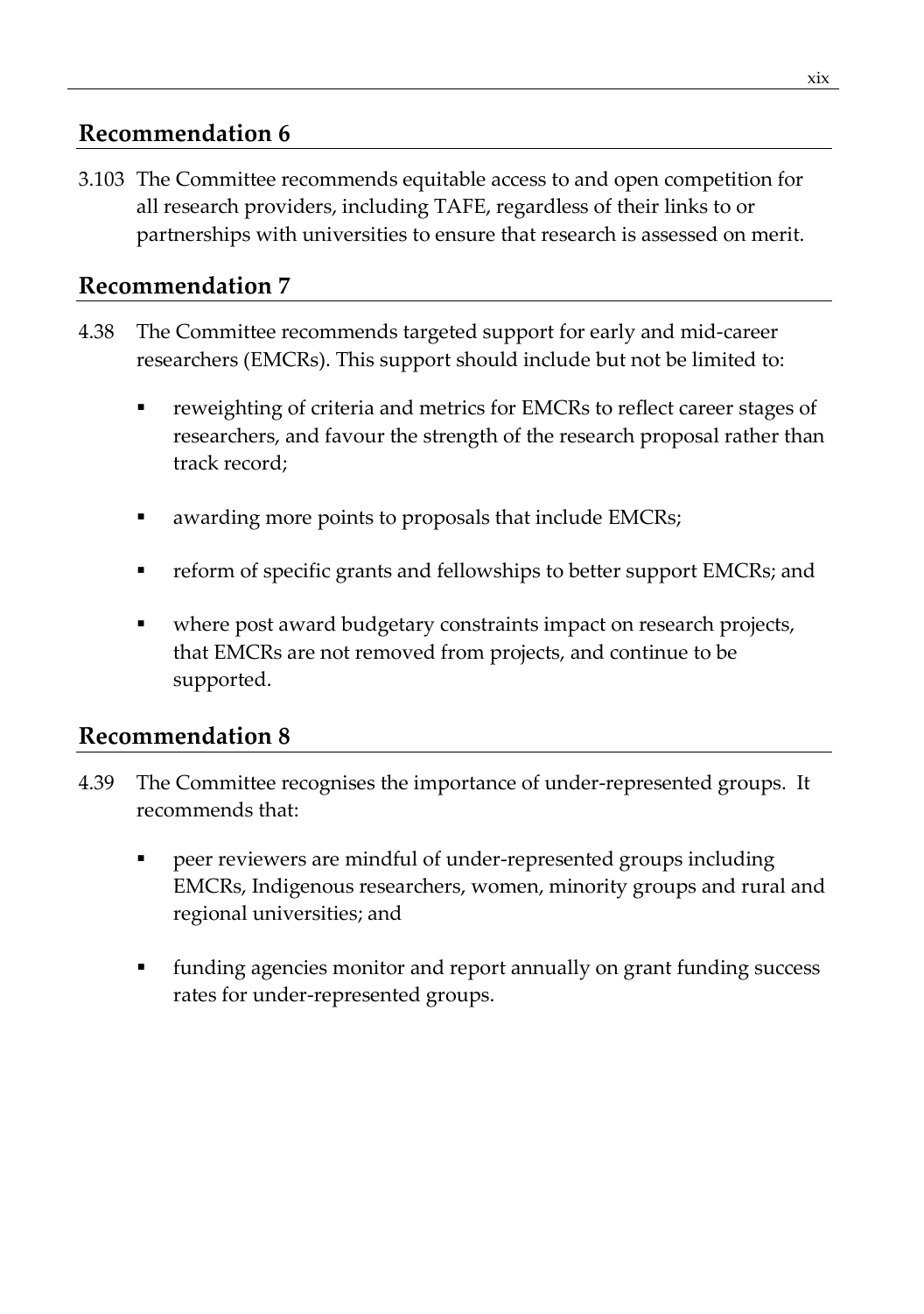## Recommendation 6

3.103 The Committee recommends equitable access to and open competition for all research providers, including TAFE, regardless of their links to or partnerships with universities to ensure that research is assessed on merit.

## Recommendation 7

4.38 The Committee recommends targeted support for early and mid-career researchers (EMCRs). This support should include but not be limited to:

- reweighting of criteria and metrics for EMCRs to reflect career stages of researchers, and favour the strength of the research proposal rather than track record;
- awarding more points to proposals that include EMCRs;
- reform of specific grants and fellowships to better support EMCRs; and
- where post award budgetary constraints impact on research projects, that EMCRs are not removed from projects, and continue to be supported.

## Recommendation 8

4.39 The Committee recognises the importance of under-represented groups. It recommends that:

- peer reviewers are mindful of under-represented groups including EMCRs, Indigenous researchers, women, minority groups and rural and regional universities; and
- funding agencies monitor and report annually on grant funding success rates for under-represented groups.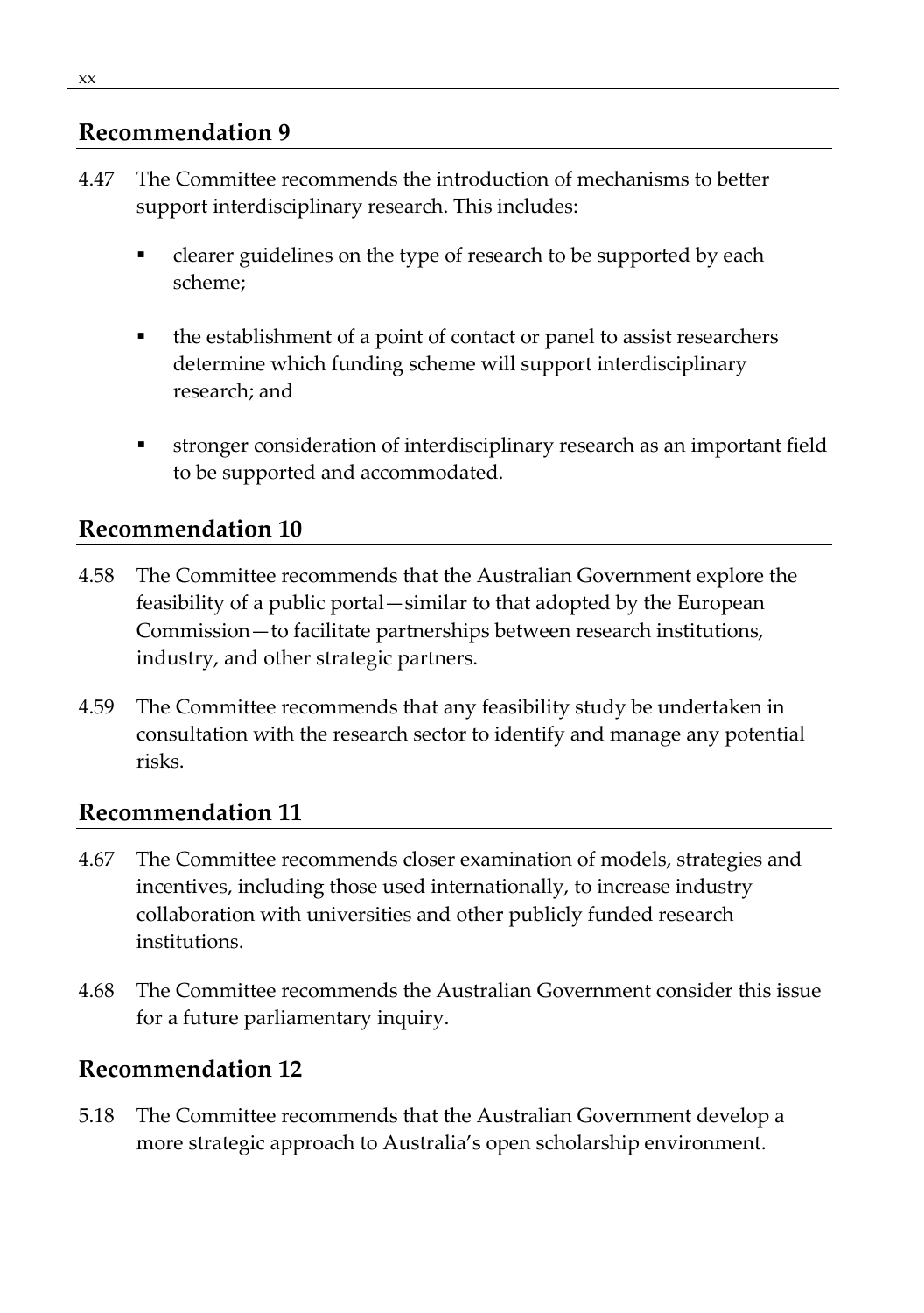## Recommendation 9

4.47 The Committee recommends the introduction of mechanisms to better support interdisciplinary research. This includes:

- clearer guidelines on the type of research to be supported by each scheme;
- the establishment of a point of contact or panel to assist researchers determine which funding scheme will support interdisciplinary research; and
- stronger consideration of interdisciplinary research as an important field to be supported and accommodated.

## Recommendation 10

4.58 The Committee recommends that the Australian Government explore the feasibility of a public portal—similar to that adopted by the European Commission—to facilitate partnerships between research institutions, industry, and other strategic partners.

4.59 The Committee recommends that any feasibility study be undertaken in consultation with the research sector to identify and manage any potential risks.

## Recommendation 11

4.67 The Committee recommends closer examination of models, strategies and incentives, including those used internationally, to increase industry collaboration with universities and other publicly funded research institutions.

4.68 The Committee recommends the Australian Government consider this issue for a future parliamentary inquiry.

## Recommendation 12

5.18 The Committee recommends that the Australian Government develop a more strategic approach to Australia's open scholarship environment.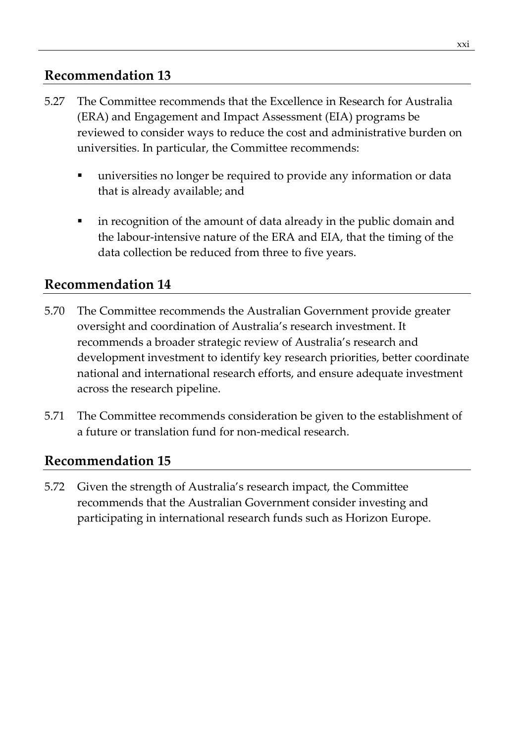## Recommendation 13

5.27 The Committee recommends that the Excellence in Research for Australia (ERA) and Engagement and Impact Assessment (EIA) programs be reviewed to consider ways to reduce the cost and administrative burden on universities. In particular, the Committee recommends:

- universities no longer be required to provide any information or data that is already available; and
- in recognition of the amount of data already in the public domain and the labour-intensive nature of the ERA and EIA, that the timing of the data collection be reduced from three to five years.

## Recommendation 14

5.70 The Committee recommends the Australian Government provide greater oversight and coordination of Australia's research investment. It recommends a broader strategic review of Australia's research and development investment to identify key research priorities, better coordinate national and international research efforts, and ensure adequate investment across the research pipeline.

5.71 The Committee recommends consideration be given to the establishment of a future or translation fund for non-medical research.

## Recommendation 15

5.72 Given the strength of Australia's research impact, the Committee recommends that the Australian Government consider investing and participating in international research funds such as Horizon Europe.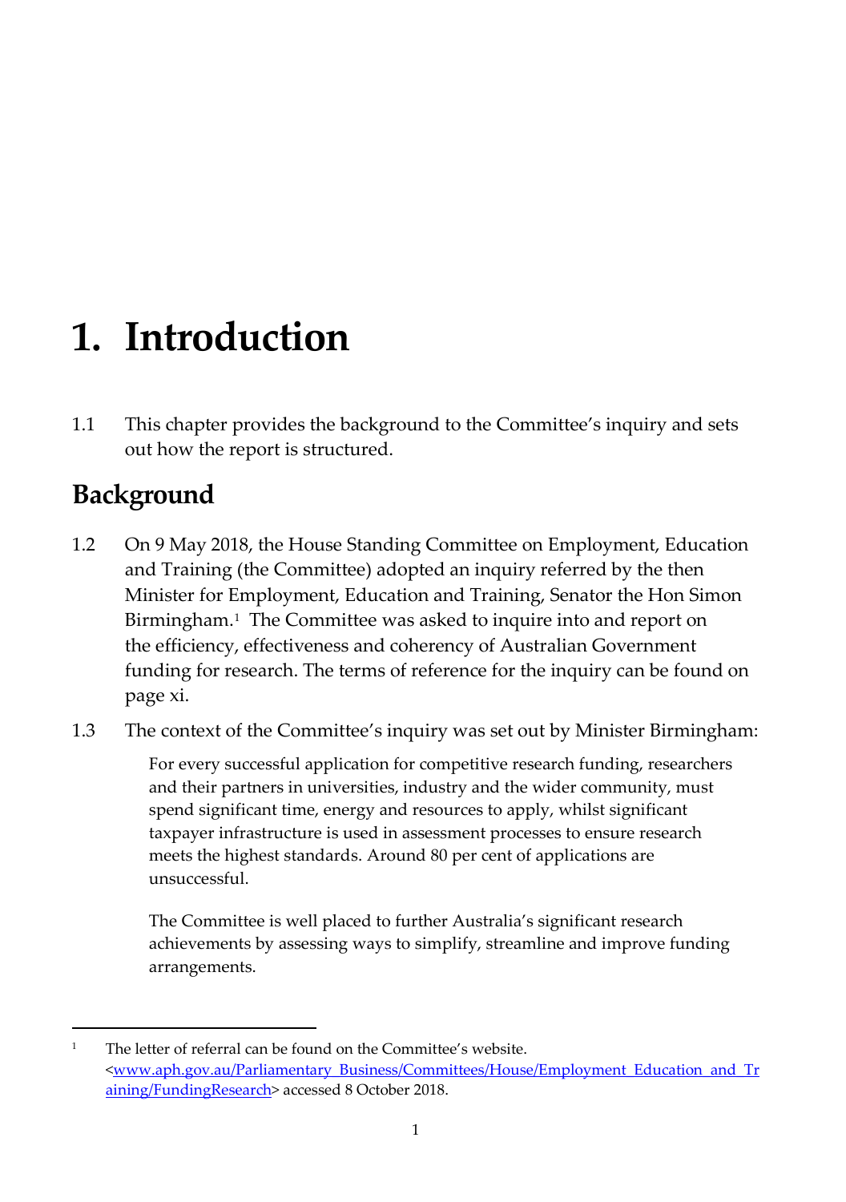# 1. Introduction

1.1 This chapter provides the background to the Committee's inquiry and sets out how the report is structured.

## Background

1.2 On 9 May 2018, the House Standing Committee on Employment, Education and Training (the Committee) adopted an inquiry referred by the then Minister for Employment, Education and Training, Senator the Hon Simon Birmingham.[1] The Committee was asked to inquire into and report on the efficiency, effectiveness and coherency of Australian Government funding for research. The terms of reference for the inquiry can be found on page xi.

1.3 The context of the Committee's inquiry was set out by Minister Birmingham:

> For every successful application for competitive research funding, researchers and their partners in universities, industry and the wider community, must spend significant time, energy and resources to apply, whilst significant taxpayer infrastructure is used in assessment processes to ensure research meets the highest standards. Around 80 per cent of applications are unsuccessful.
>
> The Committee is well placed to further Australia's significant research achievements by assessing ways to simplify, streamline and improve funding arrangements.

---

[1] The letter of referral can be found on the Committee's website. <www.aph.gov.au/Parliamentary_Business/Committees/House/Employment_Education_and_Training/FundingResearch> accessed 8 October 2018.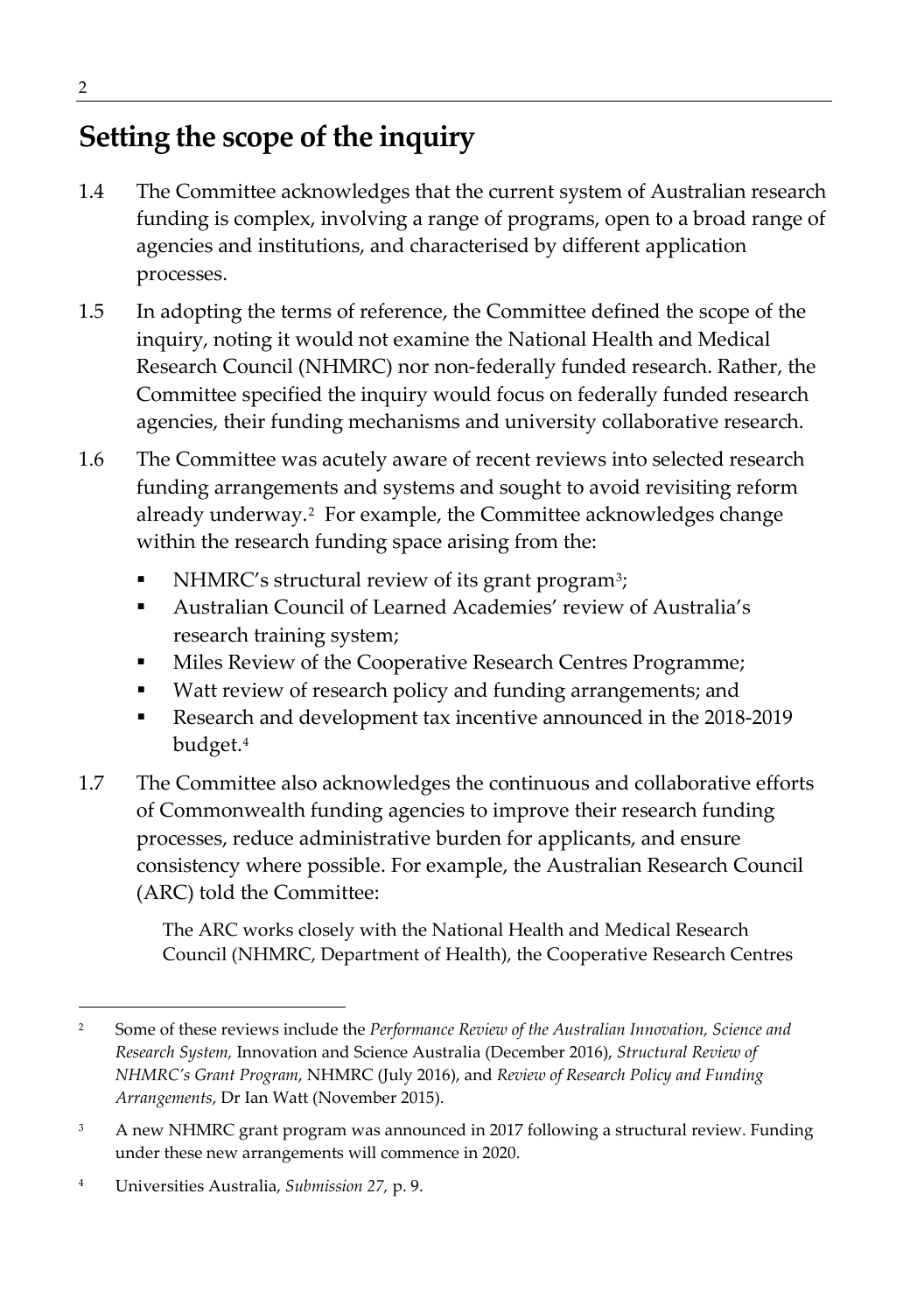## Setting the scope of the inquiry

1.4 The Committee acknowledges that the current system of Australian research funding is complex, involving a range of programs, open to a broad range of agencies and institutions, and characterised by different application processes.

1.5 In adopting the terms of reference, the Committee defined the scope of the inquiry, noting it would not examine the National Health and Medical Research Council (NHMRC) nor non-federally funded research. Rather, the Committee specified the inquiry would focus on federally funded research agencies, their funding mechanisms and university collaborative research.

1.6 The Committee was acutely aware of recent reviews into selected research funding arrangements and systems and sought to avoid revisiting reform already underway.[2] For example, the Committee acknowledges change within the research funding space arising from the:

- NHMRC's structural review of its grant program[3];
- Australian Council of Learned Academies' review of Australia's research training system;
- Miles Review of the Cooperative Research Centres Programme;
- Watt review of research policy and funding arrangements; and
- Research and development tax incentive announced in the 2018-2019 budget.[4]

1.7 The Committee also acknowledges the continuous and collaborative efforts of Commonwealth funding agencies to improve their research funding processes, reduce administrative burden for applicants, and ensure consistency where possible. For example, the Australian Research Council (ARC) told the Committee:

> The ARC works closely with the National Health and Medical Research Council (NHMRC, Department of Health), the Cooperative Research Centres

---

[2] Some of these reviews include the *Performance Review of the Australian Innovation, Science and Research System,* Innovation and Science Australia (December 2016), *Structural Review of NHMRC's Grant Program*, NHMRC (July 2016), and *Review of Research Policy and Funding Arrangements*, Dr Ian Watt (November 2015).

[3] A new NHMRC grant program was announced in 2017 following a structural review. Funding under these new arrangements will commence in 2020.

[4] Universities Australia, *Submission 27,* p. 9.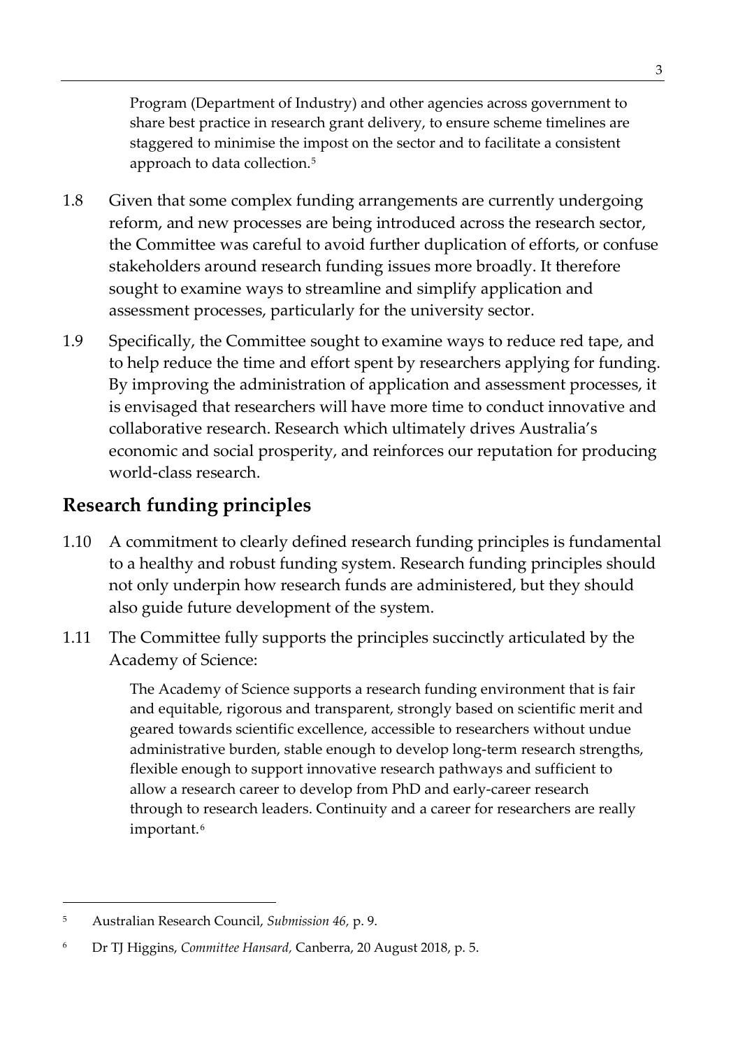Program (Department of Industry) and other agencies across government to share best practice in research grant delivery, to ensure scheme timelines are staggered to minimise the impost on the sector and to facilitate a consistent approach to data collection.[5]

1.8 Given that some complex funding arrangements are currently undergoing reform, and new processes are being introduced across the research sector, the Committee was careful to avoid further duplication of efforts, or confuse stakeholders around research funding issues more broadly. It therefore sought to examine ways to streamline and simplify application and assessment processes, particularly for the university sector.

1.9 Specifically, the Committee sought to examine ways to reduce red tape, and to help reduce the time and effort spent by researchers applying for funding. By improving the administration of application and assessment processes, it is envisaged that researchers will have more time to conduct innovative and collaborative research. Research which ultimately drives Australia's economic and social prosperity, and reinforces our reputation for producing world-class research.

## Research funding principles

1.10 A commitment to clearly defined research funding principles is fundamental to a healthy and robust funding system. Research funding principles should not only underpin how research funds are administered, but they should also guide future development of the system.

1.11 The Committee fully supports the principles succinctly articulated by the Academy of Science:

> The Academy of Science supports a research funding environment that is fair and equitable, rigorous and transparent, strongly based on scientific merit and geared towards scientific excellence, accessible to researchers without undue administrative burden, stable enough to develop long-term research strengths, flexible enough to support innovative research pathways and sufficient to allow a research career to develop from PhD and early-career research through to research leaders. Continuity and a career for researchers are really important.[6]

---

[5] Australian Research Council, *Submission 46,* p. 9.

[6] Dr TJ Higgins, *Committee Hansard,* Canberra, 20 August 2018, p. 5.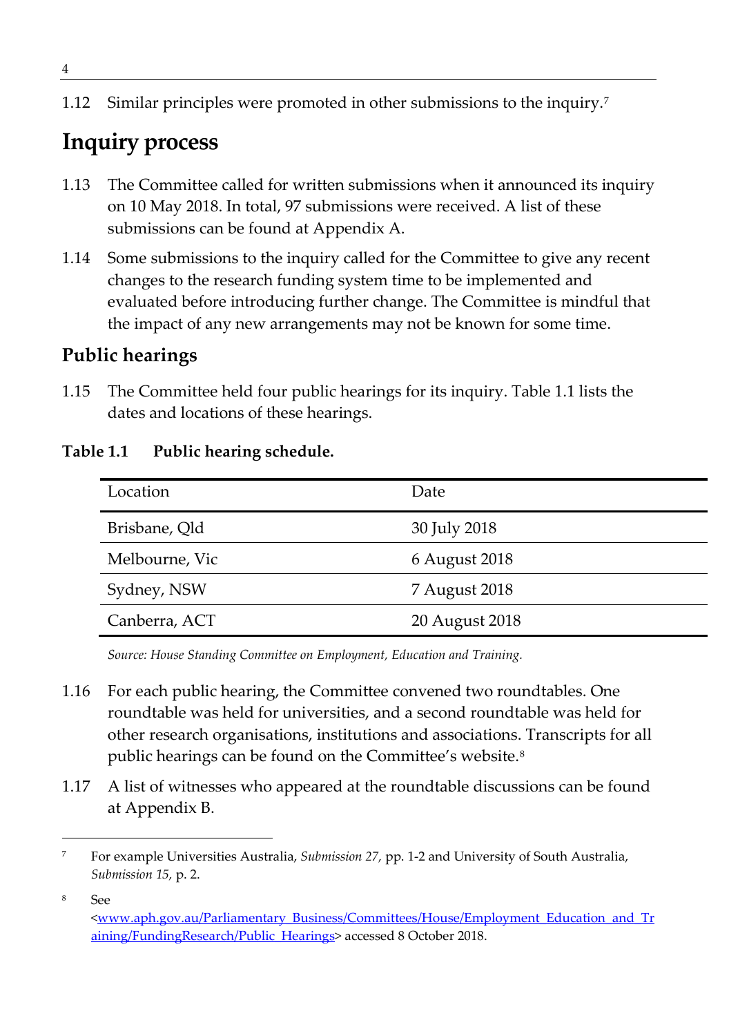1.12 Similar principles were promoted in other submissions to the inquiry.[7]

## Inquiry process

1.13 The Committee called for written submissions when it announced its inquiry on 10 May 2018. In total, 97 submissions were received. A list of these submissions can be found at Appendix A.

1.14 Some submissions to the inquiry called for the Committee to give any recent changes to the research funding system time to be implemented and evaluated before introducing further change. The Committee is mindful that the impact of any new arrangements may not be known for some time.

### Public hearings

1.15 The Committee held four public hearings for its inquiry. Table 1.1 lists the dates and locations of these hearings.

**Table 1.1 Public hearing schedule.**

| Location | Date |
|---|---|
| Brisbane, Qld | 30 July 2018 |
| Melbourne, Vic | 6 August 2018 |
| Sydney, NSW | 7 August 2018 |
| Canberra, ACT | 20 August 2018 |

*Source: House Standing Committee on Employment, Education and Training.*

1.16 For each public hearing, the Committee convened two roundtables. One roundtable was held for universities, and a second roundtable was held for other research organisations, institutions and associations. Transcripts for all public hearings can be found on the Committee's website.[8]

1.17 A list of witnesses who appeared at the roundtable discussions can be found at Appendix B.

---

[7] For example Universities Australia, *Submission 27,* pp. 1-2 and University of South Australia, *Submission 15,* p. 2.

[8] See <www.aph.gov.au/Parliamentary_Business/Committees/House/Employment_Education_and_Training/FundingResearch/Public_Hearings> accessed 8 October 2018.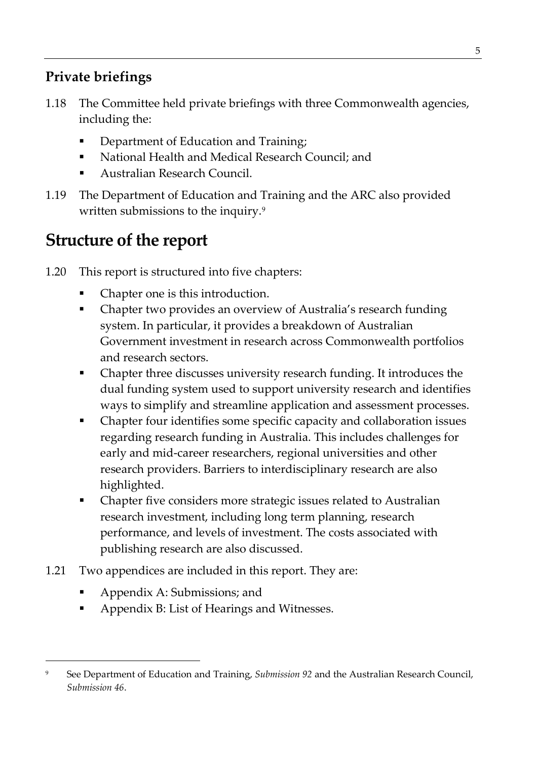### Private briefings

1.18 The Committee held private briefings with three Commonwealth agencies, including the:

- Department of Education and Training;
- National Health and Medical Research Council; and
- Australian Research Council.

1.19 The Department of Education and Training and the ARC also provided written submissions to the inquiry.[9]

## Structure of the report

1.20 This report is structured into five chapters:

- Chapter one is this introduction.
- Chapter two provides an overview of Australia's research funding system. In particular, it provides a breakdown of Australian Government investment in research across Commonwealth portfolios and research sectors.
- Chapter three discusses university research funding. It introduces the dual funding system used to support university research and identifies ways to simplify and streamline application and assessment processes.
- Chapter four identifies some specific capacity and collaboration issues regarding research funding in Australia. This includes challenges for early and mid-career researchers, regional universities and other research providers. Barriers to interdisciplinary research are also highlighted.
- Chapter five considers more strategic issues related to Australian research investment, including long term planning, research performance, and levels of investment. The costs associated with publishing research are also discussed.

1.21 Two appendices are included in this report. They are:

- Appendix A: Submissions; and
- Appendix B: List of Hearings and Witnesses.

---

[9] See Department of Education and Training, *Submission 92* and the Australian Research Council, *Submission 46*.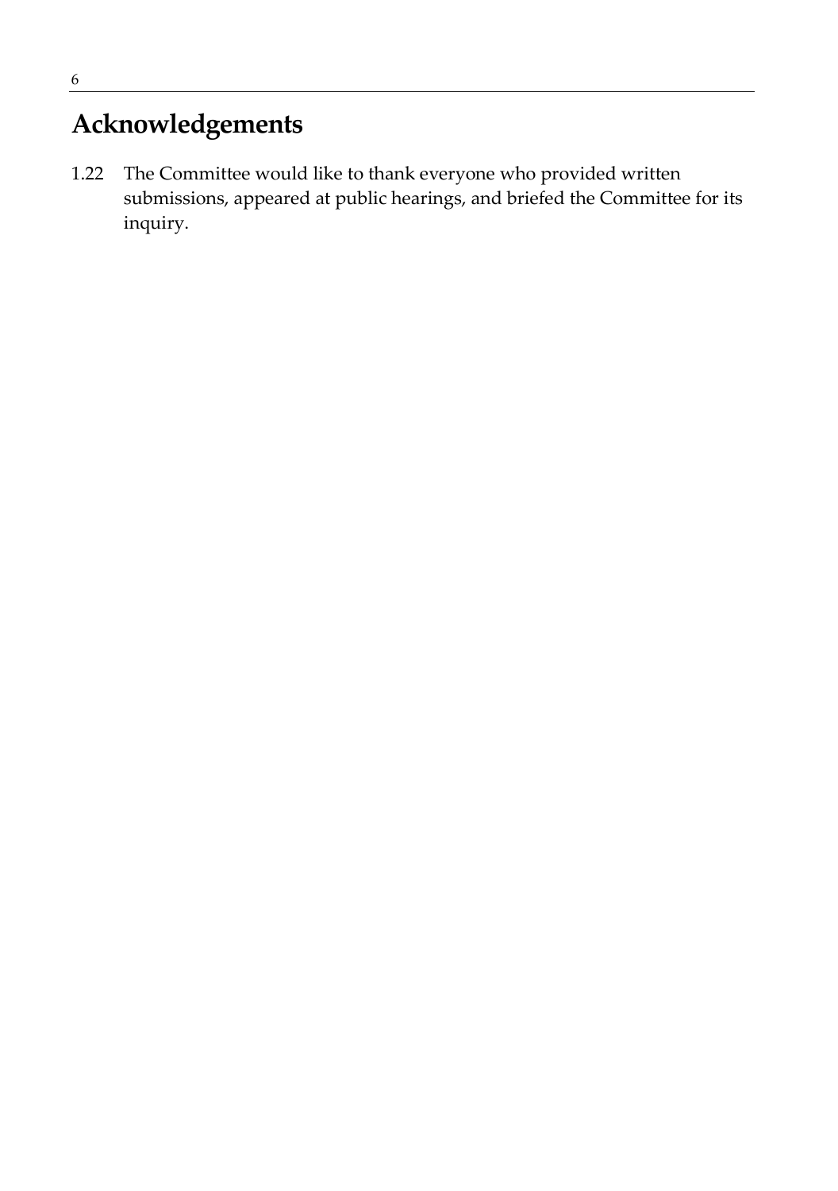# Acknowledgements

1.22 The Committee would like to thank everyone who provided written submissions, appeared at public hearings, and briefed the Committee for its inquiry.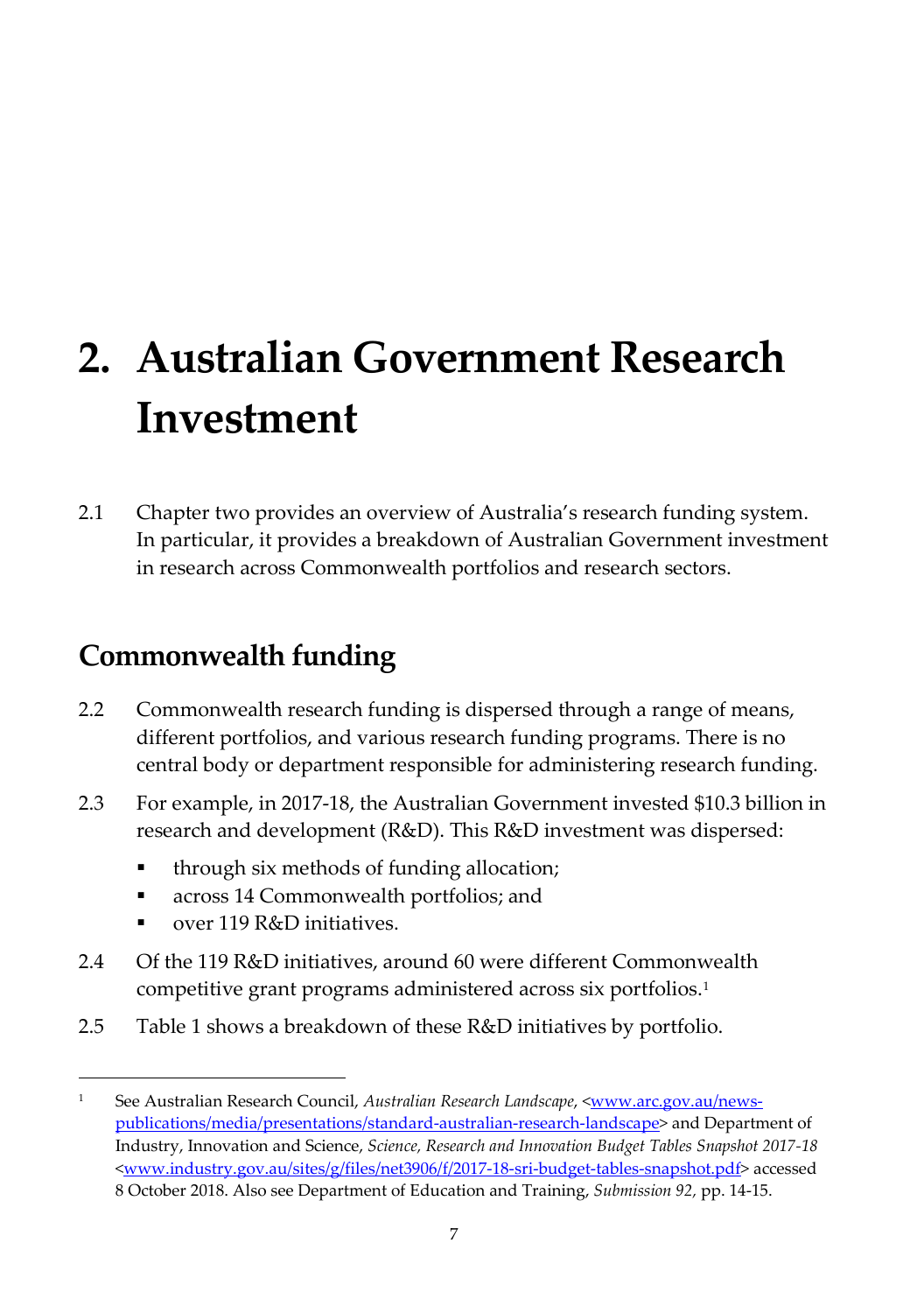# 2. Australian Government Research Investment

2.1 Chapter two provides an overview of Australia's research funding system. In particular, it provides a breakdown of Australian Government investment in research across Commonwealth portfolios and research sectors.

## Commonwealth funding

2.2 Commonwealth research funding is dispersed through a range of means, different portfolios, and various research funding programs. There is no central body or department responsible for administering research funding.

2.3 For example, in 2017-18, the Australian Government invested $10.3 billion in research and development (R&D). This R&D investment was dispersed:

- through six methods of funding allocation;
- across 14 Commonwealth portfolios; and
- over 119 R&D initiatives.

2.4 Of the 119 R&D initiatives, around 60 were different Commonwealth competitive grant programs administered across six portfolios.[1]

2.5 Table 1 shows a breakdown of these R&D initiatives by portfolio.

---

[1] See Australian Research Council, *Australian Research Landscape*, <www.arc.gov.au/news-publications/media/presentations/standard-australian-research-landscape> and Department of Industry, Innovation and Science, *Science, Research and Innovation Budget Tables Snapshot 2017-18* <www.industry.gov.au/sites/g/files/net3906/f/2017-18-sri-budget-tables-snapshot.pdf> accessed 8 October 2018. Also see Department of Education and Training, *Submission 92*, pp. 14-15.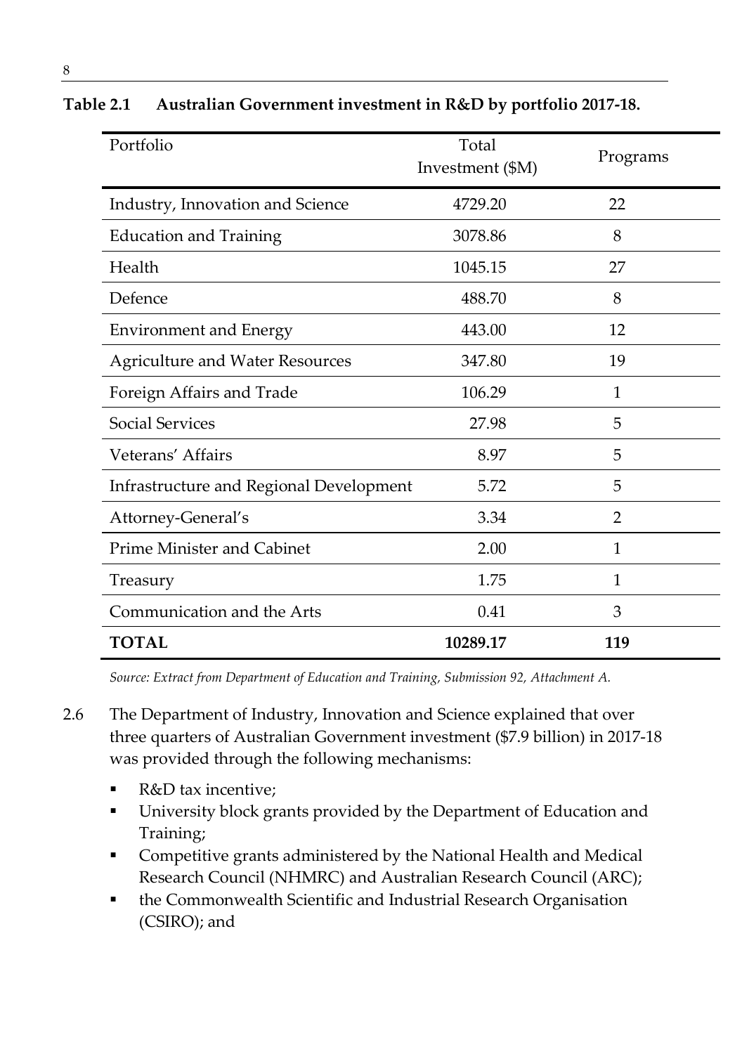**Table 2.1 Australian Government investment in R&D by portfolio 2017-18.**

| Portfolio | Total Investment ($M) | Programs |
|---|---|---|
| Industry, Innovation and Science | 4729.20 | 22 |
| Education and Training | 3078.86 | 8 |
| Health | 1045.15 | 27 |
| Defence | 488.70 | 8 |
| Environment and Energy | 443.00 | 12 |
| Agriculture and Water Resources | 347.80 | 19 |
| Foreign Affairs and Trade | 106.29 | 1 |
| Social Services | 27.98 | 5 |
| Veterans' Affairs | 8.97 | 5 |
| Infrastructure and Regional Development | 5.72 | 5 |
| Attorney-General's | 3.34 | 2 |
| Prime Minister and Cabinet | 2.00 | 1 |
| Treasury | 1.75 | 1 |
| Communication and the Arts | 0.41 | 3 |
| **TOTAL** | **10289.17** | **119** |

*Source: Extract from Department of Education and Training, Submission 92, Attachment A.*

2.6 The Department of Industry, Innovation and Science explained that over three quarters of Australian Government investment ($7.9 billion) in 2017-18 was provided through the following mechanisms:

- R&D tax incentive;
- University block grants provided by the Department of Education and Training;
- Competitive grants administered by the National Health and Medical Research Council (NHMRC) and Australian Research Council (ARC);
- the Commonwealth Scientific and Industrial Research Organisation (CSIRO); and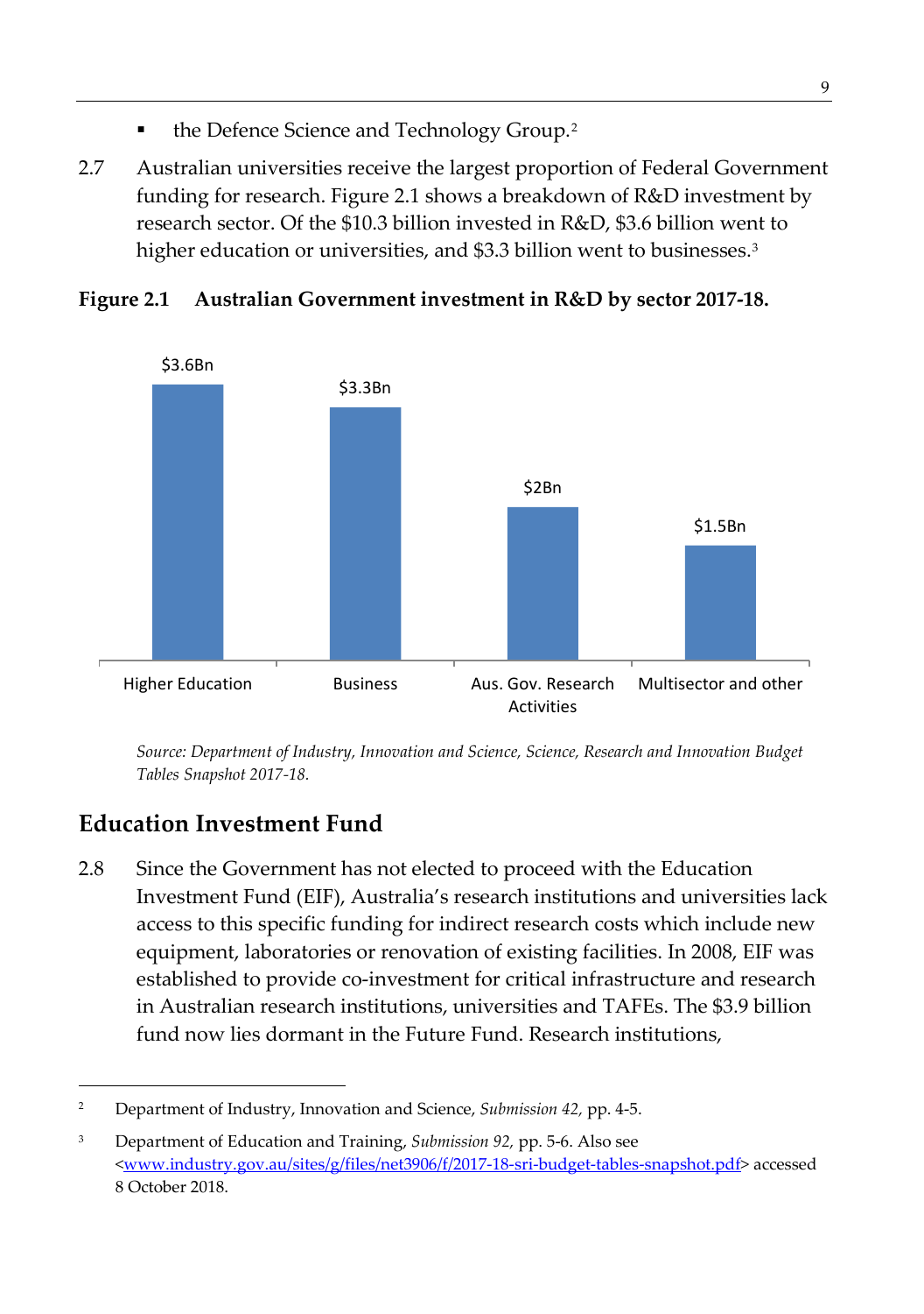- the Defence Science and Technology Group.[2]

2.7 Australian universities receive the largest proportion of Federal Government funding for research. Figure 2.1 shows a breakdown of R&D investment by research sector. Of the $10.3 billion invested in R&D, $3.6 billion went to higher education or universities, and $3.3 billion went to businesses.[3]

**Figure 2.1 Australian Government investment in R&D by sector 2017-18.**

$3.6Bn
$3.3Bn
$2Bn
$1.5Bn

Higher Education
Business
Aus. Gov. Research Activities
Multisector and other

*Source: Department of Industry, Innovation and Science, Science, Research and Innovation Budget Tables Snapshot 2017-18.*

## Education Investment Fund

2.8 Since the Government has not elected to proceed with the Education Investment Fund (EIF), Australia's research institutions and universities lack access to this specific funding for indirect research costs which include new equipment, laboratories or renovation of existing facilities. In 2008, EIF was established to provide co-investment for critical infrastructure and research in Australian research institutions, universities and TAFEs. The $3.9 billion fund now lies dormant in the Future Fund. Research institutions,

---

[2] Department of Industry, Innovation and Science, *Submission 42,* pp. 4-5.

[3] Department of Education and Training, *Submission 92,* pp. 5-6. Also see <www.industry.gov.au/sites/g/files/net3906/f/2017-18-sri-budget-tables-snapshot.pdf> accessed 8 October 2018.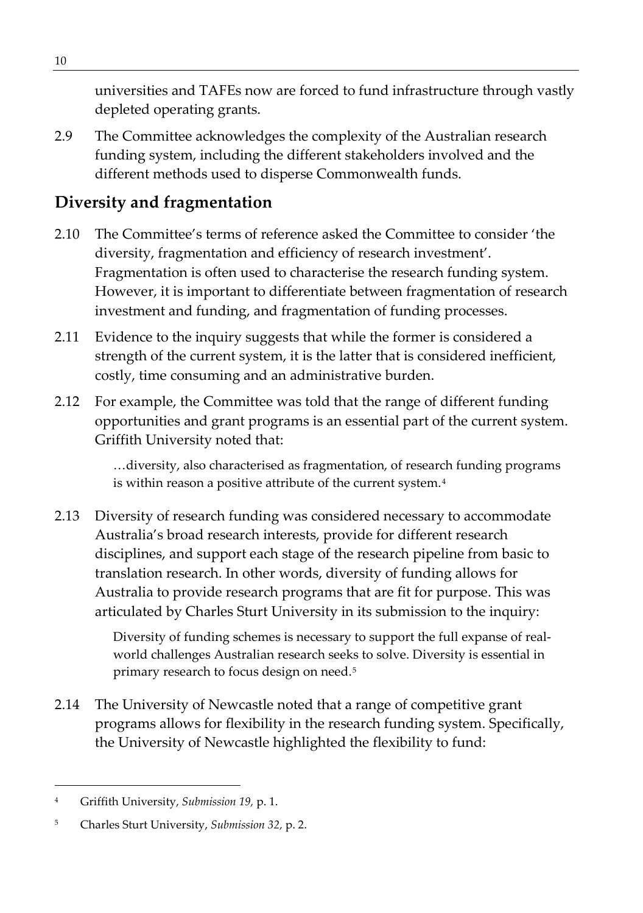universities and TAFEs now are forced to fund infrastructure through vastly depleted operating grants.

2.9 The Committee acknowledges the complexity of the Australian research funding system, including the different stakeholders involved and the different methods used to disperse Commonwealth funds.

## Diversity and fragmentation

2.10 The Committee's terms of reference asked the Committee to consider 'the diversity, fragmentation and efficiency of research investment'. Fragmentation is often used to characterise the research funding system. However, it is important to differentiate between fragmentation of research investment and funding, and fragmentation of funding processes.

2.11 Evidence to the inquiry suggests that while the former is considered a strength of the current system, it is the latter that is considered inefficient, costly, time consuming and an administrative burden.

2.12 For example, the Committee was told that the range of different funding opportunities and grant programs is an essential part of the current system. Griffith University noted that:

> …diversity, also characterised as fragmentation, of research funding programs is within reason a positive attribute of the current system.[4]

2.13 Diversity of research funding was considered necessary to accommodate Australia's broad research interests, provide for different research disciplines, and support each stage of the research pipeline from basic to translation research. In other words, diversity of funding allows for Australia to provide research programs that are fit for purpose. This was articulated by Charles Sturt University in its submission to the inquiry:

> Diversity of funding schemes is necessary to support the full expanse of real-world challenges Australian research seeks to solve. Diversity is essential in primary research to focus design on need.[5]

2.14 The University of Newcastle noted that a range of competitive grant programs allows for flexibility in the research funding system. Specifically, the University of Newcastle highlighted the flexibility to fund:

---

[4] Griffith University, *Submission 19,* p. 1.

[5] Charles Sturt University, *Submission 32,* p. 2.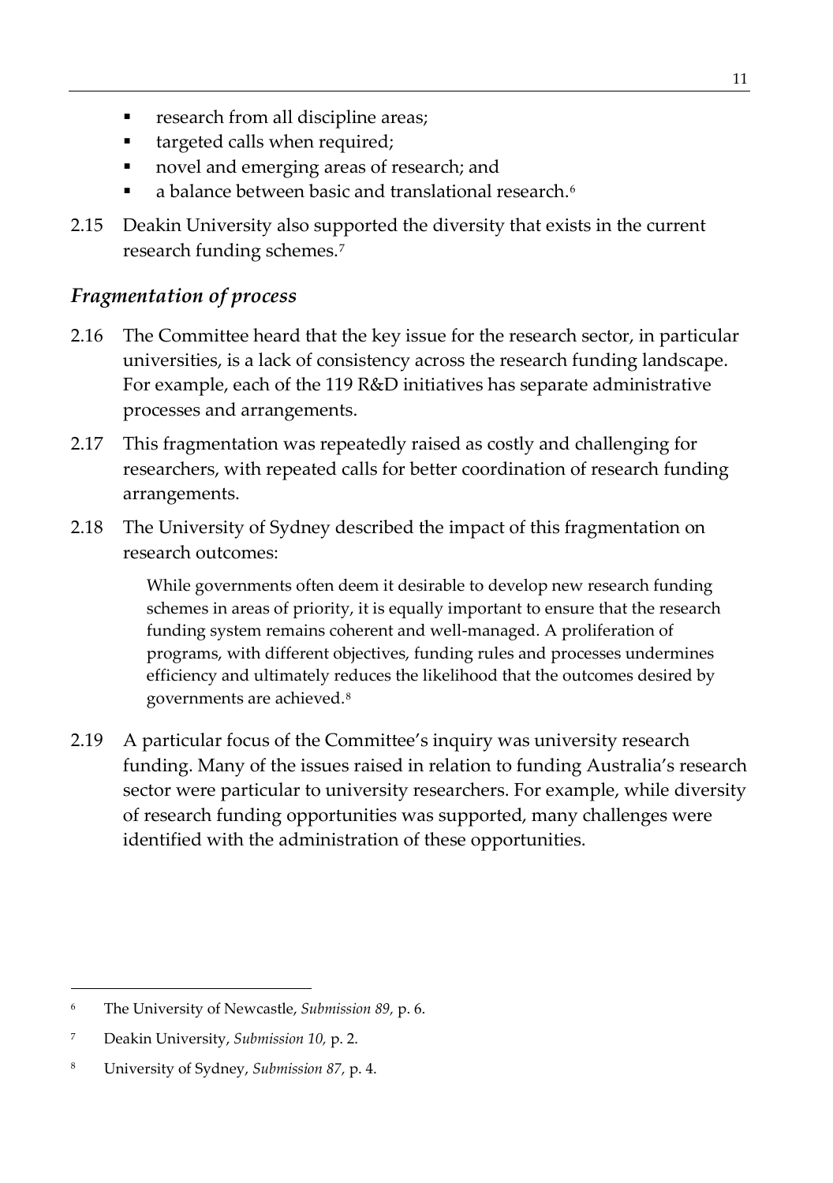- research from all discipline areas;
- targeted calls when required;
- novel and emerging areas of research; and
- a balance between basic and translational research.[6]

2.15 Deakin University also supported the diversity that exists in the current research funding schemes.[7]

### *Fragmentation of process*

2.16 The Committee heard that the key issue for the research sector, in particular universities, is a lack of consistency across the research funding landscape. For example, each of the 119 R&D initiatives has separate administrative processes and arrangements.

2.17 This fragmentation was repeatedly raised as costly and challenging for researchers, with repeated calls for better coordination of research funding arrangements.

2.18 The University of Sydney described the impact of this fragmentation on research outcomes:

> While governments often deem it desirable to develop new research funding schemes in areas of priority, it is equally important to ensure that the research funding system remains coherent and well-managed. A proliferation of programs, with different objectives, funding rules and processes undermines efficiency and ultimately reduces the likelihood that the outcomes desired by governments are achieved.[8]

2.19 A particular focus of the Committee's inquiry was university research funding. Many of the issues raised in relation to funding Australia's research sector were particular to university researchers. For example, while diversity of research funding opportunities was supported, many challenges were identified with the administration of these opportunities.

---

[6] The University of Newcastle, *Submission 89,* p. 6.

[7] Deakin University, *Submission 10,* p. 2.

[8] University of Sydney, *Submission 87,* p. 4.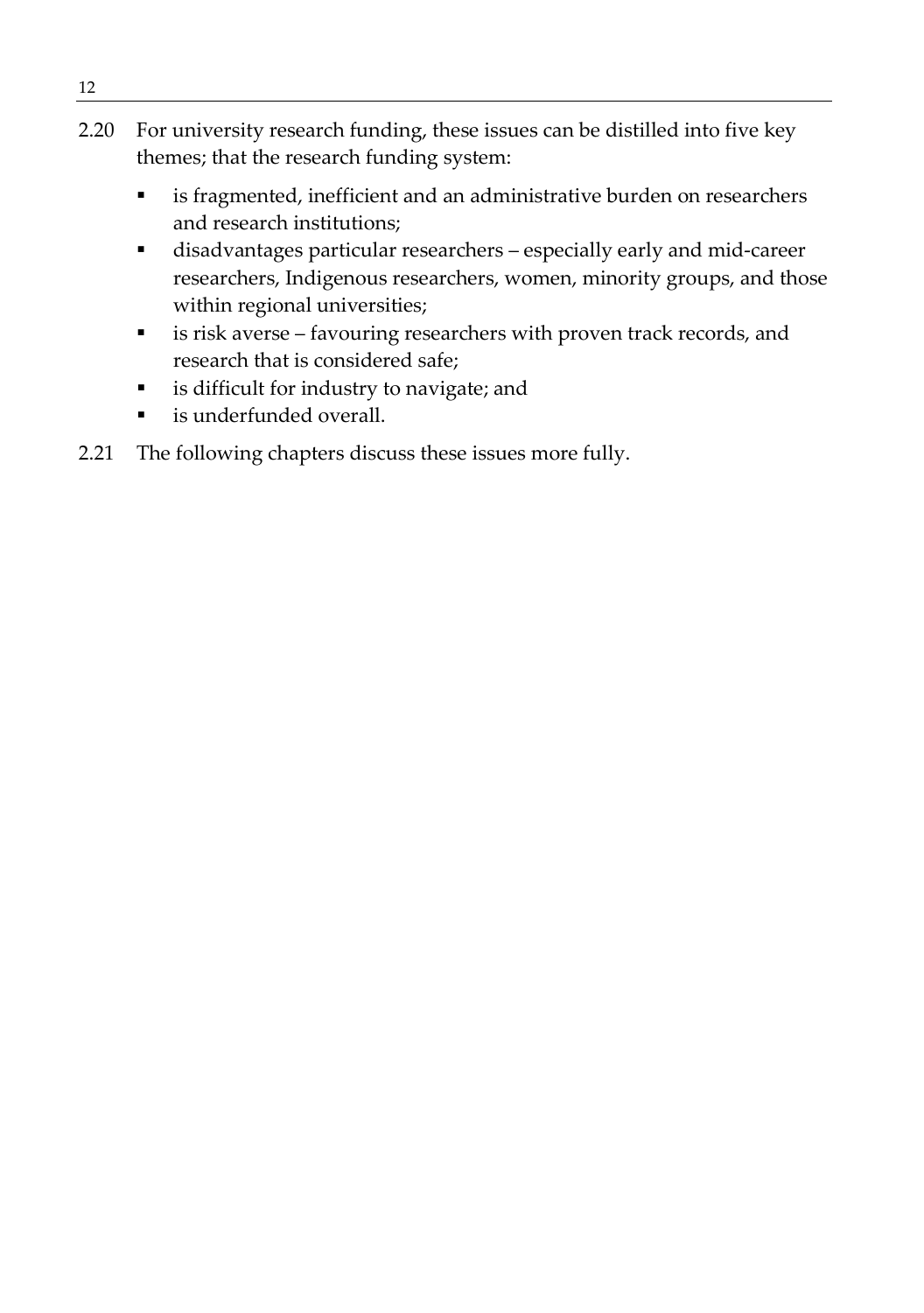2.20 For university research funding, these issues can be distilled into five key themes; that the research funding system:

- is fragmented, inefficient and an administrative burden on researchers and research institutions;
- disadvantages particular researchers – especially early and mid-career researchers, Indigenous researchers, women, minority groups, and those within regional universities;
- is risk averse – favouring researchers with proven track records, and research that is considered safe;
- is difficult for industry to navigate; and
- is underfunded overall.

2.21 The following chapters discuss these issues more fully.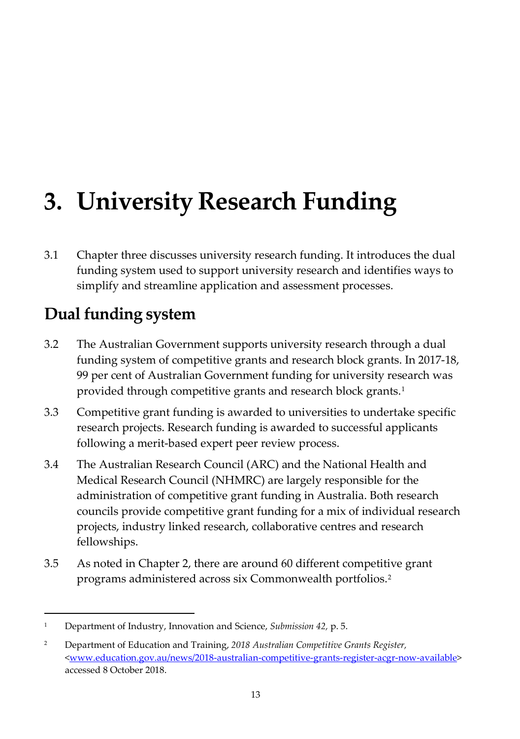# 3. University Research Funding

3.1 Chapter three discusses university research funding. It introduces the dual funding system used to support university research and identifies ways to simplify and streamline application and assessment processes.

## Dual funding system

3.2 The Australian Government supports university research through a dual funding system of competitive grants and research block grants. In 2017-18, 99 per cent of Australian Government funding for university research was provided through competitive grants and research block grants.[1]

3.3 Competitive grant funding is awarded to universities to undertake specific research projects. Research funding is awarded to successful applicants following a merit-based expert peer review process.

3.4 The Australian Research Council (ARC) and the National Health and Medical Research Council (NHMRC) are largely responsible for the administration of competitive grant funding in Australia. Both research councils provide competitive grant funding for a mix of individual research projects, industry linked research, collaborative centres and research fellowships.

3.5 As noted in Chapter 2, there are around 60 different competitive grant programs administered across six Commonwealth portfolios.[2]

---

[1] Department of Industry, Innovation and Science, *Submission 42,* p. 5.

[2] Department of Education and Training, *2018 Australian Competitive Grants Register,* <www.education.gov.au/news/2018-australian-competitive-grants-register-acgr-now-available> accessed 8 October 2018.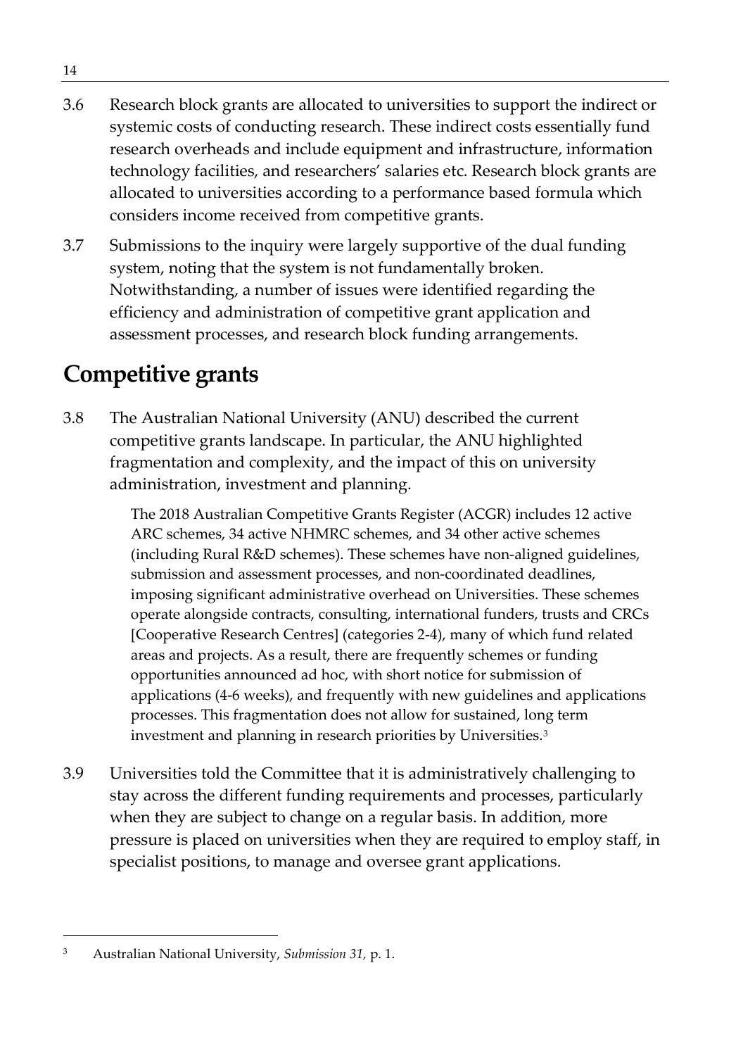3.6 Research block grants are allocated to universities to support the indirect or systemic costs of conducting research. These indirect costs essentially fund research overheads and include equipment and infrastructure, information technology facilities, and researchers' salaries etc. Research block grants are allocated to universities according to a performance based formula which considers income received from competitive grants.

3.7 Submissions to the inquiry were largely supportive of the dual funding system, noting that the system is not fundamentally broken. Notwithstanding, a number of issues were identified regarding the efficiency and administration of competitive grant application and assessment processes, and research block funding arrangements.

## Competitive grants

3.8 The Australian National University (ANU) described the current competitive grants landscape. In particular, the ANU highlighted fragmentation and complexity, and the impact of this on university administration, investment and planning.

> The 2018 Australian Competitive Grants Register (ACGR) includes 12 active ARC schemes, 34 active NHMRC schemes, and 34 other active schemes (including Rural R&D schemes). These schemes have non-aligned guidelines, submission and assessment processes, and non-coordinated deadlines, imposing significant administrative overhead on Universities. These schemes operate alongside contracts, consulting, international funders, trusts and CRCs [Cooperative Research Centres] (categories 2-4), many of which fund related areas and projects. As a result, there are frequently schemes or funding opportunities announced ad hoc, with short notice for submission of applications (4-6 weeks), and frequently with new guidelines and applications processes. This fragmentation does not allow for sustained, long term investment and planning in research priorities by Universities.[3]

3.9 Universities told the Committee that it is administratively challenging to stay across the different funding requirements and processes, particularly when they are subject to change on a regular basis. In addition, more pressure is placed on universities when they are required to employ staff, in specialist positions, to manage and oversee grant applications.

---

[3] Australian National University, *Submission 31*, p. 1.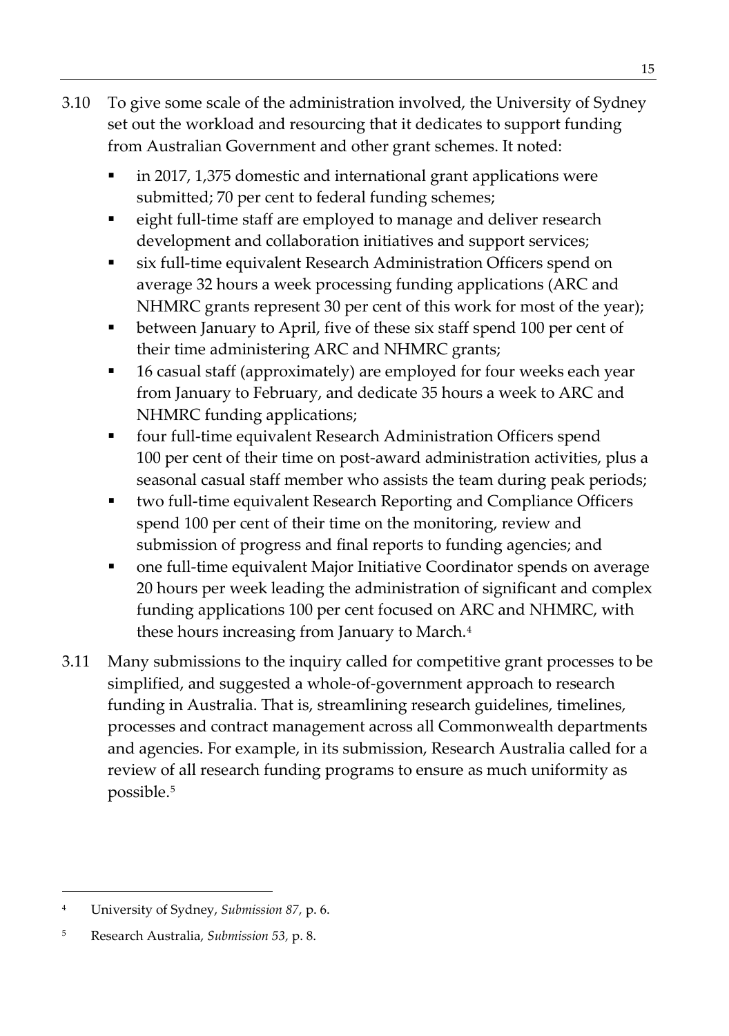3.10 To give some scale of the administration involved, the University of Sydney set out the workload and resourcing that it dedicates to support funding from Australian Government and other grant schemes. It noted:

- in 2017, 1,375 domestic and international grant applications were submitted; 70 per cent to federal funding schemes;
- eight full-time staff are employed to manage and deliver research development and collaboration initiatives and support services;
- six full-time equivalent Research Administration Officers spend on average 32 hours a week processing funding applications (ARC and NHMRC grants represent 30 per cent of this work for most of the year);
- between January to April, five of these six staff spend 100 per cent of their time administering ARC and NHMRC grants;
- 16 casual staff (approximately) are employed for four weeks each year from January to February, and dedicate 35 hours a week to ARC and NHMRC funding applications;
- four full-time equivalent Research Administration Officers spend 100 per cent of their time on post-award administration activities, plus a seasonal casual staff member who assists the team during peak periods;
- two full-time equivalent Research Reporting and Compliance Officers spend 100 per cent of their time on the monitoring, review and submission of progress and final reports to funding agencies; and
- one full-time equivalent Major Initiative Coordinator spends on average 20 hours per week leading the administration of significant and complex funding applications 100 per cent focused on ARC and NHMRC, with these hours increasing from January to March.[4]

3.11 Many submissions to the inquiry called for competitive grant processes to be simplified, and suggested a whole-of-government approach to research funding in Australia. That is, streamlining research guidelines, timelines, processes and contract management across all Commonwealth departments and agencies. For example, in its submission, Research Australia called for a review of all research funding programs to ensure as much uniformity as possible.[5]

---

[4] University of Sydney, *Submission 87,* p. 6.

[5] Research Australia, *Submission 53,* p. 8.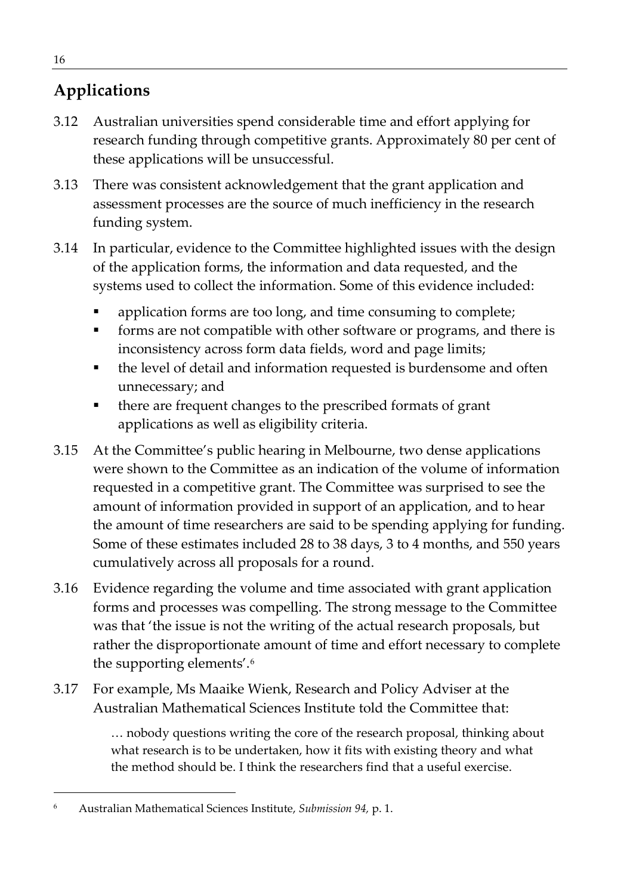## Applications

3.12 Australian universities spend considerable time and effort applying for research funding through competitive grants. Approximately 80 per cent of these applications will be unsuccessful.

3.13 There was consistent acknowledgement that the grant application and assessment processes are the source of much inefficiency in the research funding system.

3.14 In particular, evidence to the Committee highlighted issues with the design of the application forms, the information and data requested, and the systems used to collect the information. Some of this evidence included:

- application forms are too long, and time consuming to complete;
- forms are not compatible with other software or programs, and there is inconsistency across form data fields, word and page limits;
- the level of detail and information requested is burdensome and often unnecessary; and
- there are frequent changes to the prescribed formats of grant applications as well as eligibility criteria.

3.15 At the Committee's public hearing in Melbourne, two dense applications were shown to the Committee as an indication of the volume of information requested in a competitive grant. The Committee was surprised to see the amount of information provided in support of an application, and to hear the amount of time researchers are said to be spending applying for funding. Some of these estimates included 28 to 38 days, 3 to 4 months, and 550 years cumulatively across all proposals for a round.

3.16 Evidence regarding the volume and time associated with grant application forms and processes was compelling. The strong message to the Committee was that 'the issue is not the writing of the actual research proposals, but rather the disproportionate amount of time and effort necessary to complete the supporting elements'.[6]

3.17 For example, Ms Maaike Wienk, Research and Policy Adviser at the Australian Mathematical Sciences Institute told the Committee that:

> … nobody questions writing the core of the research proposal, thinking about what research is to be undertaken, how it fits with existing theory and what the method should be. I think the researchers find that a useful exercise.

[6] Australian Mathematical Sciences Institute, *Submission 94,* p. 1.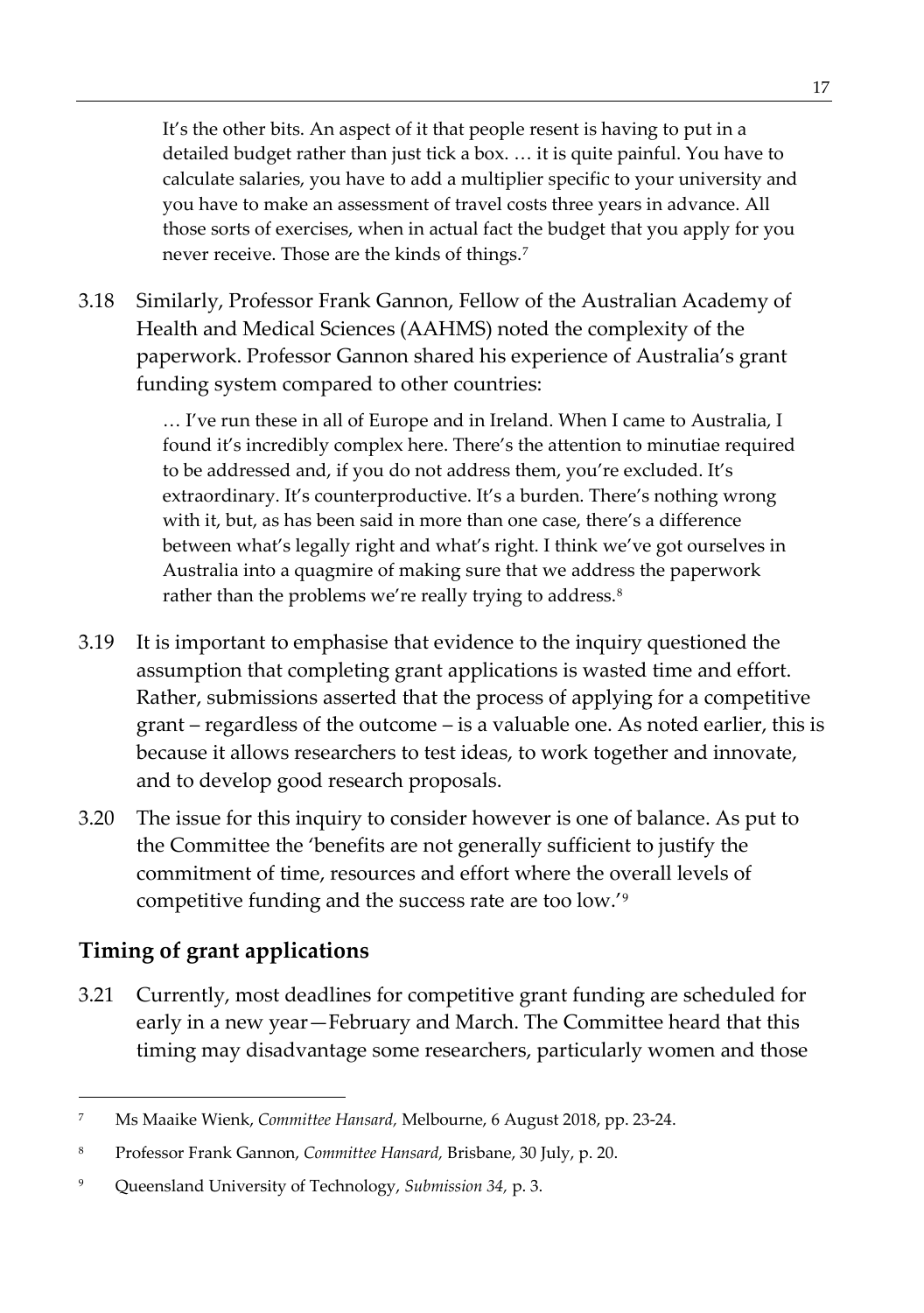> It's the other bits. An aspect of it that people resent is having to put in a detailed budget rather than just tick a box. … it is quite painful. You have to calculate salaries, you have to add a multiplier specific to your university and you have to make an assessment of travel costs three years in advance. All those sorts of exercises, when in actual fact the budget that you apply for you never receive. Those are the kinds of things.[7]

3.18 Similarly, Professor Frank Gannon, Fellow of the Australian Academy of Health and Medical Sciences (AAHMS) noted the complexity of the paperwork. Professor Gannon shared his experience of Australia's grant funding system compared to other countries:

> … I've run these in all of Europe and in Ireland. When I came to Australia, I found it's incredibly complex here. There's the attention to minutiae required to be addressed and, if you do not address them, you're excluded. It's extraordinary. It's counterproductive. It's a burden. There's nothing wrong with it, but, as has been said in more than one case, there's a difference between what's legally right and what's right. I think we've got ourselves in Australia into a quagmire of making sure that we address the paperwork rather than the problems we're really trying to address.[8]

3.19 It is important to emphasise that evidence to the inquiry questioned the assumption that completing grant applications is wasted time and effort. Rather, submissions asserted that the process of applying for a competitive grant – regardless of the outcome – is a valuable one. As noted earlier, this is because it allows researchers to test ideas, to work together and innovate, and to develop good research proposals.

3.20 The issue for this inquiry to consider however is one of balance. As put to the Committee the 'benefits are not generally sufficient to justify the commitment of time, resources and effort where the overall levels of competitive funding and the success rate are too low.'[9]

## Timing of grant applications

3.21 Currently, most deadlines for competitive grant funding are scheduled for early in a new year—February and March. The Committee heard that this timing may disadvantage some researchers, particularly women and those

---

[7] Ms Maaike Wienk, *Committee Hansard,* Melbourne, 6 August 2018, pp. 23-24.

[8] Professor Frank Gannon, *Committee Hansard,* Brisbane, 30 July, p. 20.

[9] Queensland University of Technology, *Submission 34,* p. 3.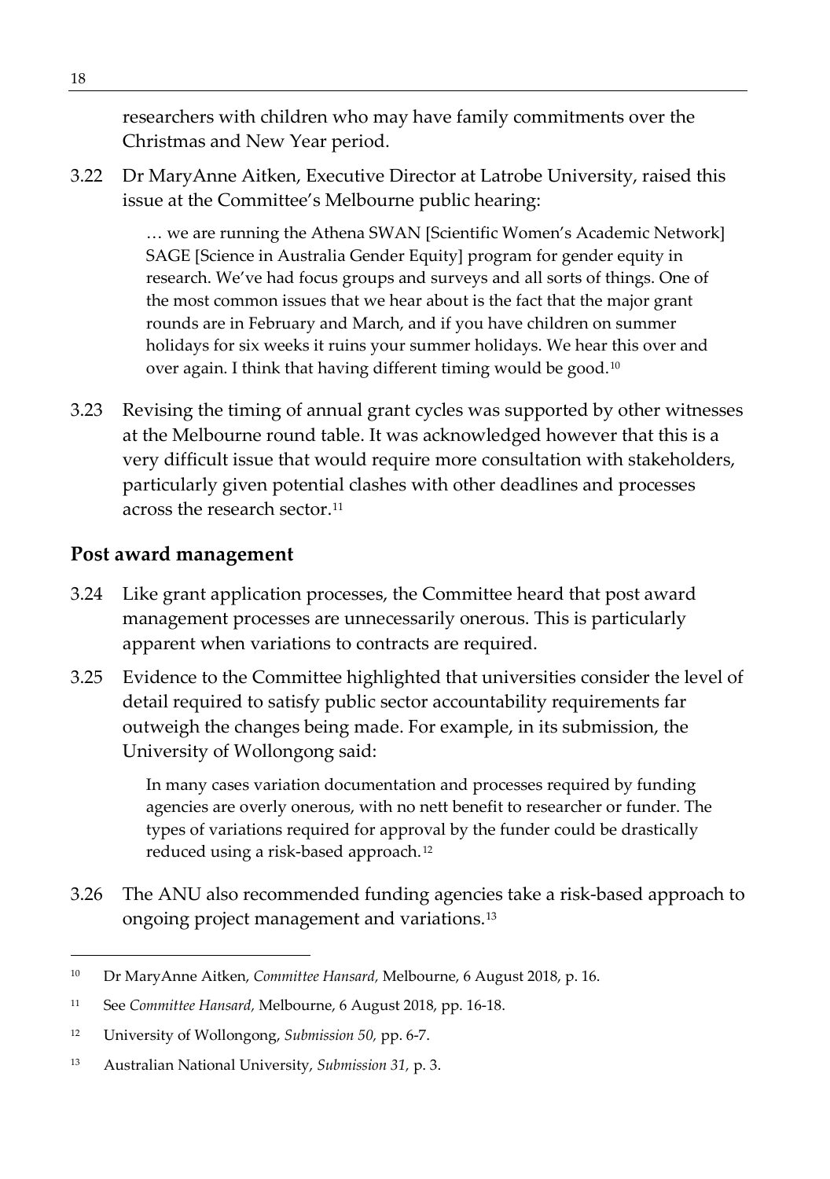researchers with children who may have family commitments over the Christmas and New Year period.

3.22 Dr MaryAnne Aitken, Executive Director at Latrobe University, raised this issue at the Committee's Melbourne public hearing:

> … we are running the Athena SWAN [Scientific Women's Academic Network] SAGE [Science in Australia Gender Equity] program for gender equity in research. We've had focus groups and surveys and all sorts of things. One of the most common issues that we hear about is the fact that the major grant rounds are in February and March, and if you have children on summer holidays for six weeks it ruins your summer holidays. We hear this over and over again. I think that having different timing would be good.[10]

3.23 Revising the timing of annual grant cycles was supported by other witnesses at the Melbourne round table. It was acknowledged however that this is a very difficult issue that would require more consultation with stakeholders, particularly given potential clashes with other deadlines and processes across the research sector.[11]

## Post award management

3.24 Like grant application processes, the Committee heard that post award management processes are unnecessarily onerous. This is particularly apparent when variations to contracts are required.

3.25 Evidence to the Committee highlighted that universities consider the level of detail required to satisfy public sector accountability requirements far outweigh the changes being made. For example, in its submission, the University of Wollongong said:

> In many cases variation documentation and processes required by funding agencies are overly onerous, with no nett benefit to researcher or funder. The types of variations required for approval by the funder could be drastically reduced using a risk-based approach.[12]

3.26 The ANU also recommended funding agencies take a risk-based approach to ongoing project management and variations.[13]

---

[10] Dr MaryAnne Aitken, *Committee Hansard,* Melbourne, 6 August 2018, p. 16.

[11] See *Committee Hansard,* Melbourne, 6 August 2018, pp. 16-18.

[12] University of Wollongong, *Submission 50,* pp. 6-7.

[13] Australian National University, *Submission 31,* p. 3.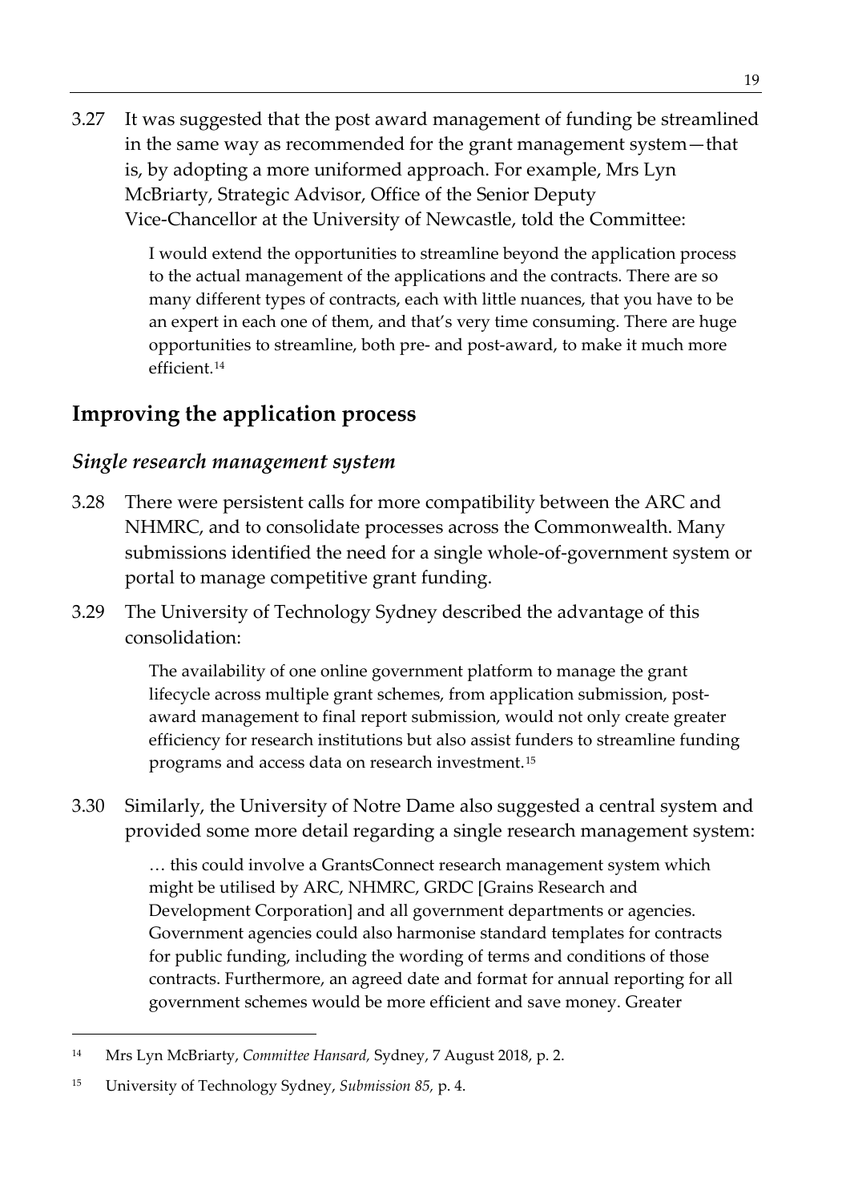3.27 It was suggested that the post award management of funding be streamlined in the same way as recommended for the grant management system—that is, by adopting a more uniformed approach. For example, Mrs Lyn McBriarty, Strategic Advisor, Office of the Senior Deputy Vice-Chancellor at the University of Newcastle, told the Committee:

> I would extend the opportunities to streamline beyond the application process to the actual management of the applications and the contracts. There are so many different types of contracts, each with little nuances, that you have to be an expert in each one of them, and that's very time consuming. There are huge opportunities to streamline, both pre- and post-award, to make it much more efficient.[14]

## Improving the application process

### *Single research management system*

3.28 There were persistent calls for more compatibility between the ARC and NHMRC, and to consolidate processes across the Commonwealth. Many submissions identified the need for a single whole-of-government system or portal to manage competitive grant funding.

3.29 The University of Technology Sydney described the advantage of this consolidation:

> The availability of one online government platform to manage the grant lifecycle across multiple grant schemes, from application submission, post-award management to final report submission, would not only create greater efficiency for research institutions but also assist funders to streamline funding programs and access data on research investment.[15]

3.30 Similarly, the University of Notre Dame also suggested a central system and provided some more detail regarding a single research management system:

> … this could involve a GrantsConnect research management system which might be utilised by ARC, NHMRC, GRDC [Grains Research and Development Corporation] and all government departments or agencies. Government agencies could also harmonise standard templates for contracts for public funding, including the wording of terms and conditions of those contracts. Furthermore, an agreed date and format for annual reporting for all government schemes would be more efficient and save money. Greater

---

[14] Mrs Lyn McBriarty, *Committee Hansard,* Sydney, 7 August 2018, p. 2.

[15] University of Technology Sydney, *Submission 85,* p. 4.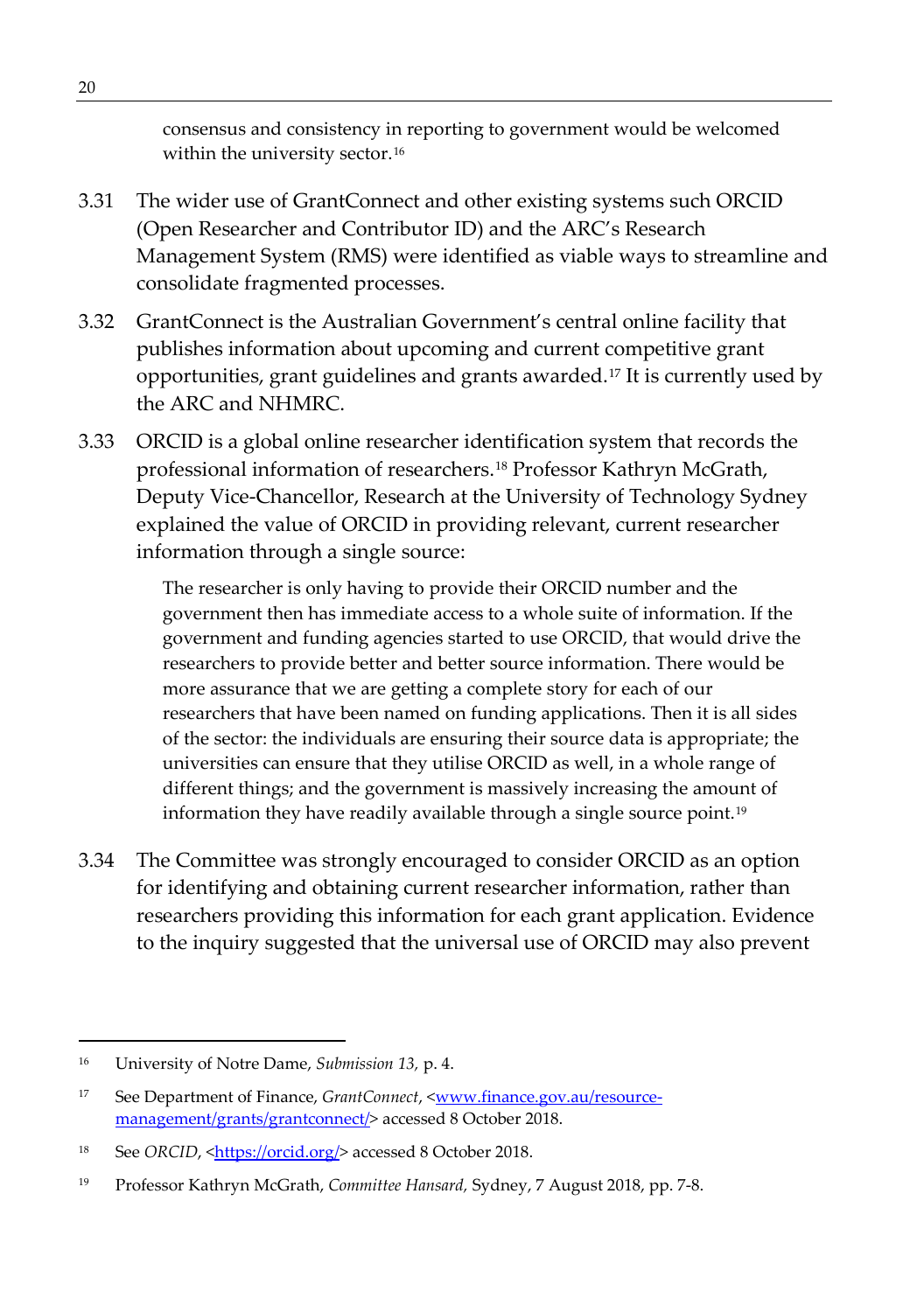> consensus and consistency in reporting to government would be welcomed within the university sector.[16]

3.31 The wider use of GrantConnect and other existing systems such ORCID (Open Researcher and Contributor ID) and the ARC's Research Management System (RMS) were identified as viable ways to streamline and consolidate fragmented processes.

3.32 GrantConnect is the Australian Government's central online facility that publishes information about upcoming and current competitive grant opportunities, grant guidelines and grants awarded.[17] It is currently used by the ARC and NHMRC.

3.33 ORCID is a global online researcher identification system that records the professional information of researchers.[18] Professor Kathryn McGrath, Deputy Vice-Chancellor, Research at the University of Technology Sydney explained the value of ORCID in providing relevant, current researcher information through a single source:

> The researcher is only having to provide their ORCID number and the government then has immediate access to a whole suite of information. If the government and funding agencies started to use ORCID, that would drive the researchers to provide better and better source information. There would be more assurance that we are getting a complete story for each of our researchers that have been named on funding applications. Then it is all sides of the sector: the individuals are ensuring their source data is appropriate; the universities can ensure that they utilise ORCID as well, in a whole range of different things; and the government is massively increasing the amount of information they have readily available through a single source point.[19]

3.34 The Committee was strongly encouraged to consider ORCID as an option for identifying and obtaining current researcher information, rather than researchers providing this information for each grant application. Evidence to the inquiry suggested that the universal use of ORCID may also prevent

---

[16] University of Notre Dame, *Submission 13,* p. 4.

[17] See Department of Finance, *GrantConnect*, <www.finance.gov.au/resource-management/grants/grantconnect/> accessed 8 October 2018.

[18] See *ORCID*, <https://orcid.org/> accessed 8 October 2018.

[19] Professor Kathryn McGrath, *Committee Hansard,* Sydney, 7 August 2018, pp. 7-8.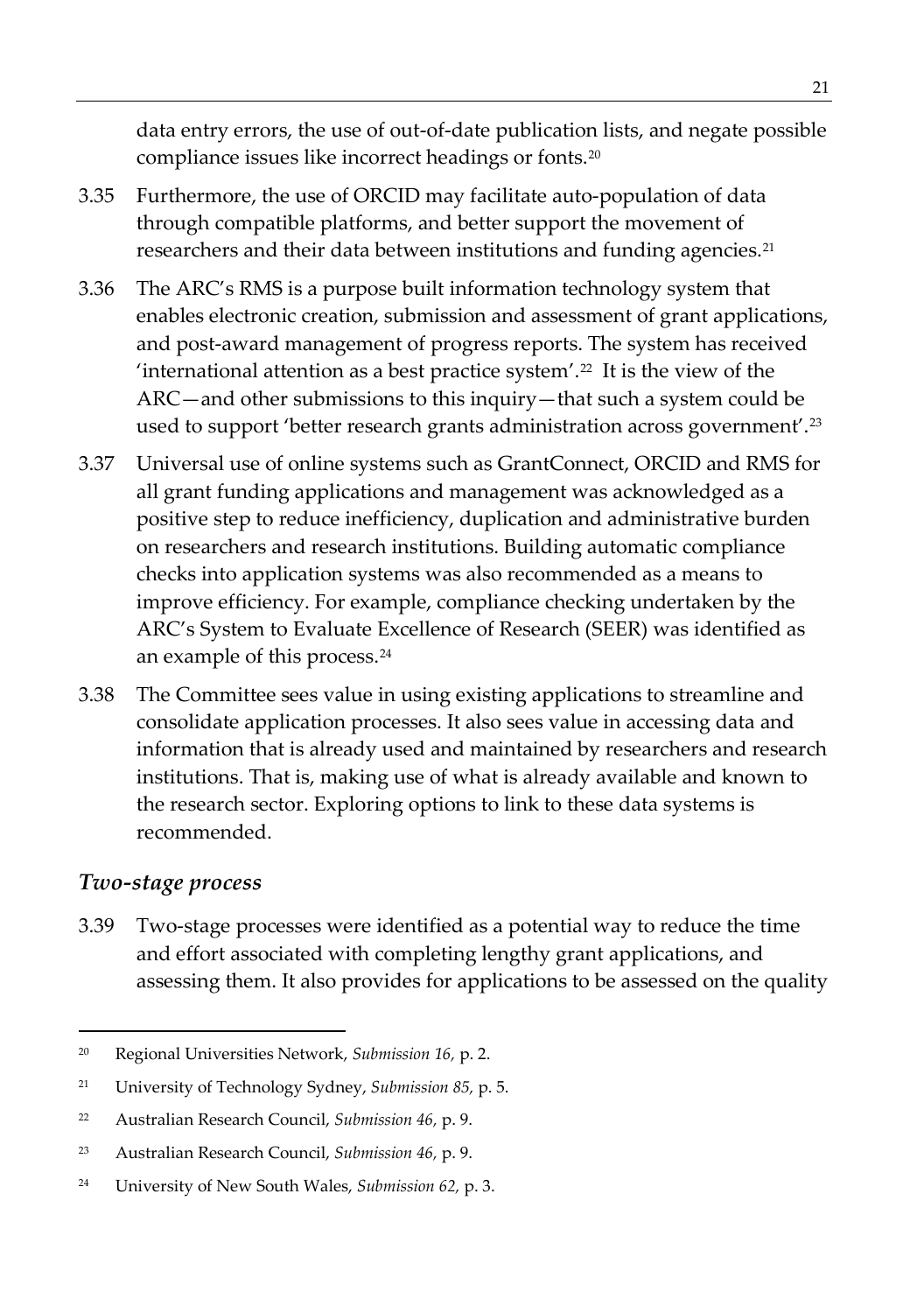data entry errors, the use of out-of-date publication lists, and negate possible compliance issues like incorrect headings or fonts.[20]

3.35 Furthermore, the use of ORCID may facilitate auto-population of data through compatible platforms, and better support the movement of researchers and their data between institutions and funding agencies.[21]

3.36 The ARC's RMS is a purpose built information technology system that enables electronic creation, submission and assessment of grant applications, and post-award management of progress reports. The system has received 'international attention as a best practice system'.[22] It is the view of the ARC—and other submissions to this inquiry—that such a system could be used to support 'better research grants administration across government'.[23]

3.37 Universal use of online systems such as GrantConnect, ORCID and RMS for all grant funding applications and management was acknowledged as a positive step to reduce inefficiency, duplication and administrative burden on researchers and research institutions. Building automatic compliance checks into application systems was also recommended as a means to improve efficiency. For example, compliance checking undertaken by the ARC's System to Evaluate Excellence of Research (SEER) was identified as an example of this process.[24]

3.38 The Committee sees value in using existing applications to streamline and consolidate application processes. It also sees value in accessing data and information that is already used and maintained by researchers and research institutions. That is, making use of what is already available and known to the research sector. Exploring options to link to these data systems is recommended.

### *Two-stage process*

3.39 Two-stage processes were identified as a potential way to reduce the time and effort associated with completing lengthy grant applications, and assessing them. It also provides for applications to be assessed on the quality

---

[20] Regional Universities Network, *Submission 16,* p. 2.

[21] University of Technology Sydney, *Submission 85,* p. 5.

[22] Australian Research Council, *Submission 46,* p. 9.

[23] Australian Research Council, *Submission 46,* p. 9.

[24] University of New South Wales, *Submission 62,* p. 3.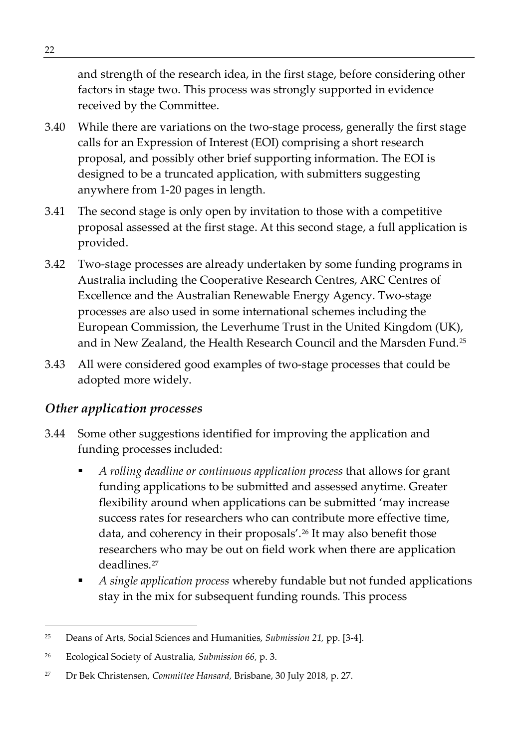and strength of the research idea, in the first stage, before considering other factors in stage two. This process was strongly supported in evidence received by the Committee.

3.40 While there are variations on the two-stage process, generally the first stage calls for an Expression of Interest (EOI) comprising a short research proposal, and possibly other brief supporting information. The EOI is designed to be a truncated application, with submitters suggesting anywhere from 1-20 pages in length.

3.41 The second stage is only open by invitation to those with a competitive proposal assessed at the first stage. At this second stage, a full application is provided.

3.42 Two-stage processes are already undertaken by some funding programs in Australia including the Cooperative Research Centres, ARC Centres of Excellence and the Australian Renewable Energy Agency. Two-stage processes are also used in some international schemes including the European Commission, the Leverhume Trust in the United Kingdom (UK), and in New Zealand, the Health Research Council and the Marsden Fund.[25]

3.43 All were considered good examples of two-stage processes that could be adopted more widely.

### *Other application processes*

3.44 Some other suggestions identified for improving the application and funding processes included:

- *A rolling deadline or continuous application process* that allows for grant funding applications to be submitted and assessed anytime. Greater flexibility around when applications can be submitted 'may increase success rates for researchers who can contribute more effective time, data, and coherency in their proposals'.[26] It may also benefit those researchers who may be out on field work when there are application deadlines.[27]
- *A single application process* whereby fundable but not funded applications stay in the mix for subsequent funding rounds. This process

---

[25] Deans of Arts, Social Sciences and Humanities, *Submission 21*, pp. [3-4].

[26] Ecological Society of Australia, *Submission 66*, p. 3.

[27] Dr Bek Christensen, *Committee Hansard*, Brisbane, 30 July 2018, p. 27.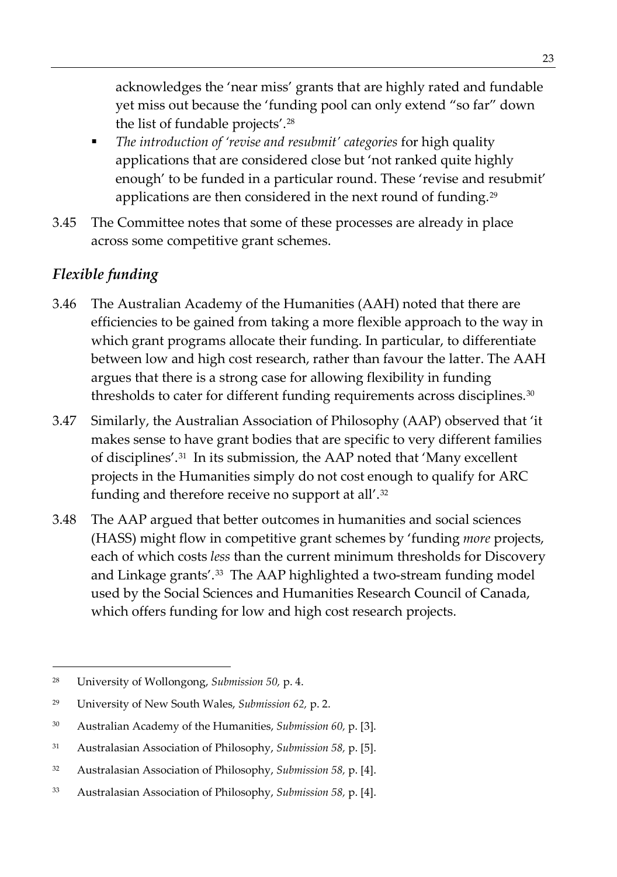acknowledges the 'near miss' grants that are highly rated and fundable yet miss out because the 'funding pool can only extend "so far" down the list of fundable projects'.[28]

- *The introduction of 'revise and resubmit' categories* for high quality applications that are considered close but 'not ranked quite highly enough' to be funded in a particular round. These 'revise and resubmit' applications are then considered in the next round of funding.[29]

3.45 The Committee notes that some of these processes are already in place across some competitive grant schemes.

### *Flexible funding*

3.46 The Australian Academy of the Humanities (AAH) noted that there are efficiencies to be gained from taking a more flexible approach to the way in which grant programs allocate their funding. In particular, to differentiate between low and high cost research, rather than favour the latter. The AAH argues that there is a strong case for allowing flexibility in funding thresholds to cater for different funding requirements across disciplines.[30]

3.47 Similarly, the Australian Association of Philosophy (AAP) observed that 'it makes sense to have grant bodies that are specific to very different families of disciplines'.[31] In its submission, the AAP noted that 'Many excellent projects in the Humanities simply do not cost enough to qualify for ARC funding and therefore receive no support at all'.[32]

3.48 The AAP argued that better outcomes in humanities and social sciences (HASS) might flow in competitive grant schemes by 'funding *more* projects, each of which costs *less* than the current minimum thresholds for Discovery and Linkage grants'.[33] The AAP highlighted a two-stream funding model used by the Social Sciences and Humanities Research Council of Canada, which offers funding for low and high cost research projects.

---

28 University of Wollongong, *Submission 50,* p. 4.

29 University of New South Wales, *Submission 62,* p. 2.

30 Australian Academy of the Humanities, *Submission 60,* p. [3].

31 Australasian Association of Philosophy, *Submission 58,* p. [5].

32 Australasian Association of Philosophy, *Submission 58,* p. [4].

33 Australasian Association of Philosophy, *Submission 58,* p. [4].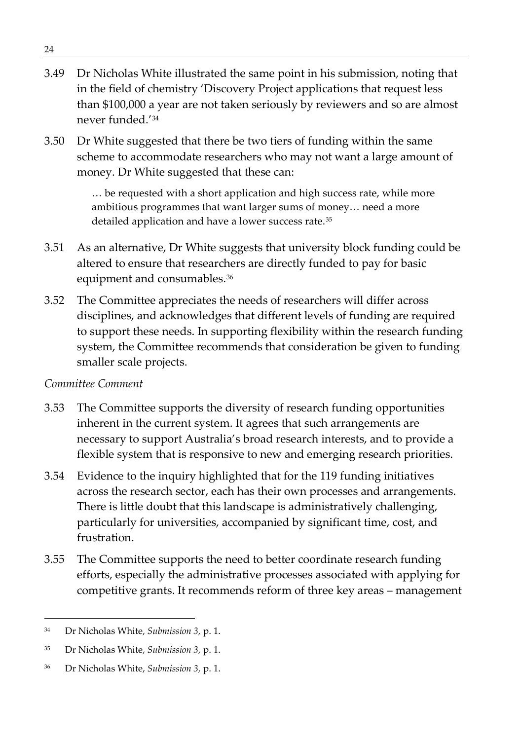3.49 Dr Nicholas White illustrated the same point in his submission, noting that in the field of chemistry 'Discovery Project applications that request less than $100,000 a year are not taken seriously by reviewers and so are almost never funded.'[34]

3.50 Dr White suggested that there be two tiers of funding within the same scheme to accommodate researchers who may not want a large amount of money. Dr White suggested that these can:

> … be requested with a short application and high success rate, while more ambitious programmes that want larger sums of money… need a more detailed application and have a lower success rate.[35]

3.51 As an alternative, Dr White suggests that university block funding could be altered to ensure that researchers are directly funded to pay for basic equipment and consumables.[36]

3.52 The Committee appreciates the needs of researchers will differ across disciplines, and acknowledges that different levels of funding are required to support these needs. In supporting flexibility within the research funding system, the Committee recommends that consideration be given to funding smaller scale projects.

*Committee Comment*

3.53 The Committee supports the diversity of research funding opportunities inherent in the current system. It agrees that such arrangements are necessary to support Australia's broad research interests, and to provide a flexible system that is responsive to new and emerging research priorities.

3.54 Evidence to the inquiry highlighted that for the 119 funding initiatives across the research sector, each has their own processes and arrangements. There is little doubt that this landscape is administratively challenging, particularly for universities, accompanied by significant time, cost, and frustration.

3.55 The Committee supports the need to better coordinate research funding efforts, especially the administrative processes associated with applying for competitive grants. It recommends reform of three key areas – management

---

[34] Dr Nicholas White, *Submission 3,* p. 1.

[35] Dr Nicholas White, *Submission 3,* p. 1.

[36] Dr Nicholas White, *Submission 3,* p. 1.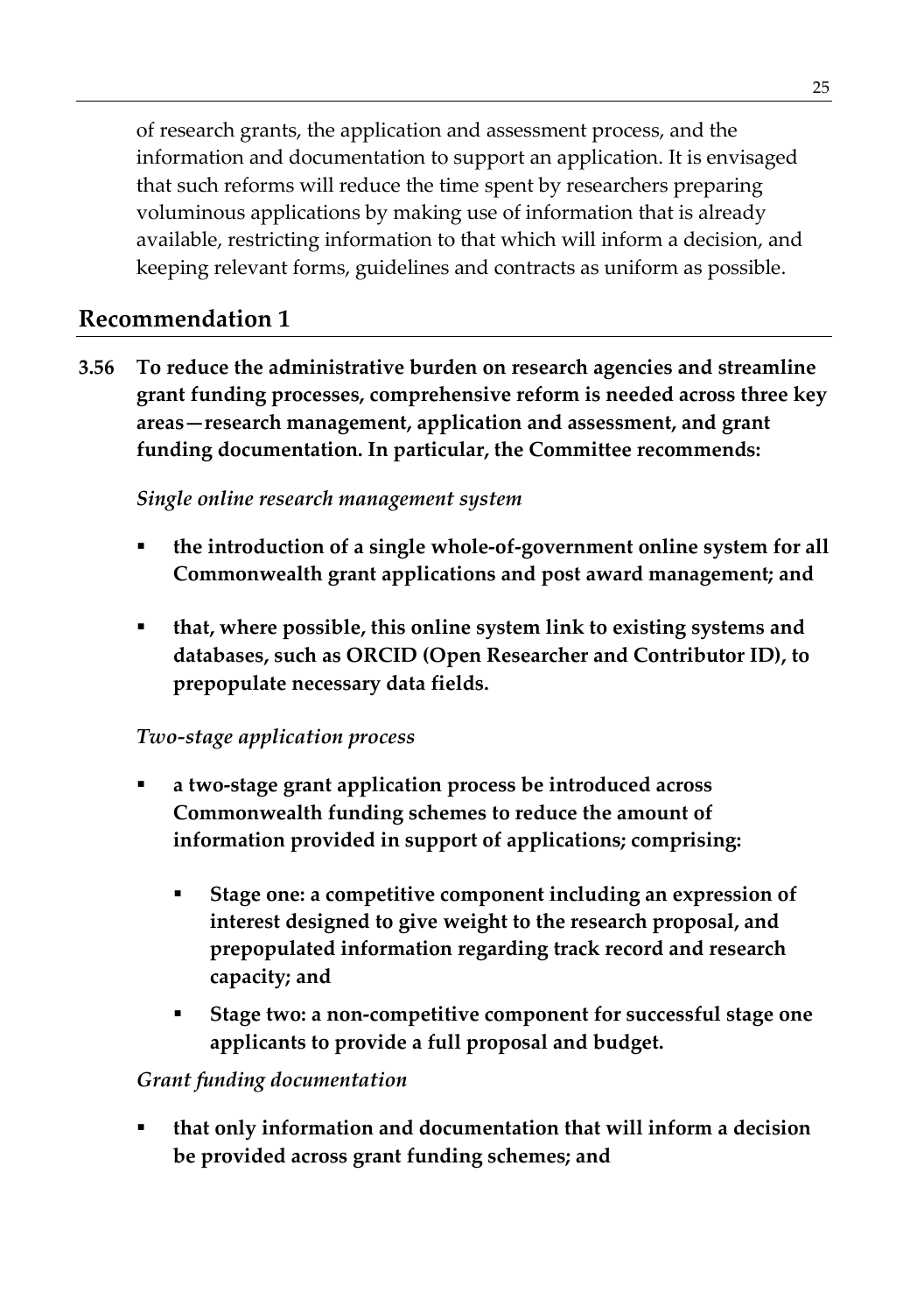of research grants, the application and assessment process, and the information and documentation to support an application. It is envisaged that such reforms will reduce the time spent by researchers preparing voluminous applications by making use of information that is already available, restricting information to that which will inform a decision, and keeping relevant forms, guidelines and contracts as uniform as possible.

## Recommendation 1

**3.56 To reduce the administrative burden on research agencies and streamline grant funding processes, comprehensive reform is needed across three key areas—research management, application and assessment, and grant funding documentation. In particular, the Committee recommends:**

*Single online research management system*

- **the introduction of a single whole-of-government online system for all Commonwealth grant applications and post award management; and**
- **that, where possible, this online system link to existing systems and databases, such as ORCID (Open Researcher and Contributor ID), to prepopulate necessary data fields.**

*Two-stage application process*

- **a two-stage grant application process be introduced across Commonwealth funding schemes to reduce the amount of information provided in support of applications; comprising:**
  - **Stage one: a competitive component including an expression of interest designed to give weight to the research proposal, and prepopulated information regarding track record and research capacity; and**
  - **Stage two: a non-competitive component for successful stage one applicants to provide a full proposal and budget.**

*Grant funding documentation*

- **that only information and documentation that will inform a decision be provided across grant funding schemes; and**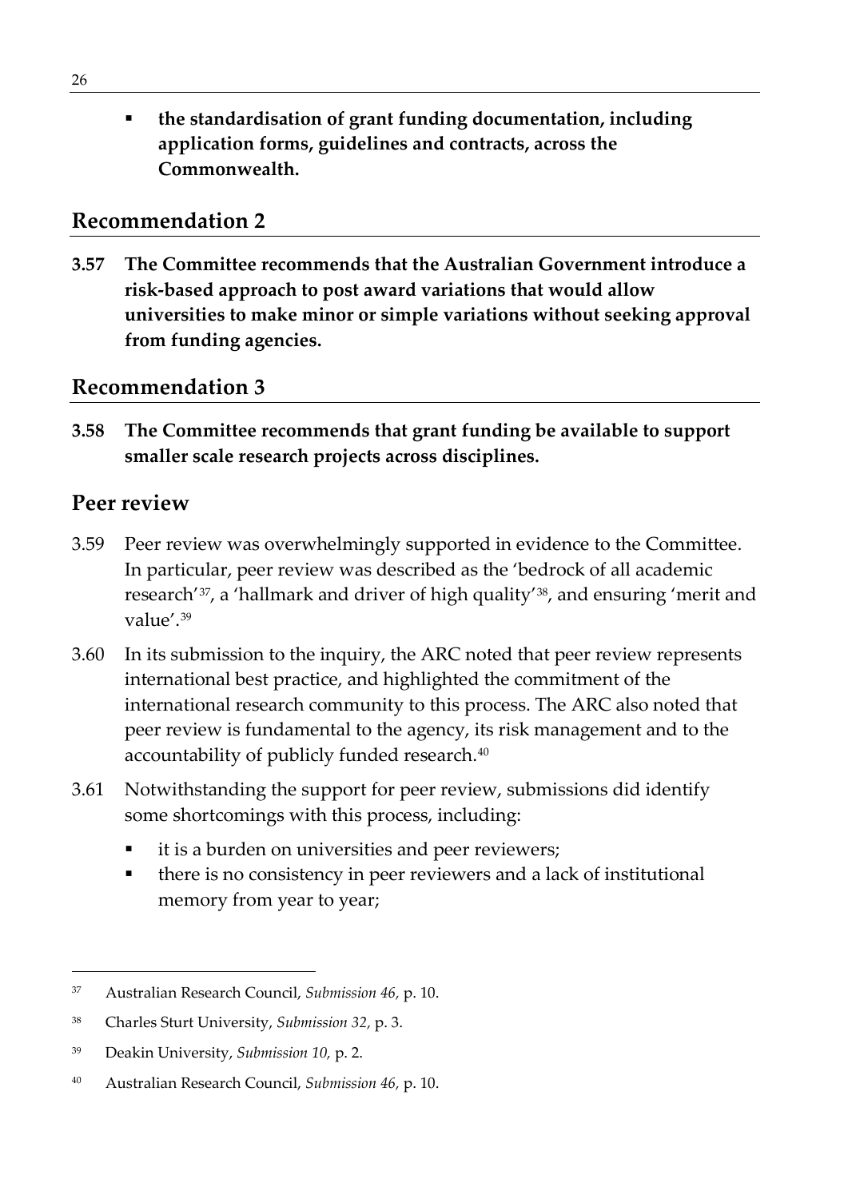- **the standardisation of grant funding documentation, including application forms, guidelines and contracts, across the Commonwealth.**

## Recommendation 2

**3.57 The Committee recommends that the Australian Government introduce a risk-based approach to post award variations that would allow universities to make minor or simple variations without seeking approval from funding agencies.**

## Recommendation 3

**3.58 The Committee recommends that grant funding be available to support smaller scale research projects across disciplines.**

## Peer review

3.59 Peer review was overwhelmingly supported in evidence to the Committee. In particular, peer review was described as the 'bedrock of all academic research'[37], a 'hallmark and driver of high quality'[38], and ensuring 'merit and value'.[39]

3.60 In its submission to the inquiry, the ARC noted that peer review represents international best practice, and highlighted the commitment of the international research community to this process. The ARC also noted that peer review is fundamental to the agency, its risk management and to the accountability of publicly funded research.[40]

3.61 Notwithstanding the support for peer review, submissions did identify some shortcomings with this process, including:

- it is a burden on universities and peer reviewers;
- there is no consistency in peer reviewers and a lack of institutional memory from year to year;

---

[37] Australian Research Council, *Submission 46,* p. 10.

[38] Charles Sturt University, *Submission 32,* p. 3.

[39] Deakin University, *Submission 10,* p. 2.

[40] Australian Research Council, *Submission 46,* p. 10.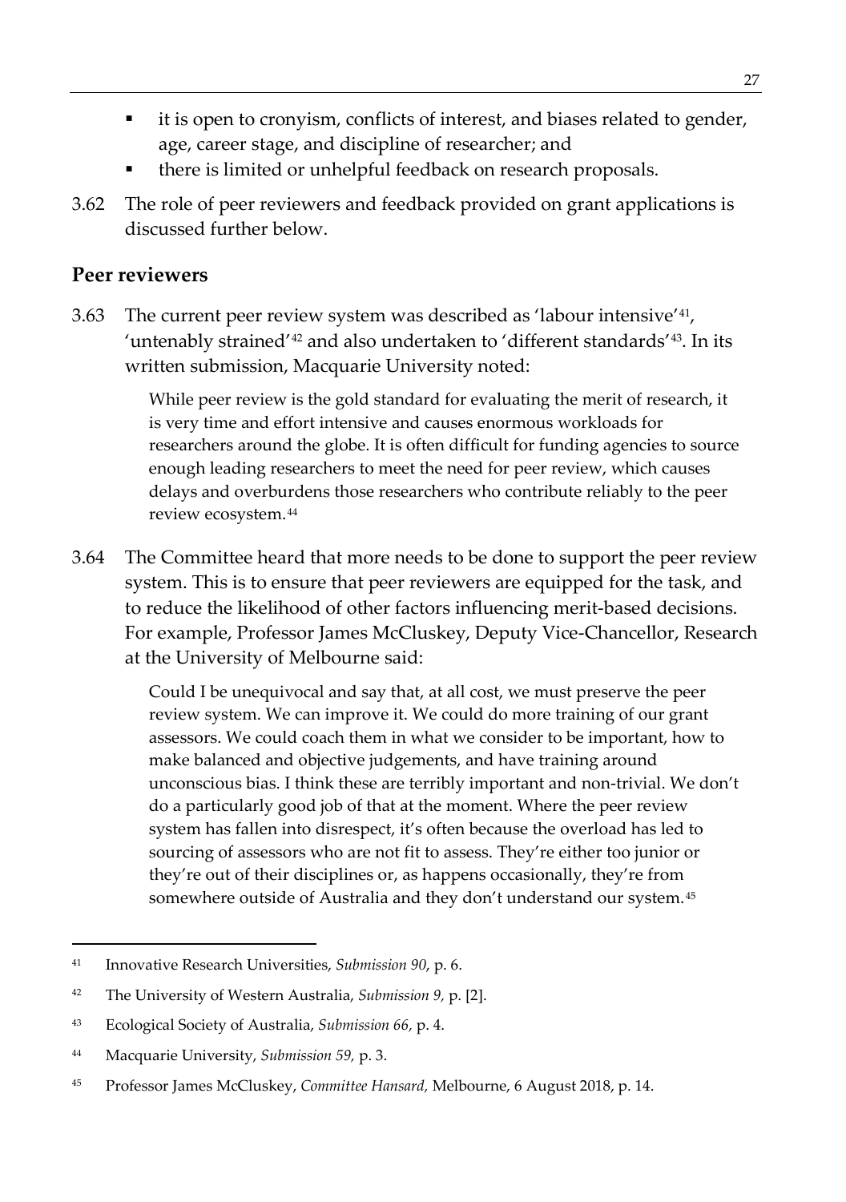- it is open to cronyism, conflicts of interest, and biases related to gender, age, career stage, and discipline of researcher; and
- there is limited or unhelpful feedback on research proposals.

3.62 The role of peer reviewers and feedback provided on grant applications is discussed further below.

## Peer reviewers

3.63 The current peer review system was described as 'labour intensive'[41], 'untenably strained'[42] and also undertaken to 'different standards'[43]. In its written submission, Macquarie University noted:

> While peer review is the gold standard for evaluating the merit of research, it is very time and effort intensive and causes enormous workloads for researchers around the globe. It is often difficult for funding agencies to source enough leading researchers to meet the need for peer review, which causes delays and overburdens those researchers who contribute reliably to the peer review ecosystem.[44]

3.64 The Committee heard that more needs to be done to support the peer review system. This is to ensure that peer reviewers are equipped for the task, and to reduce the likelihood of other factors influencing merit-based decisions. For example, Professor James McCluskey, Deputy Vice-Chancellor, Research at the University of Melbourne said:

> Could I be unequivocal and say that, at all cost, we must preserve the peer review system. We can improve it. We could do more training of our grant assessors. We could coach them in what we consider to be important, how to make balanced and objective judgements, and have training around unconscious bias. I think these are terribly important and non-trivial. We don't do a particularly good job of that at the moment. Where the peer review system has fallen into disrespect, it's often because the overload has led to sourcing of assessors who are not fit to assess. They're either too junior or they're out of their disciplines or, as happens occasionally, they're from somewhere outside of Australia and they don't understand our system.[45]

---

[41] Innovative Research Universities, *Submission 90*, p. 6.

[42] The University of Western Australia, *Submission 9*, p. [2].

[43] Ecological Society of Australia, *Submission 66*, p. 4.

[44] Macquarie University, *Submission 59*, p. 3.

[45] Professor James McCluskey, *Committee Hansard*, Melbourne, 6 August 2018, p. 14.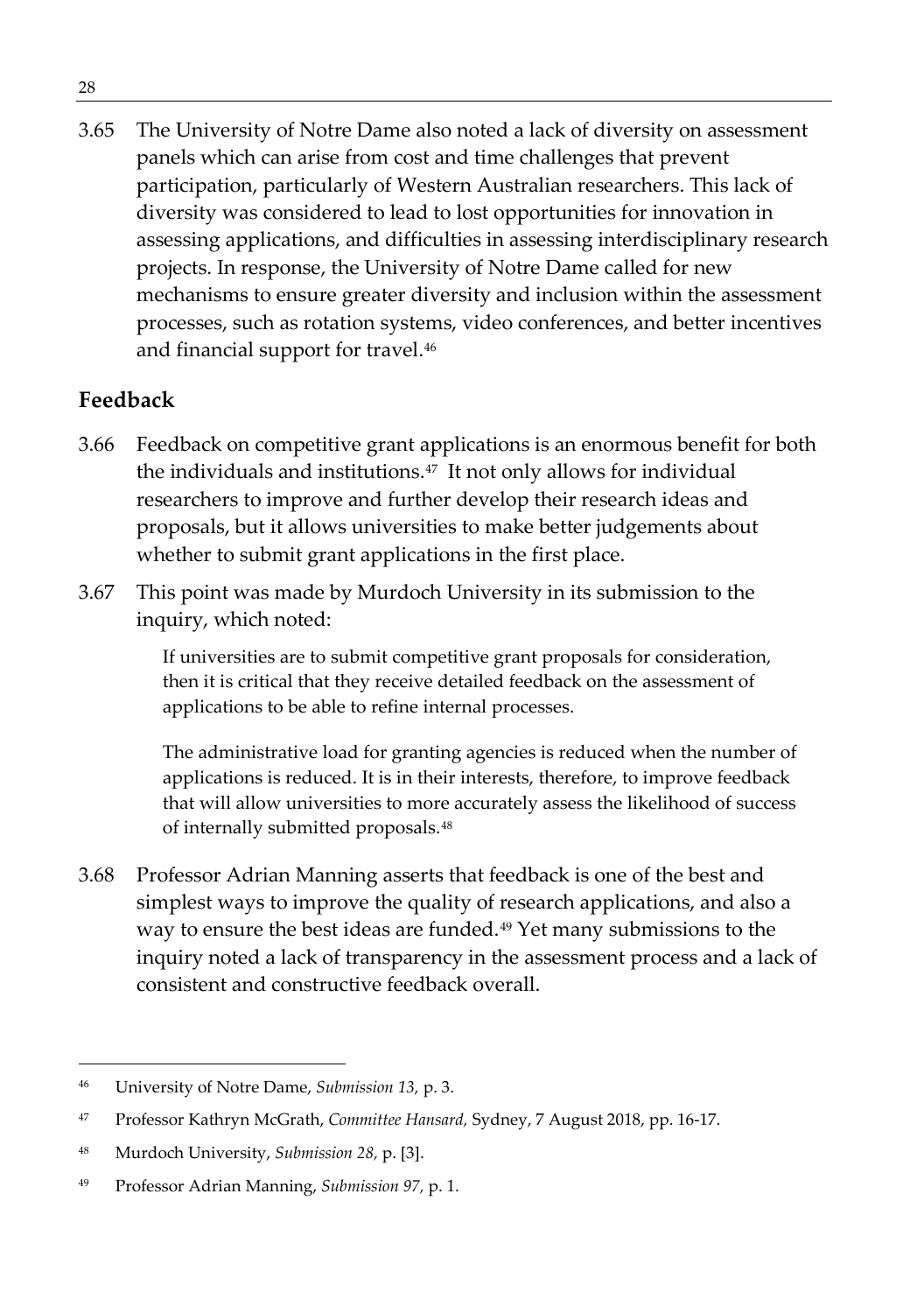3.65 The University of Notre Dame also noted a lack of diversity on assessment panels which can arise from cost and time challenges that prevent participation, particularly of Western Australian researchers. This lack of diversity was considered to lead to lost opportunities for innovation in assessing applications, and difficulties in assessing interdisciplinary research projects. In response, the University of Notre Dame called for new mechanisms to ensure greater diversity and inclusion within the assessment processes, such as rotation systems, video conferences, and better incentives and financial support for travel.[46]

## Feedback

3.66 Feedback on competitive grant applications is an enormous benefit for both the individuals and institutions.[47] It not only allows for individual researchers to improve and further develop their research ideas and proposals, but it allows universities to make better judgements about whether to submit grant applications in the first place.

3.67 This point was made by Murdoch University in its submission to the inquiry, which noted:

> If universities are to submit competitive grant proposals for consideration, then it is critical that they receive detailed feedback on the assessment of applications to be able to refine internal processes.
>
> The administrative load for granting agencies is reduced when the number of applications is reduced. It is in their interests, therefore, to improve feedback that will allow universities to more accurately assess the likelihood of success of internally submitted proposals.[48]

3.68 Professor Adrian Manning asserts that feedback is one of the best and simplest ways to improve the quality of research applications, and also a way to ensure the best ideas are funded.[49] Yet many submissions to the inquiry noted a lack of transparency in the assessment process and a lack of consistent and constructive feedback overall.

---

[46] University of Notre Dame, *Submission 13,* p. 3.

[47] Professor Kathryn McGrath, *Committee Hansard,* Sydney, 7 August 2018, pp. 16-17.

[48] Murdoch University, *Submission 28,* p. [3].

[49] Professor Adrian Manning, *Submission 97,* p. 1.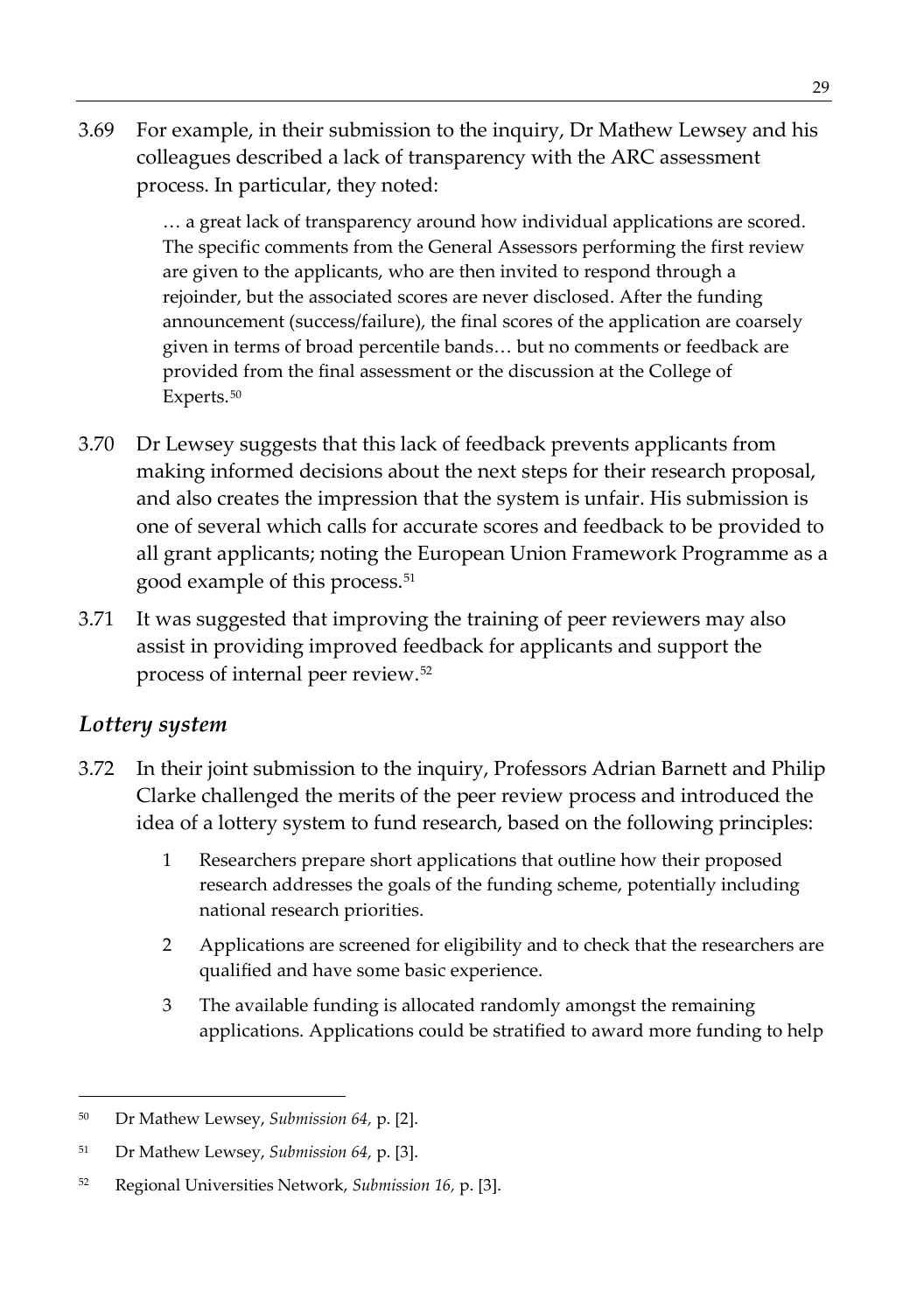3.69 For example, in their submission to the inquiry, Dr Mathew Lewsey and his colleagues described a lack of transparency with the ARC assessment process. In particular, they noted:

> … a great lack of transparency around how individual applications are scored. The specific comments from the General Assessors performing the first review are given to the applicants, who are then invited to respond through a rejoinder, but the associated scores are never disclosed. After the funding announcement (success/failure), the final scores of the application are coarsely given in terms of broad percentile bands… but no comments or feedback are provided from the final assessment or the discussion at the College of Experts.[50]

3.70 Dr Lewsey suggests that this lack of feedback prevents applicants from making informed decisions about the next steps for their research proposal, and also creates the impression that the system is unfair. His submission is one of several which calls for accurate scores and feedback to be provided to all grant applicants; noting the European Union Framework Programme as a good example of this process.[51]

3.71 It was suggested that improving the training of peer reviewers may also assist in providing improved feedback for applicants and support the process of internal peer review.[52]

### *Lottery system*

3.72 In their joint submission to the inquiry, Professors Adrian Barnett and Philip Clarke challenged the merits of the peer review process and introduced the idea of a lottery system to fund research, based on the following principles:

1. Researchers prepare short applications that outline how their proposed research addresses the goals of the funding scheme, potentially including national research priorities.
2. Applications are screened for eligibility and to check that the researchers are qualified and have some basic experience.
3. The available funding is allocated randomly amongst the remaining applications. Applications could be stratified to award more funding to help

---

50 Dr Mathew Lewsey, *Submission 64,* p. [2].

51 Dr Mathew Lewsey, *Submission 64,* p. [3].

52 Regional Universities Network, *Submission 16,* p. [3].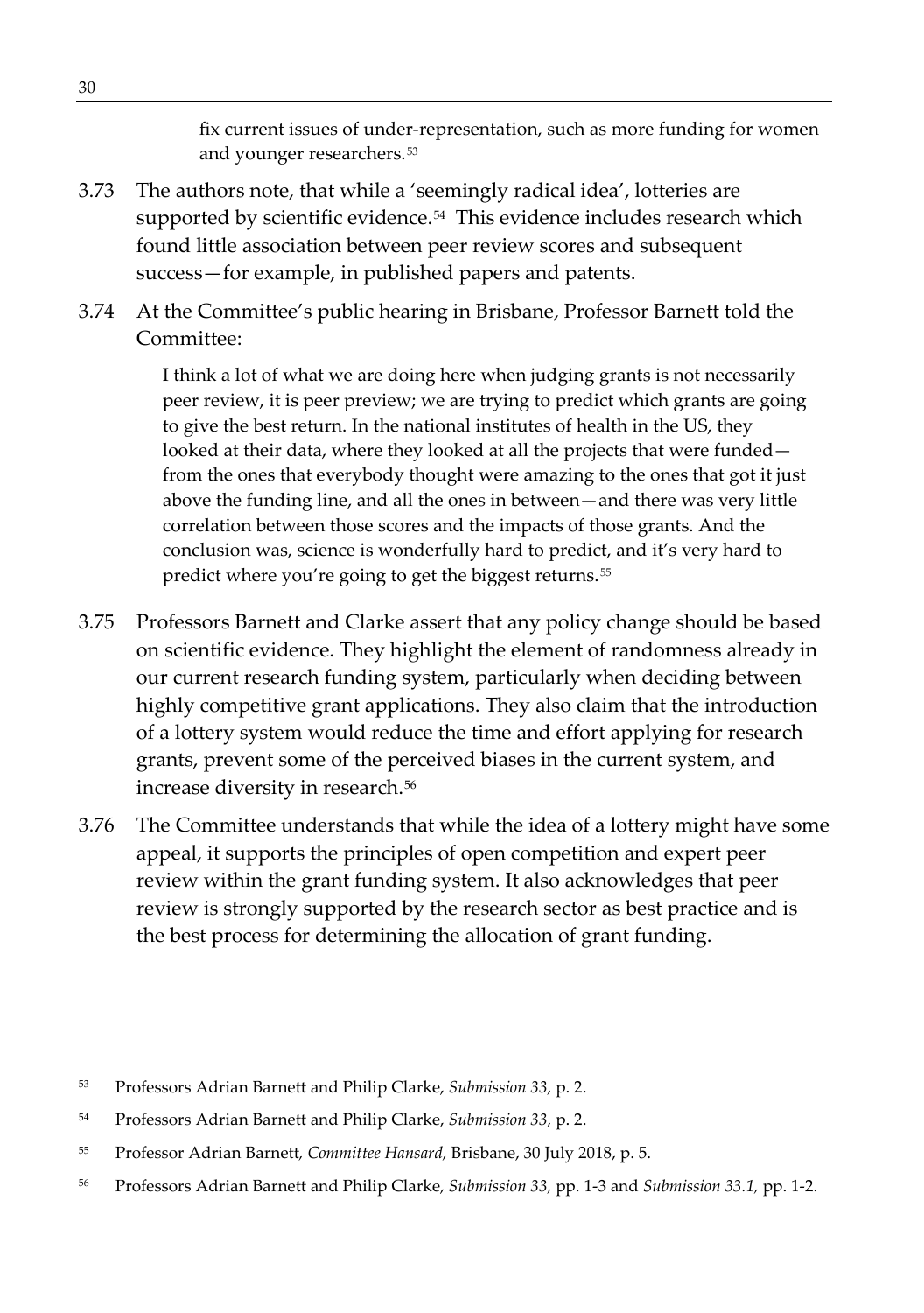fix current issues of under-representation, such as more funding for women and younger researchers.[53]

3.73 The authors note, that while a 'seemingly radical idea', lotteries are supported by scientific evidence.[54] This evidence includes research which found little association between peer review scores and subsequent success—for example, in published papers and patents.

3.74 At the Committee's public hearing in Brisbane, Professor Barnett told the Committee:

> I think a lot of what we are doing here when judging grants is not necessarily peer review, it is peer preview; we are trying to predict which grants are going to give the best return. In the national institutes of health in the US, they looked at their data, where they looked at all the projects that were funded—from the ones that everybody thought were amazing to the ones that got it just above the funding line, and all the ones in between—and there was very little correlation between those scores and the impacts of those grants. And the conclusion was, science is wonderfully hard to predict, and it's very hard to predict where you're going to get the biggest returns.[55]

3.75 Professors Barnett and Clarke assert that any policy change should be based on scientific evidence. They highlight the element of randomness already in our current research funding system, particularly when deciding between highly competitive grant applications. They also claim that the introduction of a lottery system would reduce the time and effort applying for research grants, prevent some of the perceived biases in the current system, and increase diversity in research.[56]

3.76 The Committee understands that while the idea of a lottery might have some appeal, it supports the principles of open competition and expert peer review within the grant funding system. It also acknowledges that peer review is strongly supported by the research sector as best practice and is the best process for determining the allocation of grant funding.

---

[53] Professors Adrian Barnett and Philip Clarke, *Submission 33,* p. 2.

[54] Professors Adrian Barnett and Philip Clarke, *Submission 33,* p. 2.

[55] Professor Adrian Barnett*, Committee Hansard,* Brisbane, 30 July 2018, p. 5.

[56] Professors Adrian Barnett and Philip Clarke, *Submission 33,* pp. 1-3 and *Submission 33.1,* pp. 1-2.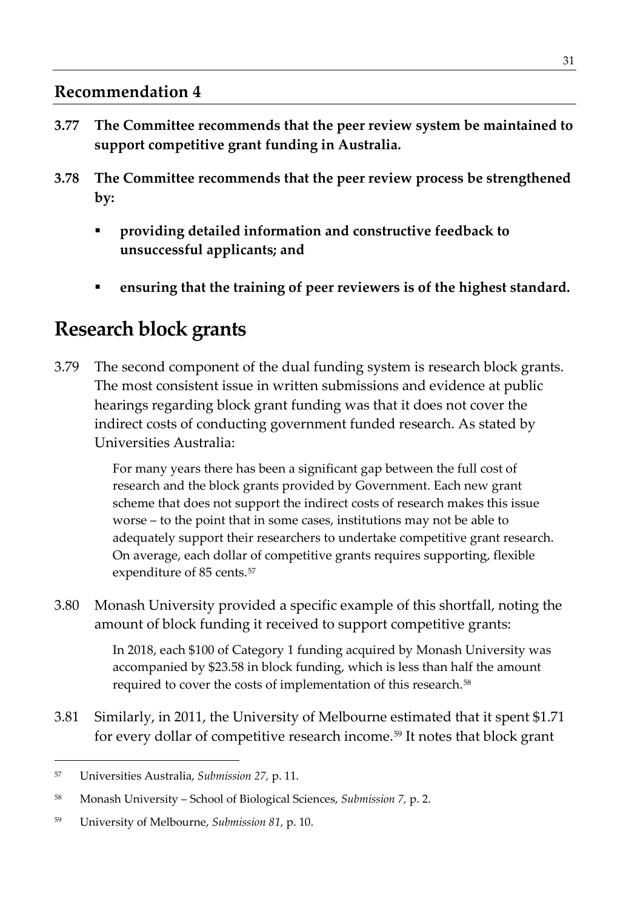## Recommendation 4

**3.77 The Committee recommends that the peer review system be maintained to support competitive grant funding in Australia.**

**3.78 The Committee recommends that the peer review process be strengthened by:**

- **providing detailed information and constructive feedback to unsuccessful applicants; and**
- **ensuring that the training of peer reviewers is of the highest standard.**

# Research block grants

3.79 The second component of the dual funding system is research block grants. The most consistent issue in written submissions and evidence at public hearings regarding block grant funding was that it does not cover the indirect costs of conducting government funded research. As stated by Universities Australia:

> For many years there has been a significant gap between the full cost of research and the block grants provided by Government. Each new grant scheme that does not support the indirect costs of research makes this issue worse – to the point that in some cases, institutions may not be able to adequately support their researchers to undertake competitive grant research. On average, each dollar of competitive grants requires supporting, flexible expenditure of 85 cents.[57]

3.80 Monash University provided a specific example of this shortfall, noting the amount of block funding it received to support competitive grants:

> In 2018, each $100 of Category 1 funding acquired by Monash University was accompanied by $23.58 in block funding, which is less than half the amount required to cover the costs of implementation of this research.[58]

3.81 Similarly, in 2011, the University of Melbourne estimated that it spent $1.71 for every dollar of competitive research income.[59] It notes that block grant

---

[57] Universities Australia, *Submission 27,* p. 11.

[58] Monash University – School of Biological Sciences, *Submission 7,* p. 2.

[59] University of Melbourne, *Submission 81,* p. 10.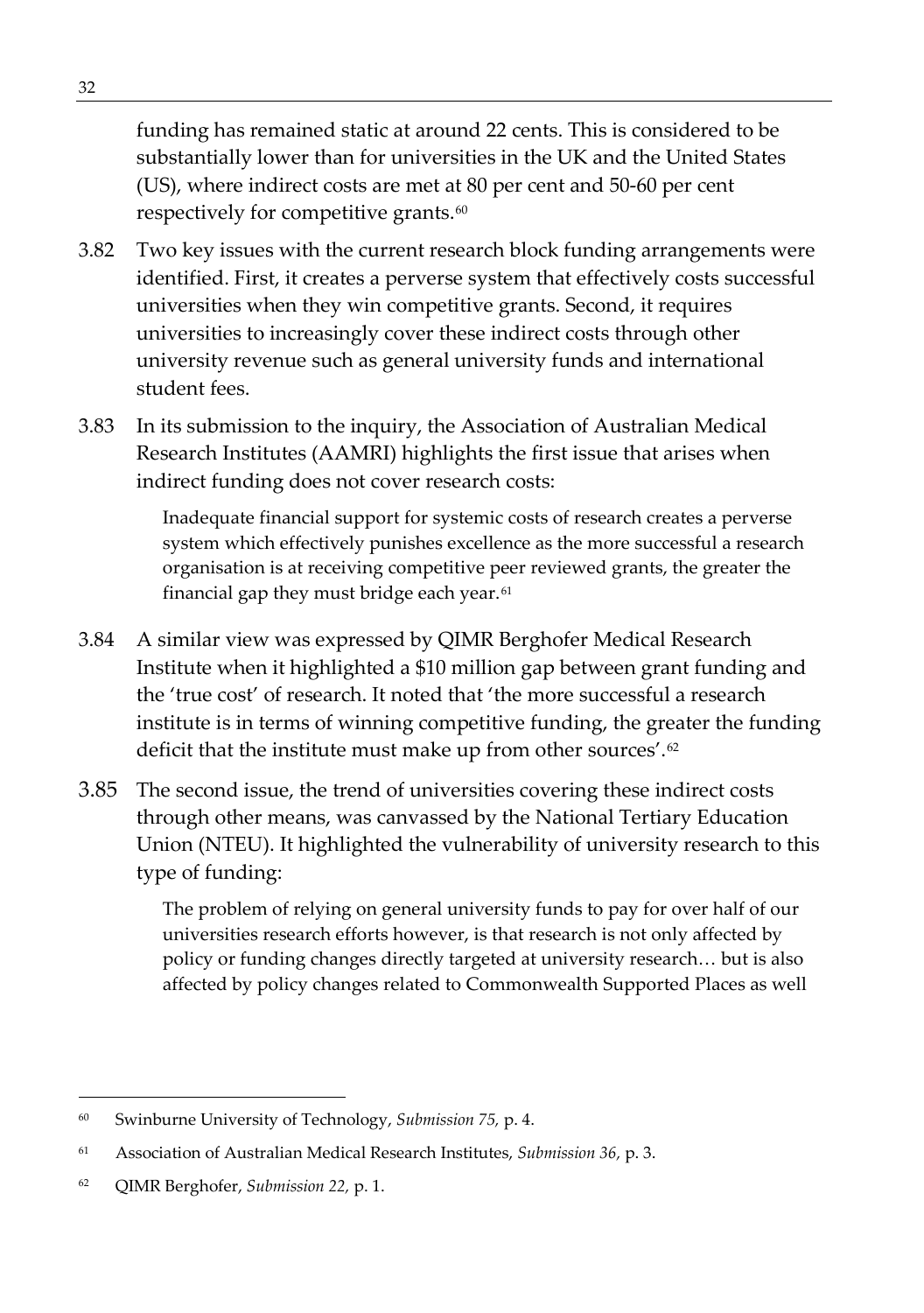funding has remained static at around 22 cents. This is considered to be substantially lower than for universities in the UK and the United States (US), where indirect costs are met at 80 per cent and 50-60 per cent respectively for competitive grants.[60]

3.82 Two key issues with the current research block funding arrangements were identified. First, it creates a perverse system that effectively costs successful universities when they win competitive grants. Second, it requires universities to increasingly cover these indirect costs through other university revenue such as general university funds and international student fees.

3.83 In its submission to the inquiry, the Association of Australian Medical Research Institutes (AAMRI) highlights the first issue that arises when indirect funding does not cover research costs:

> Inadequate financial support for systemic costs of research creates a perverse system which effectively punishes excellence as the more successful a research organisation is at receiving competitive peer reviewed grants, the greater the financial gap they must bridge each year.[61]

3.84 A similar view was expressed by QIMR Berghofer Medical Research Institute when it highlighted a $10 million gap between grant funding and the 'true cost' of research. It noted that 'the more successful a research institute is in terms of winning competitive funding, the greater the funding deficit that the institute must make up from other sources'.[62]

3.85 The second issue, the trend of universities covering these indirect costs through other means, was canvassed by the National Tertiary Education Union (NTEU). It highlighted the vulnerability of university research to this type of funding:

> The problem of relying on general university funds to pay for over half of our universities research efforts however, is that research is not only affected by policy or funding changes directly targeted at university research… but is also affected by policy changes related to Commonwealth Supported Places as well

---

[60] Swinburne University of Technology, *Submission 75,* p. 4.

[61] Association of Australian Medical Research Institutes, *Submission 36,* p. 3.

[62] QIMR Berghofer, *Submission 22,* p. 1.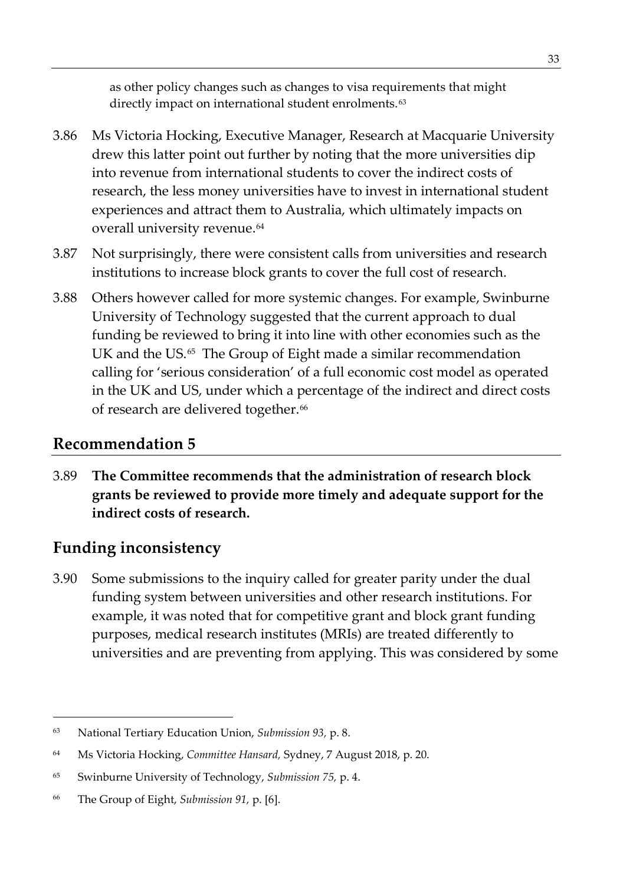> as other policy changes such as changes to visa requirements that might directly impact on international student enrolments.[63]

3.86 Ms Victoria Hocking, Executive Manager, Research at Macquarie University drew this latter point out further by noting that the more universities dip into revenue from international students to cover the indirect costs of research, the less money universities have to invest in international student experiences and attract them to Australia, which ultimately impacts on overall university revenue.[64]

3.87 Not surprisingly, there were consistent calls from universities and research institutions to increase block grants to cover the full cost of research.

3.88 Others however called for more systemic changes. For example, Swinburne University of Technology suggested that the current approach to dual funding be reviewed to bring it into line with other economies such as the UK and the US.[65] The Group of Eight made a similar recommendation calling for 'serious consideration' of a full economic cost model as operated in the UK and US, under which a percentage of the indirect and direct costs of research are delivered together.[66]

## Recommendation 5

3.89 **The Committee recommends that the administration of research block grants be reviewed to provide more timely and adequate support for the indirect costs of research.**

## Funding inconsistency

3.90 Some submissions to the inquiry called for greater parity under the dual funding system between universities and other research institutions. For example, it was noted that for competitive grant and block grant funding purposes, medical research institutes (MRIs) are treated differently to universities and are preventing from applying. This was considered by some

---

63 National Tertiary Education Union, *Submission 93,* p. 8.

64 Ms Victoria Hocking, *Committee Hansard,* Sydney, 7 August 2018, p. 20.

65 Swinburne University of Technology, *Submission 75,* p. 4.

66 The Group of Eight, *Submission 91,* p. [6].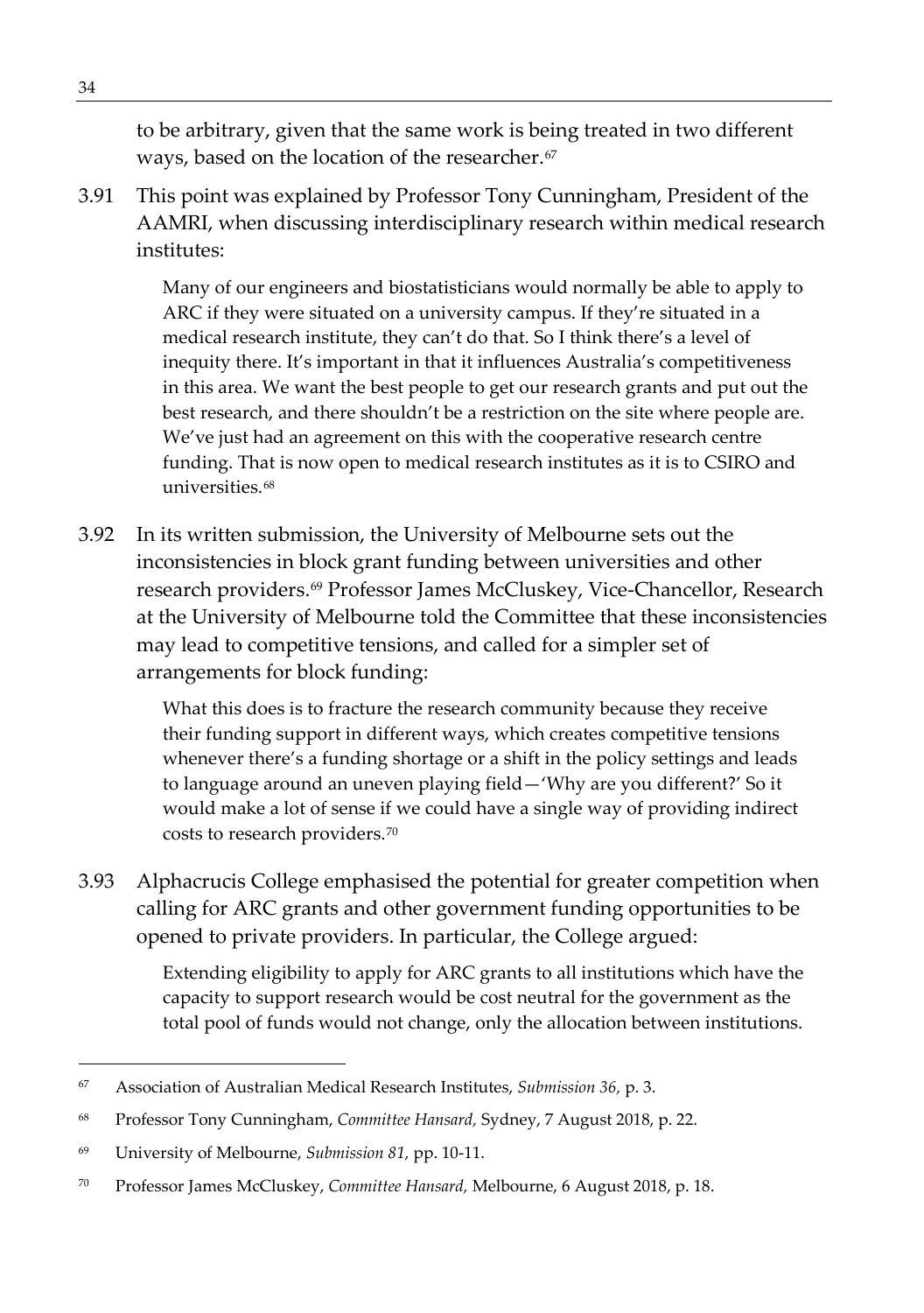to be arbitrary, given that the same work is being treated in two different ways, based on the location of the researcher.[67]

3.91 This point was explained by Professor Tony Cunningham, President of the AAMRI, when discussing interdisciplinary research within medical research institutes:

> Many of our engineers and biostatisticians would normally be able to apply to ARC if they were situated on a university campus. If they're situated in a medical research institute, they can't do that. So I think there's a level of inequity there. It's important in that it influences Australia's competitiveness in this area. We want the best people to get our research grants and put out the best research, and there shouldn't be a restriction on the site where people are. We've just had an agreement on this with the cooperative research centre funding. That is now open to medical research institutes as it is to CSIRO and universities.[68]

3.92 In its written submission, the University of Melbourne sets out the inconsistencies in block grant funding between universities and other research providers.[69] Professor James McCluskey, Vice-Chancellor, Research at the University of Melbourne told the Committee that these inconsistencies may lead to competitive tensions, and called for a simpler set of arrangements for block funding:

> What this does is to fracture the research community because they receive their funding support in different ways, which creates competitive tensions whenever there's a funding shortage or a shift in the policy settings and leads to language around an uneven playing field—'Why are you different?' So it would make a lot of sense if we could have a single way of providing indirect costs to research providers.[70]

3.93 Alphacrucis College emphasised the potential for greater competition when calling for ARC grants and other government funding opportunities to be opened to private providers. In particular, the College argued:

> Extending eligibility to apply for ARC grants to all institutions which have the capacity to support research would be cost neutral for the government as the total pool of funds would not change, only the allocation between institutions.

---

[67] Association of Australian Medical Research Institutes, *Submission 36,* p. 3.

[68] Professor Tony Cunningham, *Committee Hansard,* Sydney, 7 August 2018, p. 22.

[69] University of Melbourne, *Submission 81,* pp. 10-11.

[70] Professor James McCluskey, *Committee Hansard,* Melbourne, 6 August 2018, p. 18.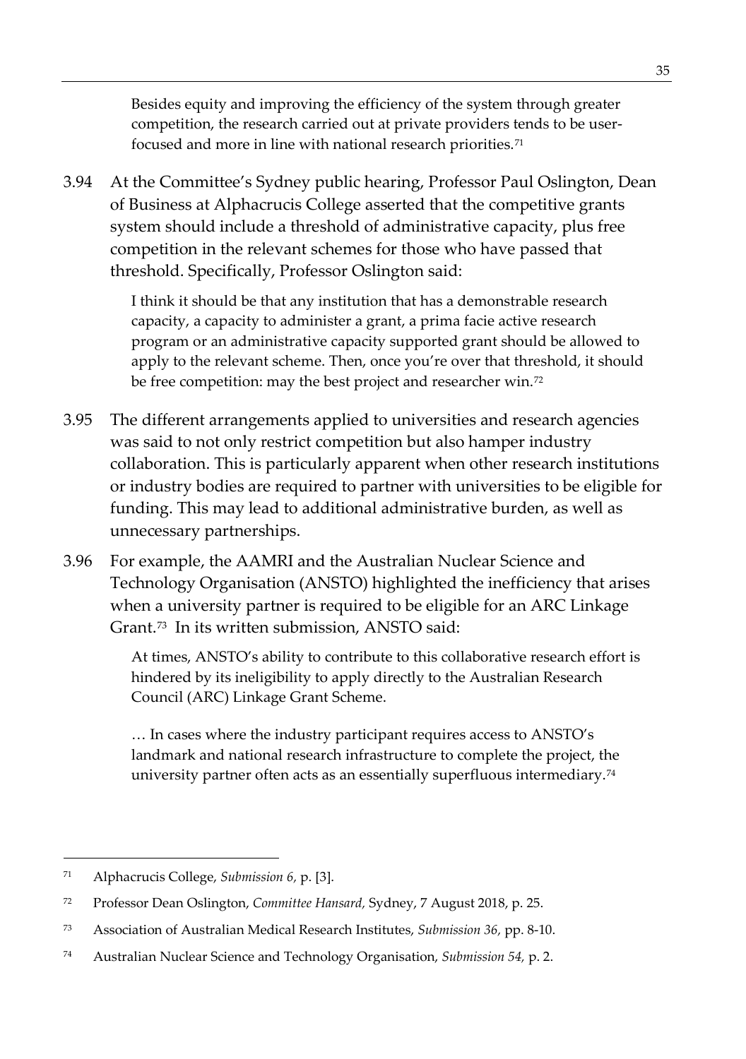> Besides equity and improving the efficiency of the system through greater competition, the research carried out at private providers tends to be user-focused and more in line with national research priorities.[71]

3.94 At the Committee's Sydney public hearing, Professor Paul Oslington, Dean of Business at Alphacrucis College asserted that the competitive grants system should include a threshold of administrative capacity, plus free competition in the relevant schemes for those who have passed that threshold. Specifically, Professor Oslington said:

> I think it should be that any institution that has a demonstrable research capacity, a capacity to administer a grant, a prima facie active research program or an administrative capacity supported grant should be allowed to apply to the relevant scheme. Then, once you're over that threshold, it should be free competition: may the best project and researcher win.[72]

3.95 The different arrangements applied to universities and research agencies was said to not only restrict competition but also hamper industry collaboration. This is particularly apparent when other research institutions or industry bodies are required to partner with universities to be eligible for funding. This may lead to additional administrative burden, as well as unnecessary partnerships.

3.96 For example, the AAMRI and the Australian Nuclear Science and Technology Organisation (ANSTO) highlighted the inefficiency that arises when a university partner is required to be eligible for an ARC Linkage Grant.[73] In its written submission, ANSTO said:

> At times, ANSTO's ability to contribute to this collaborative research effort is hindered by its ineligibility to apply directly to the Australian Research Council (ARC) Linkage Grant Scheme.
>
> … In cases where the industry participant requires access to ANSTO's landmark and national research infrastructure to complete the project, the university partner often acts as an essentially superfluous intermediary.[74]

---

[71] Alphacrucis College, *Submission 6,* p. [3].

[72] Professor Dean Oslington, *Committee Hansard,* Sydney, 7 August 2018, p. 25.

[73] Association of Australian Medical Research Institutes, *Submission 36,* pp. 8-10.

[74] Australian Nuclear Science and Technology Organisation, *Submission 54,* p. 2.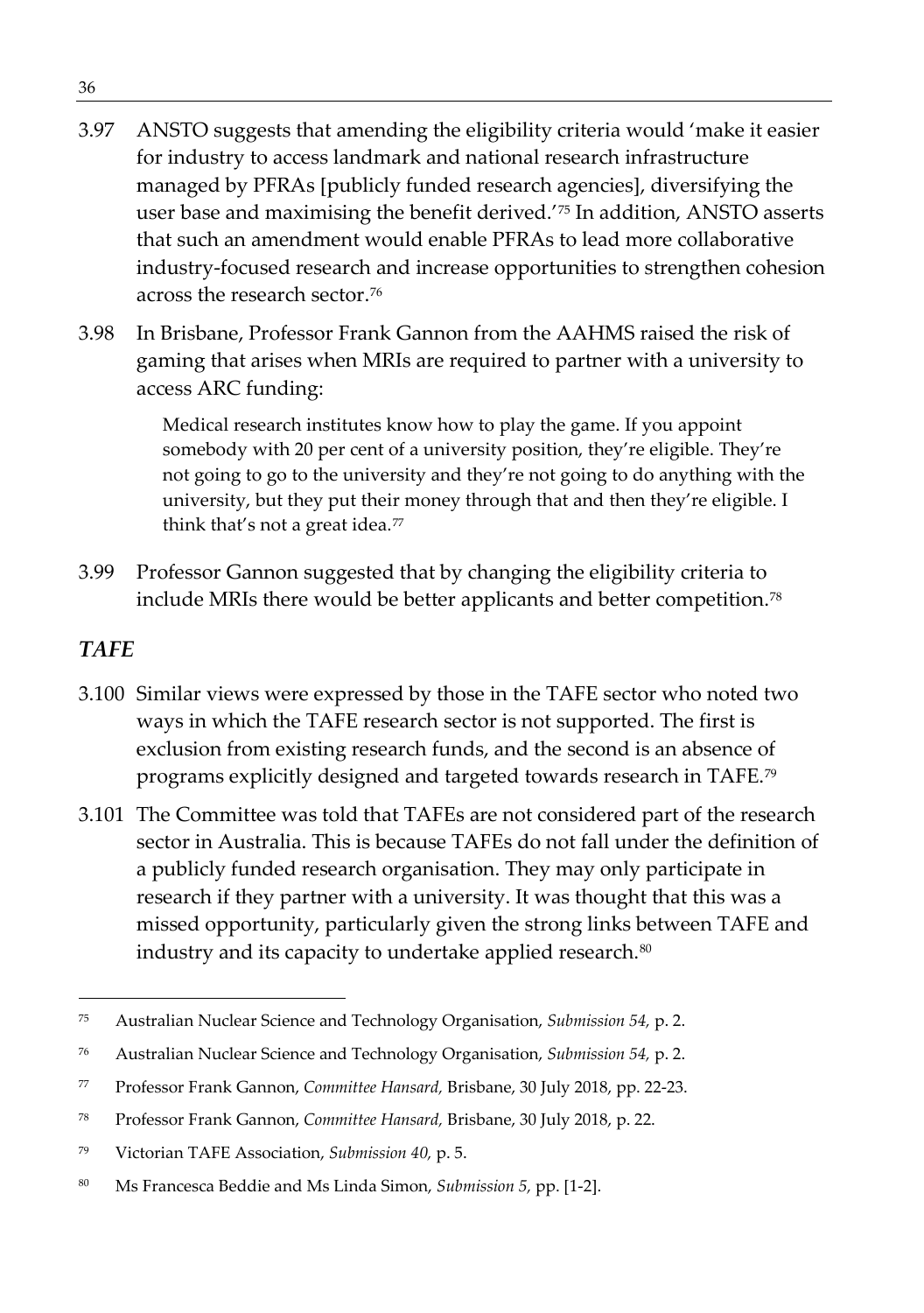3.97 ANSTO suggests that amending the eligibility criteria would 'make it easier for industry to access landmark and national research infrastructure managed by PFRAs [publicly funded research agencies], diversifying the user base and maximising the benefit derived.'[75] In addition, ANSTO asserts that such an amendment would enable PFRAs to lead more collaborative industry-focused research and increase opportunities to strengthen cohesion across the research sector.[76]

3.98 In Brisbane, Professor Frank Gannon from the AAHMS raised the risk of gaming that arises when MRIs are required to partner with a university to access ARC funding:

> Medical research institutes know how to play the game. If you appoint somebody with 20 per cent of a university position, they're eligible. They're not going to go to the university and they're not going to do anything with the university, but they put their money through that and then they're eligible. I think that's not a great idea.[77]

3.99 Professor Gannon suggested that by changing the eligibility criteria to include MRIs there would be better applicants and better competition.[78]

### *TAFE*

3.100 Similar views were expressed by those in the TAFE sector who noted two ways in which the TAFE research sector is not supported. The first is exclusion from existing research funds, and the second is an absence of programs explicitly designed and targeted towards research in TAFE.[79]

3.101 The Committee was told that TAFEs are not considered part of the research sector in Australia. This is because TAFEs do not fall under the definition of a publicly funded research organisation. They may only participate in research if they partner with a university. It was thought that this was a missed opportunity, particularly given the strong links between TAFE and industry and its capacity to undertake applied research.[80]

---

[75] Australian Nuclear Science and Technology Organisation, *Submission 54,* p. 2.

[76] Australian Nuclear Science and Technology Organisation, *Submission 54,* p. 2.

[77] Professor Frank Gannon, *Committee Hansard,* Brisbane, 30 July 2018, pp. 22-23.

[78] Professor Frank Gannon, *Committee Hansard,* Brisbane, 30 July 2018, p. 22.

[79] Victorian TAFE Association, *Submission 40,* p. 5.

[80] Ms Francesca Beddie and Ms Linda Simon, *Submission 5,* pp. [1-2].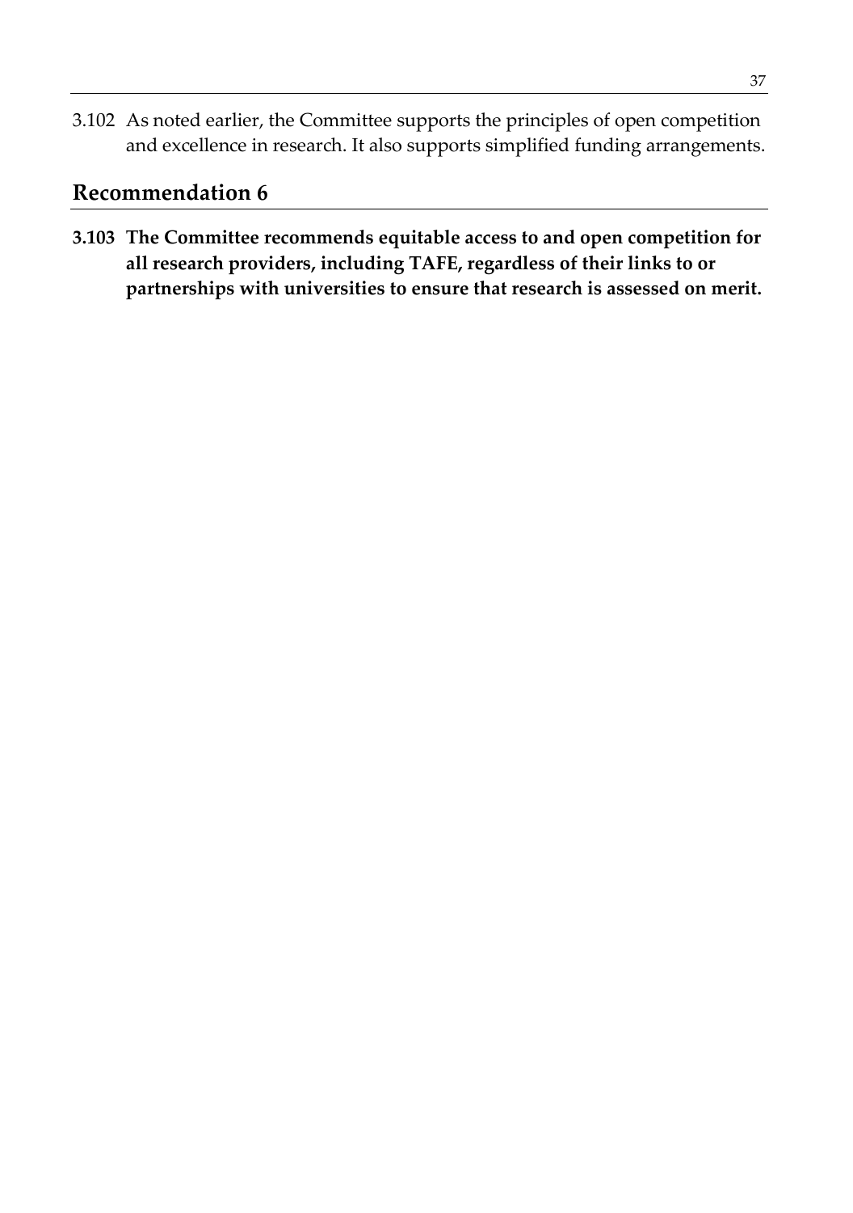3.102 As noted earlier, the Committee supports the principles of open competition and excellence in research. It also supports simplified funding arrangements.

## Recommendation 6

**3.103 The Committee recommends equitable access to and open competition for all research providers, including TAFE, regardless of their links to or partnerships with universities to ensure that research is assessed on merit.**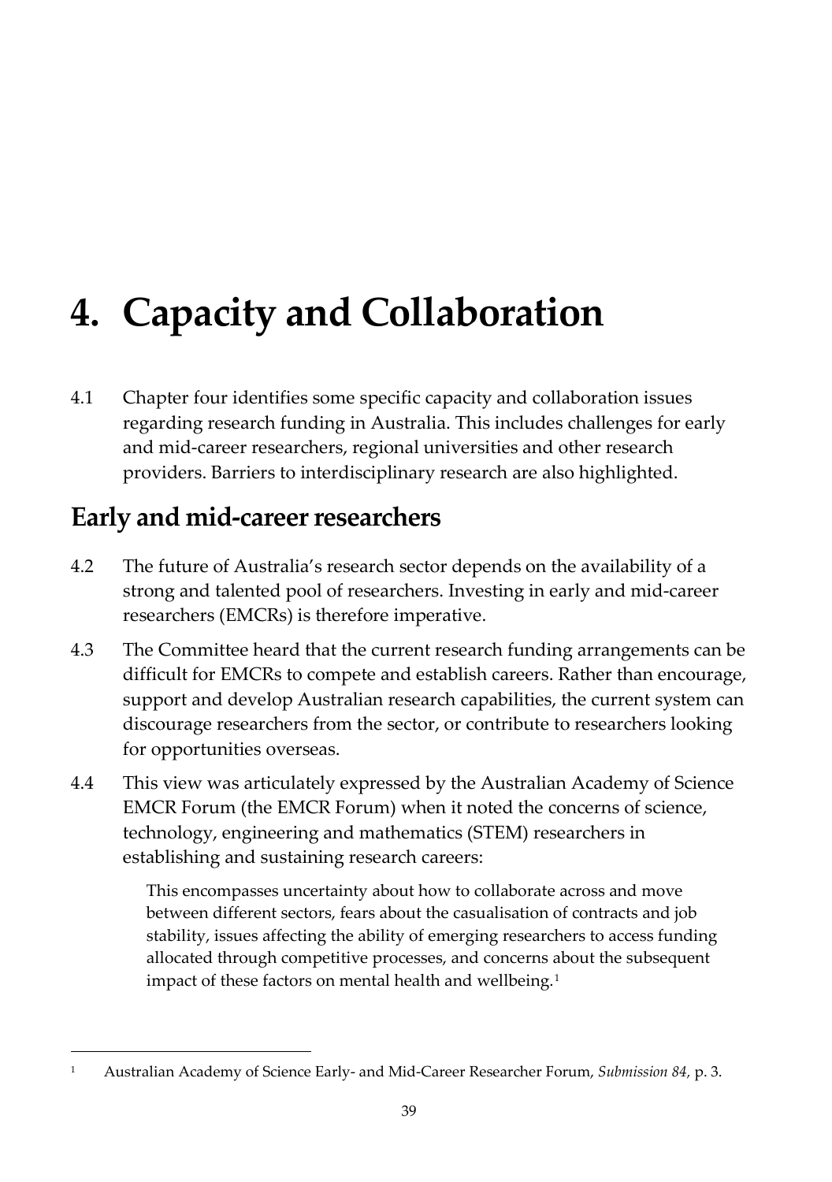# 4. Capacity and Collaboration

4.1 Chapter four identifies some specific capacity and collaboration issues regarding research funding in Australia. This includes challenges for early and mid-career researchers, regional universities and other research providers. Barriers to interdisciplinary research are also highlighted.

## Early and mid-career researchers

4.2 The future of Australia's research sector depends on the availability of a strong and talented pool of researchers. Investing in early and mid-career researchers (EMCRs) is therefore imperative.

4.3 The Committee heard that the current research funding arrangements can be difficult for EMCRs to compete and establish careers. Rather than encourage, support and develop Australian research capabilities, the current system can discourage researchers from the sector, or contribute to researchers looking for opportunities overseas.

4.4 This view was articulately expressed by the Australian Academy of Science EMCR Forum (the EMCR Forum) when it noted the concerns of science, technology, engineering and mathematics (STEM) researchers in establishing and sustaining research careers:

> This encompasses uncertainty about how to collaborate across and move between different sectors, fears about the casualisation of contracts and job stability, issues affecting the ability of emerging researchers to access funding allocated through competitive processes, and concerns about the subsequent impact of these factors on mental health and wellbeing.[1]

[1] Australian Academy of Science Early- and Mid-Career Researcher Forum, *Submission 84,* p. 3.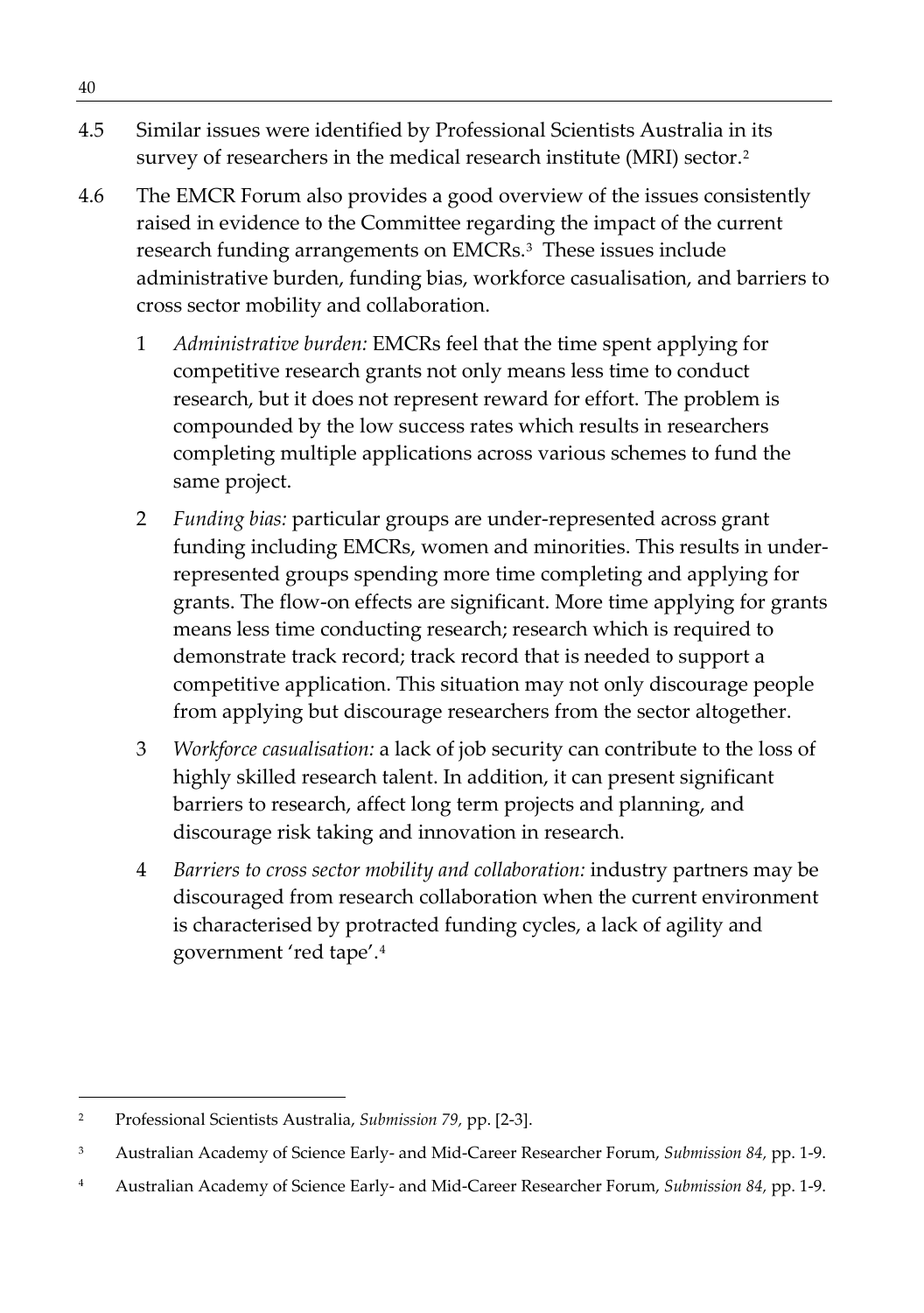4.5 Similar issues were identified by Professional Scientists Australia in its survey of researchers in the medical research institute (MRI) sector.[2]

4.6 The EMCR Forum also provides a good overview of the issues consistently raised in evidence to the Committee regarding the impact of the current research funding arrangements on EMCRs.[3] These issues include administrative burden, funding bias, workforce casualisation, and barriers to cross sector mobility and collaboration.

1. *Administrative burden:* EMCRs feel that the time spent applying for competitive research grants not only means less time to conduct research, but it does not represent reward for effort. The problem is compounded by the low success rates which results in researchers completing multiple applications across various schemes to fund the same project.
2. *Funding bias:* particular groups are under-represented across grant funding including EMCRs, women and minorities. This results in under-represented groups spending more time completing and applying for grants. The flow-on effects are significant. More time applying for grants means less time conducting research; research which is required to demonstrate track record; track record that is needed to support a competitive application. This situation may not only discourage people from applying but discourage researchers from the sector altogether.
3. *Workforce casualisation:* a lack of job security can contribute to the loss of highly skilled research talent. In addition, it can present significant barriers to research, affect long term projects and planning, and discourage risk taking and innovation in research.
4. *Barriers to cross sector mobility and collaboration:* industry partners may be discouraged from research collaboration when the current environment is characterised by protracted funding cycles, a lack of agility and government 'red tape'.[4]

---

[2] Professional Scientists Australia, *Submission 79,* pp. [2-3].

[3] Australian Academy of Science Early- and Mid-Career Researcher Forum, *Submission 84,* pp. 1-9.

[4] Australian Academy of Science Early- and Mid-Career Researcher Forum, *Submission 84,* pp. 1-9.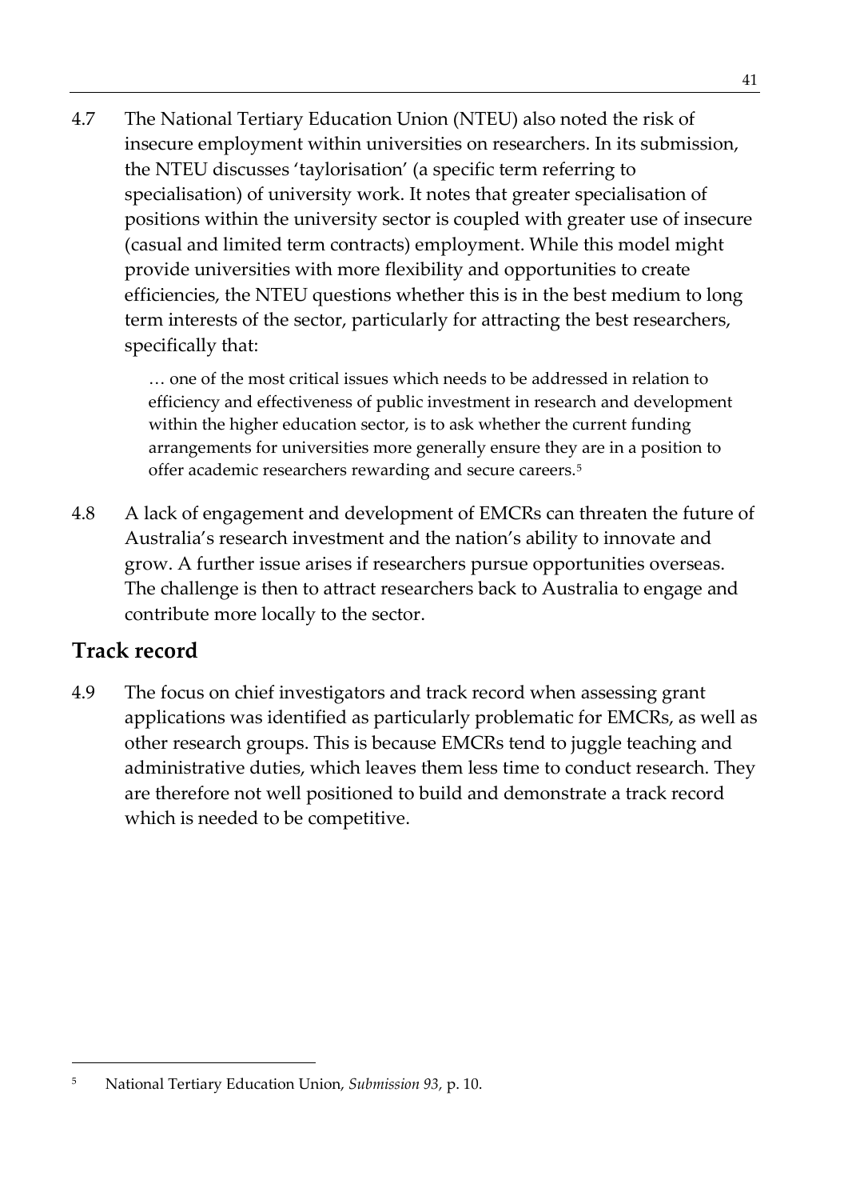4.7 The National Tertiary Education Union (NTEU) also noted the risk of insecure employment within universities on researchers. In its submission, the NTEU discusses 'taylorisation' (a specific term referring to specialisation) of university work. It notes that greater specialisation of positions within the university sector is coupled with greater use of insecure (casual and limited term contracts) employment. While this model might provide universities with more flexibility and opportunities to create efficiencies, the NTEU questions whether this is in the best medium to long term interests of the sector, particularly for attracting the best researchers, specifically that:

> … one of the most critical issues which needs to be addressed in relation to efficiency and effectiveness of public investment in research and development within the higher education sector, is to ask whether the current funding arrangements for universities more generally ensure they are in a position to offer academic researchers rewarding and secure careers.[5]

4.8 A lack of engagement and development of EMCRs can threaten the future of Australia's research investment and the nation's ability to innovate and grow. A further issue arises if researchers pursue opportunities overseas. The challenge is then to attract researchers back to Australia to engage and contribute more locally to the sector.

## Track record

4.9 The focus on chief investigators and track record when assessing grant applications was identified as particularly problematic for EMCRs, as well as other research groups. This is because EMCRs tend to juggle teaching and administrative duties, which leaves them less time to conduct research. They are therefore not well positioned to build and demonstrate a track record which is needed to be competitive.

---

[5] National Tertiary Education Union, *Submission 93*, p. 10.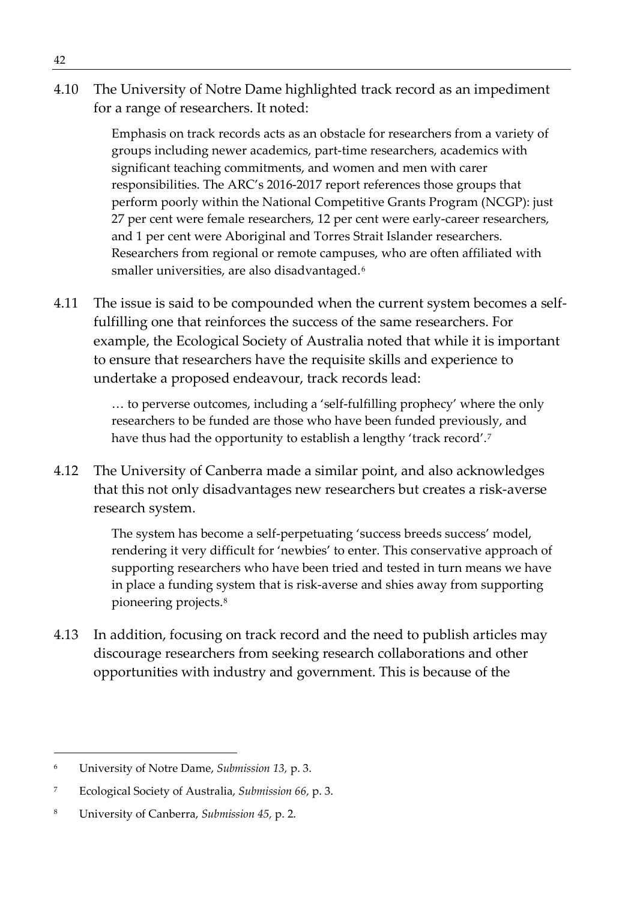4.10 The University of Notre Dame highlighted track record as an impediment for a range of researchers. It noted:

> Emphasis on track records acts as an obstacle for researchers from a variety of groups including newer academics, part-time researchers, academics with significant teaching commitments, and women and men with carer responsibilities. The ARC's 2016-2017 report references those groups that perform poorly within the National Competitive Grants Program (NCGP): just 27 per cent were female researchers, 12 per cent were early-career researchers, and 1 per cent were Aboriginal and Torres Strait Islander researchers. Researchers from regional or remote campuses, who are often affiliated with smaller universities, are also disadvantaged.[6]

4.11 The issue is said to be compounded when the current system becomes a self-fulfilling one that reinforces the success of the same researchers. For example, the Ecological Society of Australia noted that while it is important to ensure that researchers have the requisite skills and experience to undertake a proposed endeavour, track records lead:

> … to perverse outcomes, including a 'self-fulfilling prophecy' where the only researchers to be funded are those who have been funded previously, and have thus had the opportunity to establish a lengthy 'track record'.[7]

4.12 The University of Canberra made a similar point, and also acknowledges that this not only disadvantages new researchers but creates a risk-averse research system.

> The system has become a self-perpetuating 'success breeds success' model, rendering it very difficult for 'newbies' to enter. This conservative approach of supporting researchers who have been tried and tested in turn means we have in place a funding system that is risk-averse and shies away from supporting pioneering projects.[8]

4.13 In addition, focusing on track record and the need to publish articles may discourage researchers from seeking research collaborations and other opportunities with industry and government. This is because of the

---

[6] University of Notre Dame, *Submission 13,* p. 3.

[7] Ecological Society of Australia, *Submission 66,* p. 3.

[8] University of Canberra, *Submission 45,* p. 2.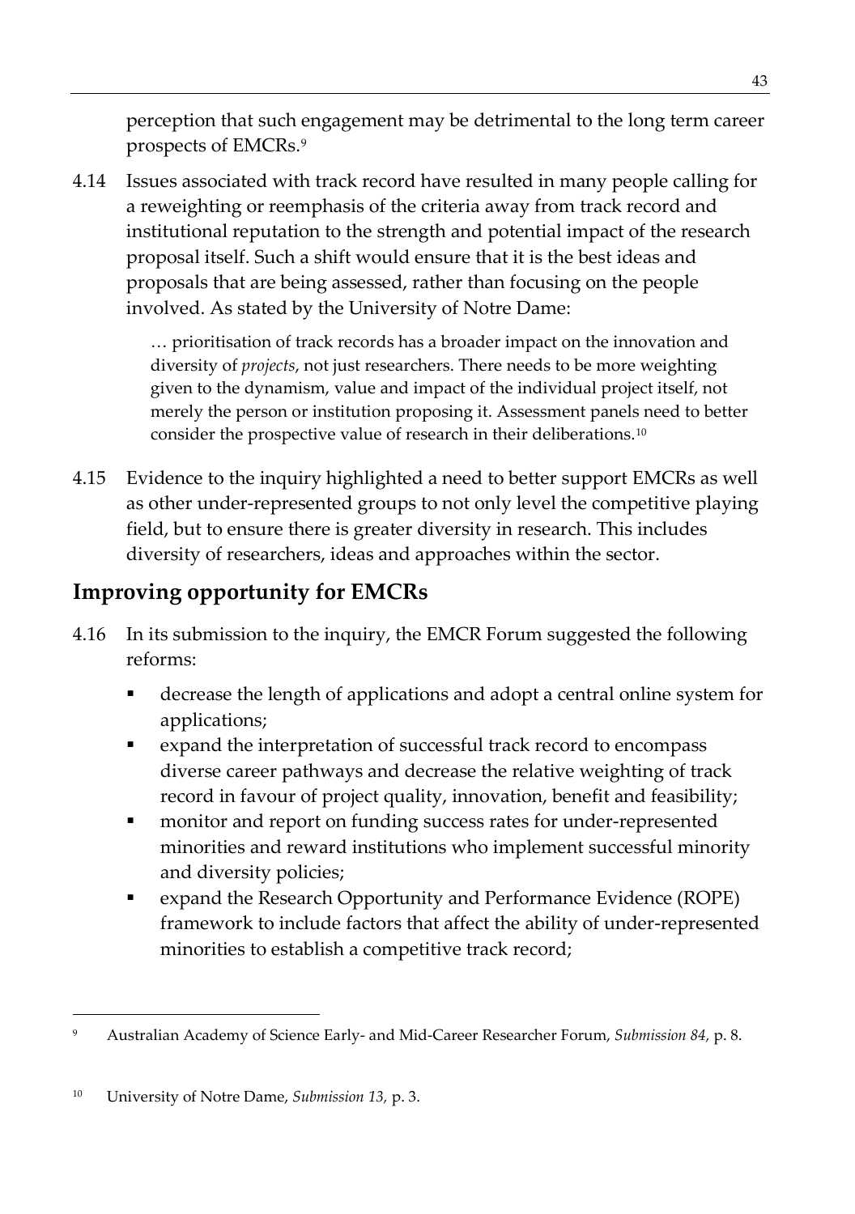perception that such engagement may be detrimental to the long term career prospects of EMCRs.[9]

4.14 Issues associated with track record have resulted in many people calling for a reweighting or reemphasis of the criteria away from track record and institutional reputation to the strength and potential impact of the research proposal itself. Such a shift would ensure that it is the best ideas and proposals that are being assessed, rather than focusing on the people involved. As stated by the University of Notre Dame:

> … prioritisation of track records has a broader impact on the innovation and diversity of *projects*, not just researchers. There needs to be more weighting given to the dynamism, value and impact of the individual project itself, not merely the person or institution proposing it. Assessment panels need to better consider the prospective value of research in their deliberations.[10]

4.15 Evidence to the inquiry highlighted a need to better support EMCRs as well as other under-represented groups to not only level the competitive playing field, but to ensure there is greater diversity in research. This includes diversity of researchers, ideas and approaches within the sector.

## Improving opportunity for EMCRs

4.16 In its submission to the inquiry, the EMCR Forum suggested the following reforms:

- decrease the length of applications and adopt a central online system for applications;
- expand the interpretation of successful track record to encompass diverse career pathways and decrease the relative weighting of track record in favour of project quality, innovation, benefit and feasibility;
- monitor and report on funding success rates for under-represented minorities and reward institutions who implement successful minority and diversity policies;
- expand the Research Opportunity and Performance Evidence (ROPE) framework to include factors that affect the ability of under-represented minorities to establish a competitive track record;

---

[9] Australian Academy of Science Early- and Mid-Career Researcher Forum, *Submission 84,* p. 8.

[10] University of Notre Dame, *Submission 13,* p. 3.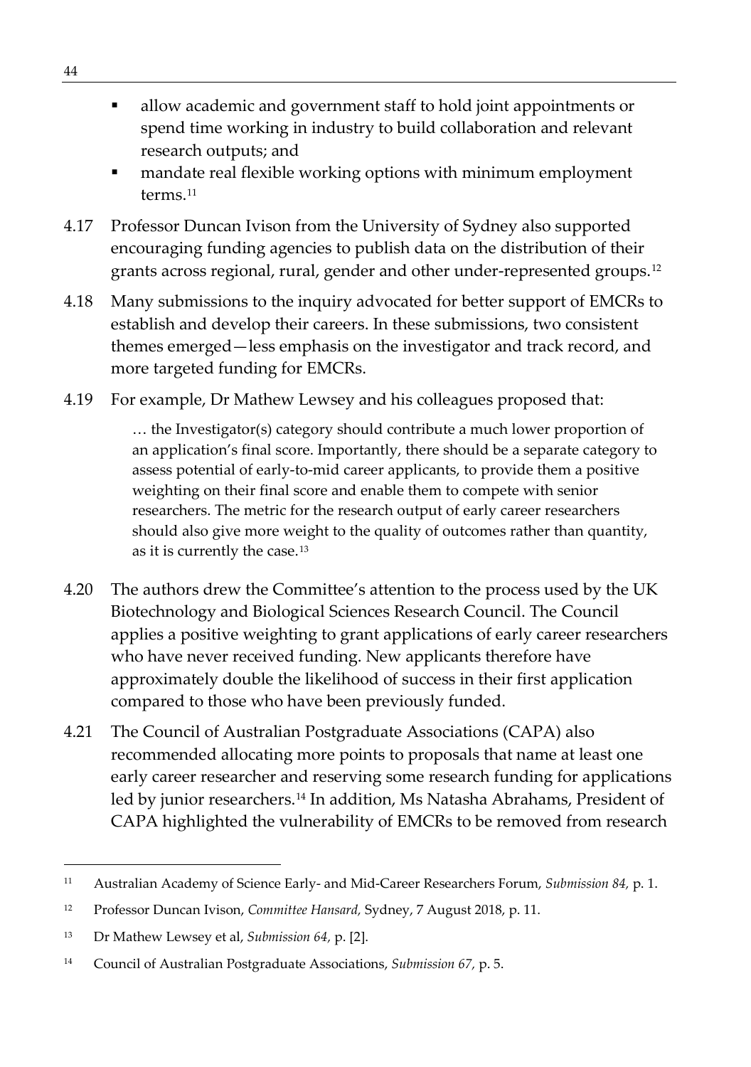- allow academic and government staff to hold joint appointments or spend time working in industry to build collaboration and relevant research outputs; and
- mandate real flexible working options with minimum employment terms.[11]

4.17 Professor Duncan Ivison from the University of Sydney also supported encouraging funding agencies to publish data on the distribution of their grants across regional, rural, gender and other under-represented groups.[12]

4.18 Many submissions to the inquiry advocated for better support of EMCRs to establish and develop their careers. In these submissions, two consistent themes emerged—less emphasis on the investigator and track record, and more targeted funding for EMCRs.

4.19 For example, Dr Mathew Lewsey and his colleagues proposed that:

> … the Investigator(s) category should contribute a much lower proportion of an application's final score. Importantly, there should be a separate category to assess potential of early-to-mid career applicants, to provide them a positive weighting on their final score and enable them to compete with senior researchers. The metric for the research output of early career researchers should also give more weight to the quality of outcomes rather than quantity, as it is currently the case.[13]

4.20 The authors drew the Committee's attention to the process used by the UK Biotechnology and Biological Sciences Research Council. The Council applies a positive weighting to grant applications of early career researchers who have never received funding. New applicants therefore have approximately double the likelihood of success in their first application compared to those who have been previously funded.

4.21 The Council of Australian Postgraduate Associations (CAPA) also recommended allocating more points to proposals that name at least one early career researcher and reserving some research funding for applications led by junior researchers.[14] In addition, Ms Natasha Abrahams, President of CAPA highlighted the vulnerability of EMCRs to be removed from research

---

[11] Australian Academy of Science Early- and Mid-Career Researchers Forum, *Submission 84*, p. 1.

[12] Professor Duncan Ivison, *Committee Hansard*, Sydney, 7 August 2018, p. 11.

[13] Dr Mathew Lewsey et al, *Submission 64*, p. [2].

[14] Council of Australian Postgraduate Associations, *Submission 67*, p. 5.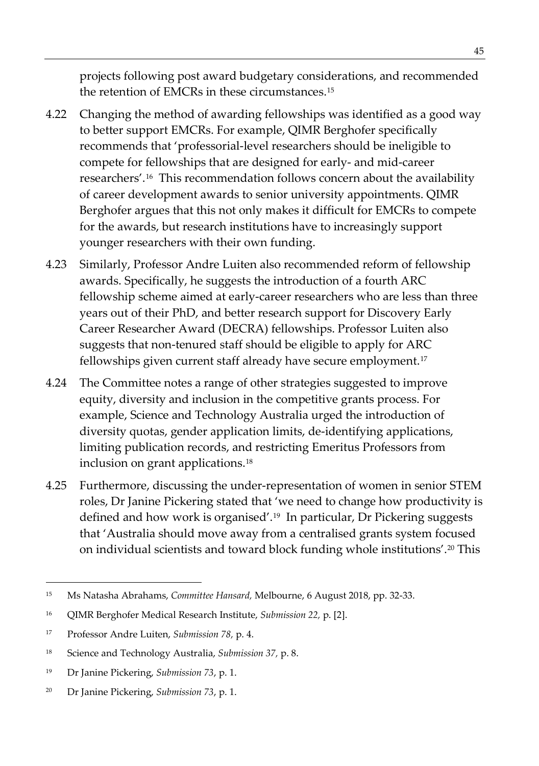projects following post award budgetary considerations, and recommended the retention of EMCRs in these circumstances.[15]

4.22 Changing the method of awarding fellowships was identified as a good way to better support EMCRs. For example, QIMR Berghofer specifically recommends that 'professorial-level researchers should be ineligible to compete for fellowships that are designed for early- and mid-career researchers'.[16] This recommendation follows concern about the availability of career development awards to senior university appointments. QIMR Berghofer argues that this not only makes it difficult for EMCRs to compete for the awards, but research institutions have to increasingly support younger researchers with their own funding.

4.23 Similarly, Professor Andre Luiten also recommended reform of fellowship awards. Specifically, he suggests the introduction of a fourth ARC fellowship scheme aimed at early-career researchers who are less than three years out of their PhD, and better research support for Discovery Early Career Researcher Award (DECRA) fellowships. Professor Luiten also suggests that non-tenured staff should be eligible to apply for ARC fellowships given current staff already have secure employment.[17]

4.24 The Committee notes a range of other strategies suggested to improve equity, diversity and inclusion in the competitive grants process. For example, Science and Technology Australia urged the introduction of diversity quotas, gender application limits, de-identifying applications, limiting publication records, and restricting Emeritus Professors from inclusion on grant applications.[18]

4.25 Furthermore, discussing the under-representation of women in senior STEM roles, Dr Janine Pickering stated that 'we need to change how productivity is defined and how work is organised'.[19] In particular, Dr Pickering suggests that 'Australia should move away from a centralised grants system focused on individual scientists and toward block funding whole institutions'.[20] This

---

[15] Ms Natasha Abrahams, *Committee Hansard,* Melbourne, 6 August 2018, pp. 32-33.

[16] QIMR Berghofer Medical Research Institute, *Submission 22,* p. [2].

[17] Professor Andre Luiten, *Submission 78,* p. 4.

[18] Science and Technology Australia, *Submission 37,* p. 8.

[19] Dr Janine Pickering, *Submission 73*, p. 1.

[20] Dr Janine Pickering, *Submission 73*, p. 1.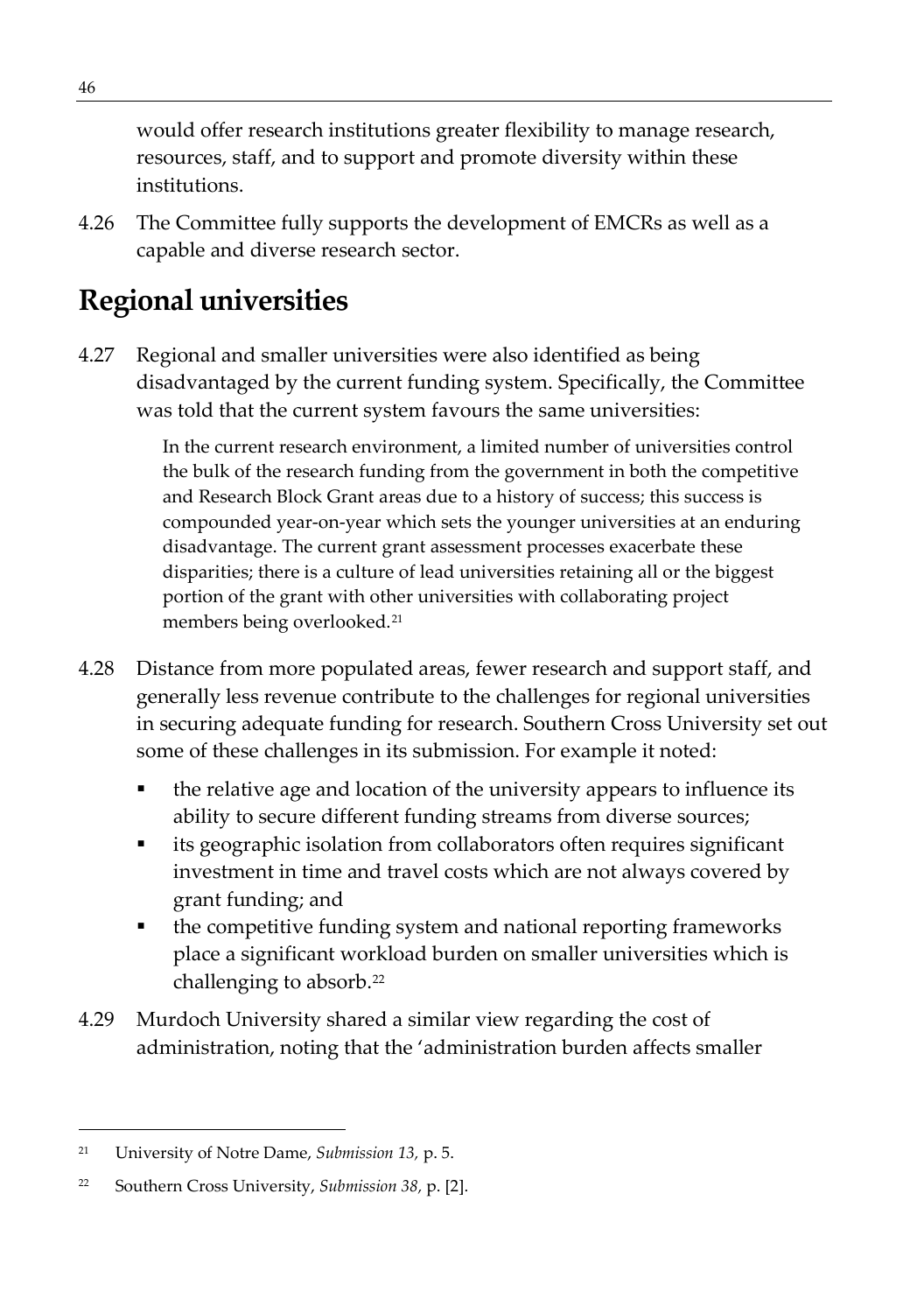would offer research institutions greater flexibility to manage research, resources, staff, and to support and promote diversity within these institutions.

4.26 The Committee fully supports the development of EMCRs as well as a capable and diverse research sector.

## Regional universities

4.27 Regional and smaller universities were also identified as being disadvantaged by the current funding system. Specifically, the Committee was told that the current system favours the same universities:

> In the current research environment, a limited number of universities control the bulk of the research funding from the government in both the competitive and Research Block Grant areas due to a history of success; this success is compounded year-on-year which sets the younger universities at an enduring disadvantage. The current grant assessment processes exacerbate these disparities; there is a culture of lead universities retaining all or the biggest portion of the grant with other universities with collaborating project members being overlooked.[21]

4.28 Distance from more populated areas, fewer research and support staff, and generally less revenue contribute to the challenges for regional universities in securing adequate funding for research. Southern Cross University set out some of these challenges in its submission. For example it noted:

- the relative age and location of the university appears to influence its ability to secure different funding streams from diverse sources;
- its geographic isolation from collaborators often requires significant investment in time and travel costs which are not always covered by grant funding; and
- the competitive funding system and national reporting frameworks place a significant workload burden on smaller universities which is challenging to absorb.[22]

4.29 Murdoch University shared a similar view regarding the cost of administration, noting that the 'administration burden affects smaller

---

[21] University of Notre Dame, *Submission 13,* p. 5.

[22] Southern Cross University, *Submission 38,* p. [2].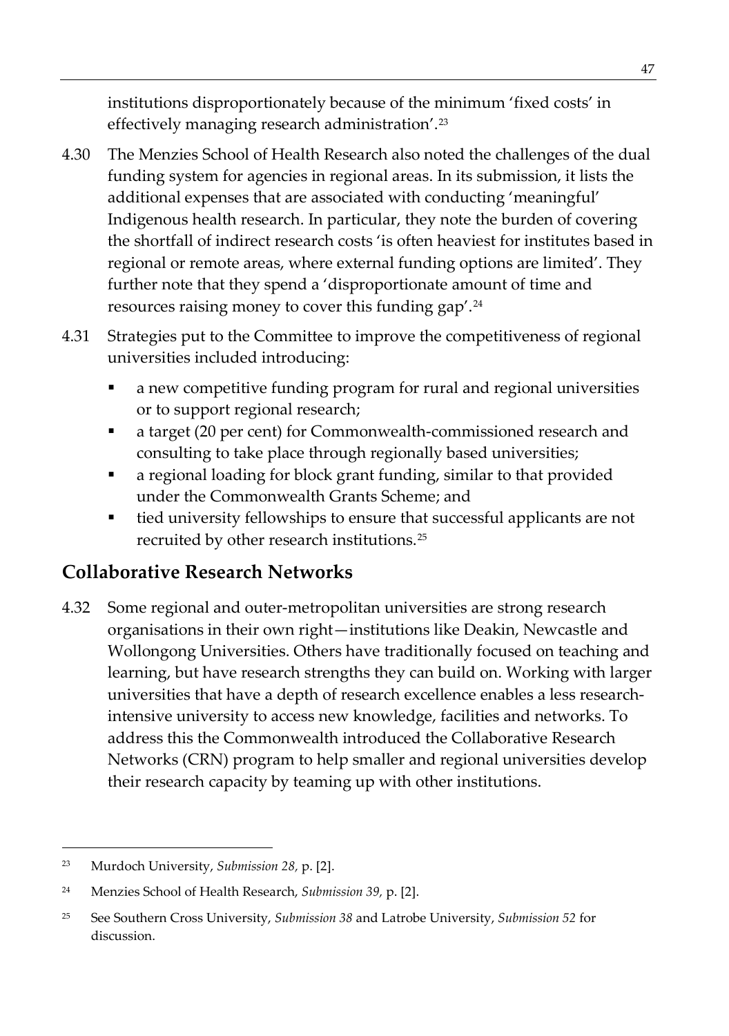institutions disproportionately because of the minimum 'fixed costs' in effectively managing research administration'.[23]

4.30 The Menzies School of Health Research also noted the challenges of the dual funding system for agencies in regional areas. In its submission, it lists the additional expenses that are associated with conducting 'meaningful' Indigenous health research. In particular, they note the burden of covering the shortfall of indirect research costs 'is often heaviest for institutes based in regional or remote areas, where external funding options are limited'. They further note that they spend a 'disproportionate amount of time and resources raising money to cover this funding gap'.[24]

4.31 Strategies put to the Committee to improve the competitiveness of regional universities included introducing:

- a new competitive funding program for rural and regional universities or to support regional research;
- a target (20 per cent) for Commonwealth-commissioned research and consulting to take place through regionally based universities;
- a regional loading for block grant funding, similar to that provided under the Commonwealth Grants Scheme; and
- tied university fellowships to ensure that successful applicants are not recruited by other research institutions.[25]

## Collaborative Research Networks

4.32 Some regional and outer-metropolitan universities are strong research organisations in their own right—institutions like Deakin, Newcastle and Wollongong Universities. Others have traditionally focused on teaching and learning, but have research strengths they can build on. Working with larger universities that have a depth of research excellence enables a less research-intensive university to access new knowledge, facilities and networks. To address this the Commonwealth introduced the Collaborative Research Networks (CRN) program to help smaller and regional universities develop their research capacity by teaming up with other institutions.

---

[23] Murdoch University, *Submission 28,* p. [2].

[24] Menzies School of Health Research, *Submission 39,* p. [2].

[25] See Southern Cross University, *Submission 38* and Latrobe University, *Submission 52* for discussion.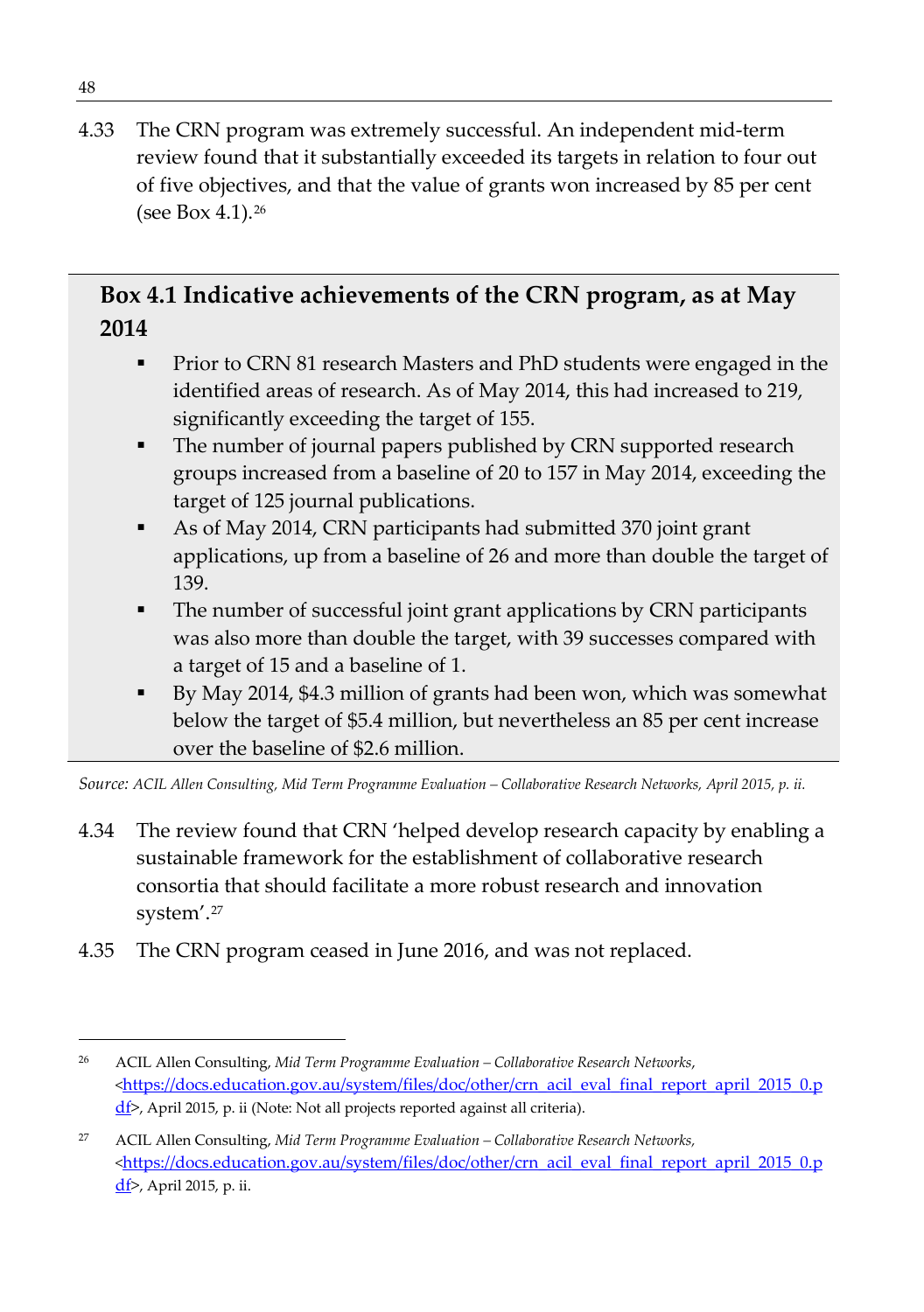4.33 The CRN program was extremely successful. An independent mid-term review found that it substantially exceeded its targets in relation to four out of five objectives, and that the value of grants won increased by 85 per cent (see Box 4.1).[26]

### Box 4.1 Indicative achievements of the CRN program, as at May 2014

- Prior to CRN 81 research Masters and PhD students were engaged in the identified areas of research. As of May 2014, this had increased to 219, significantly exceeding the target of 155.
- The number of journal papers published by CRN supported research groups increased from a baseline of 20 to 157 in May 2014, exceeding the target of 125 journal publications.
- As of May 2014, CRN participants had submitted 370 joint grant applications, up from a baseline of 26 and more than double the target of 139.
- The number of successful joint grant applications by CRN participants was also more than double the target, with 39 successes compared with a target of 15 and a baseline of 1.
- By May 2014, $4.3 million of grants had been won, which was somewhat below the target of $5.4 million, but nevertheless an 85 per cent increase over the baseline of $2.6 million.

*Source: ACIL Allen Consulting, Mid Term Programme Evaluation – Collaborative Research Networks, April 2015, p. ii.*

4.34 The review found that CRN 'helped develop research capacity by enabling a sustainable framework for the establishment of collaborative research consortia that should facilitate a more robust research and innovation system'.[27]

4.35 The CRN program ceased in June 2016, and was not replaced.

---

[26] ACIL Allen Consulting, *Mid Term Programme Evaluation – Collaborative Research Networks*, <https://docs.education.gov.au/system/files/doc/other/crn_acil_eval_final_report_april_2015_0.pdf>, April 2015, p. ii (Note: Not all projects reported against all criteria).

[27] ACIL Allen Consulting, *Mid Term Programme Evaluation – Collaborative Research Networks*, <https://docs.education.gov.au/system/files/doc/other/crn_acil_eval_final_report_april_2015_0.pdf>, April 2015, p. ii.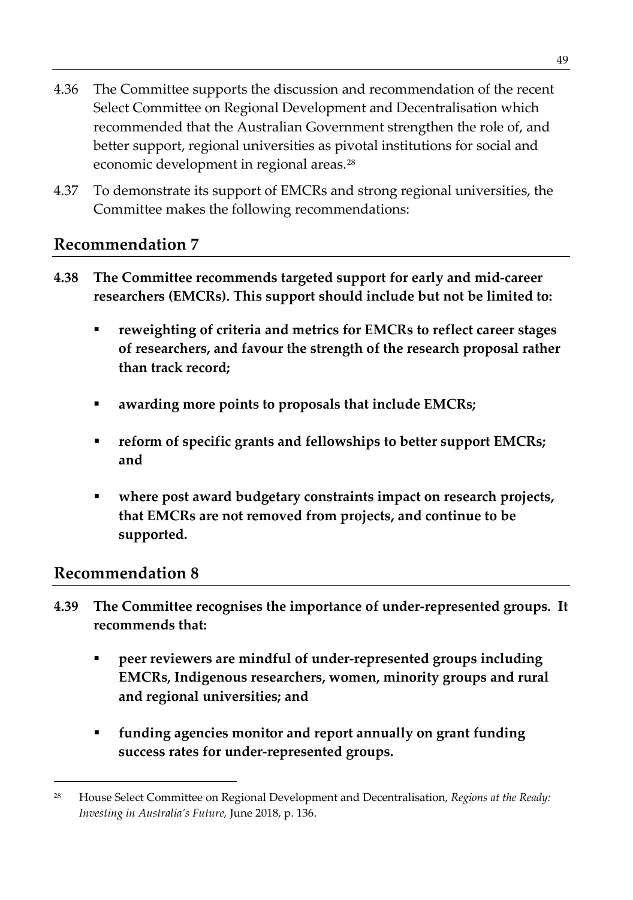4.36 The Committee supports the discussion and recommendation of the recent Select Committee on Regional Development and Decentralisation which recommended that the Australian Government strengthen the role of, and better support, regional universities as pivotal institutions for social and economic development in regional areas.[28]

4.37 To demonstrate its support of EMCRs and strong regional universities, the Committee makes the following recommendations:

## Recommendation 7

**4.38 The Committee recommends targeted support for early and mid-career researchers (EMCRs). This support should include but not be limited to:**

- **reweighting of criteria and metrics for EMCRs to reflect career stages of researchers, and favour the strength of the research proposal rather than track record;**
- **awarding more points to proposals that include EMCRs;**
- **reform of specific grants and fellowships to better support EMCRs; and**
- **where post award budgetary constraints impact on research projects, that EMCRs are not removed from projects, and continue to be supported.**

## Recommendation 8

**4.39 The Committee recognises the importance of under-represented groups. It recommends that:**

- **peer reviewers are mindful of under-represented groups including EMCRs, Indigenous researchers, women, minority groups and rural and regional universities; and**
- **funding agencies monitor and report annually on grant funding success rates for under-represented groups.**

---

[28] House Select Committee on Regional Development and Decentralisation, *Regions at the Ready: Investing in Australia's Future,* June 2018, p. 136.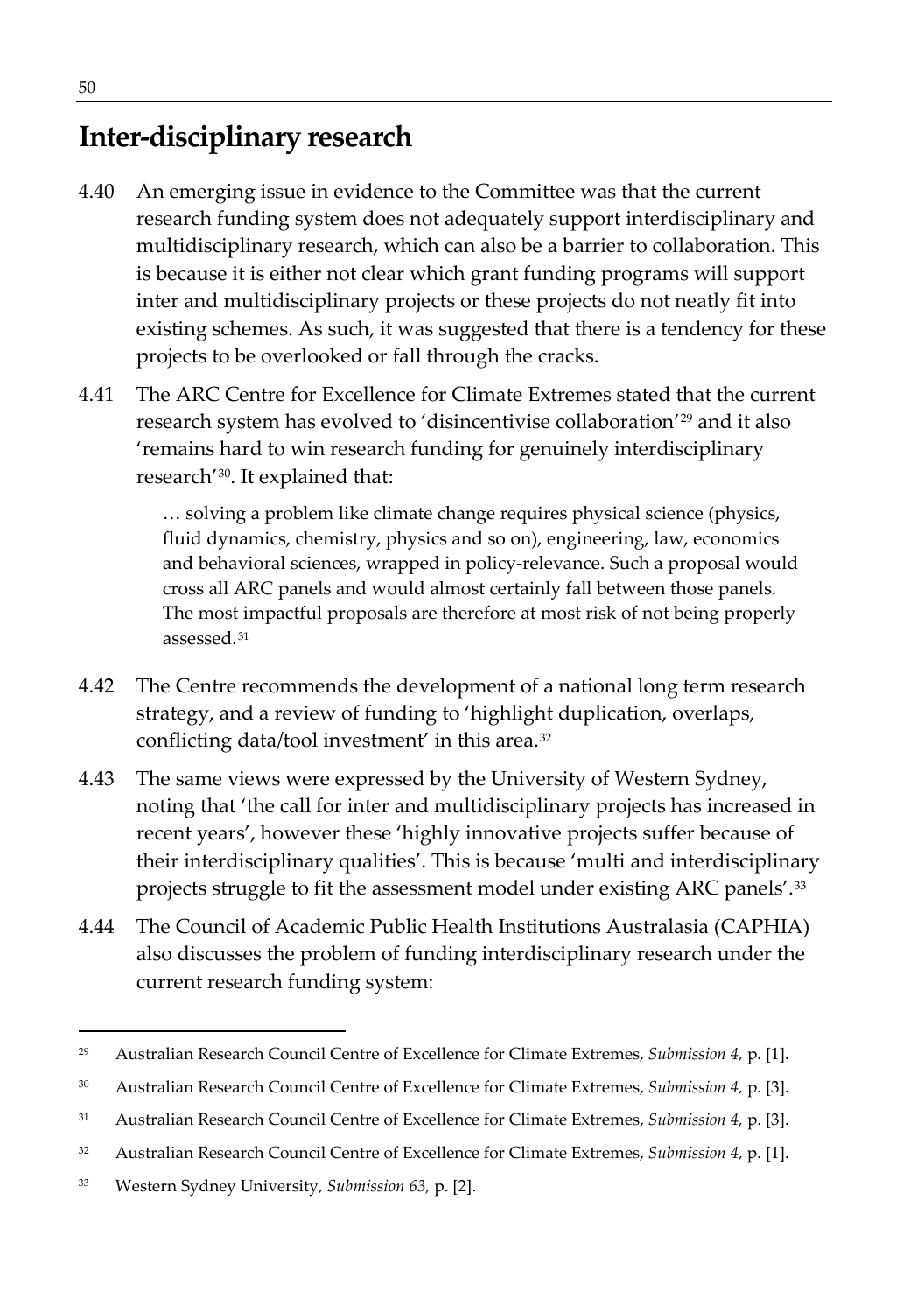## Inter-disciplinary research

4.40 An emerging issue in evidence to the Committee was that the current research funding system does not adequately support interdisciplinary and multidisciplinary research, which can also be a barrier to collaboration. This is because it is either not clear which grant funding programs will support inter and multidisciplinary projects or these projects do not neatly fit into existing schemes. As such, it was suggested that there is a tendency for these projects to be overlooked or fall through the cracks.

4.41 The ARC Centre for Excellence for Climate Extremes stated that the current research system has evolved to 'disincentivise collaboration'[29] and it also 'remains hard to win research funding for genuinely interdisciplinary research'[30]. It explained that:

> … solving a problem like climate change requires physical science (physics, fluid dynamics, chemistry, physics and so on), engineering, law, economics and behavioral sciences, wrapped in policy-relevance. Such a proposal would cross all ARC panels and would almost certainly fall between those panels. The most impactful proposals are therefore at most risk of not being properly assessed.[31]

4.42 The Centre recommends the development of a national long term research strategy, and a review of funding to 'highlight duplication, overlaps, conflicting data/tool investment' in this area.[32]

4.43 The same views were expressed by the University of Western Sydney, noting that 'the call for inter and multidisciplinary projects has increased in recent years', however these 'highly innovative projects suffer because of their interdisciplinary qualities'. This is because 'multi and interdisciplinary projects struggle to fit the assessment model under existing ARC panels'.[33]

4.44 The Council of Academic Public Health Institutions Australasia (CAPHIA) also discusses the problem of funding interdisciplinary research under the current research funding system:

---

[29] Australian Research Council Centre of Excellence for Climate Extremes, *Submission 4,* p. [1].

[30] Australian Research Council Centre of Excellence for Climate Extremes, *Submission 4,* p. [3].

[31] Australian Research Council Centre of Excellence for Climate Extremes, *Submission 4,* p. [3].

[32] Australian Research Council Centre of Excellence for Climate Extremes, *Submission 4,* p. [1].

[33] Western Sydney University, *Submission 63,* p. [2].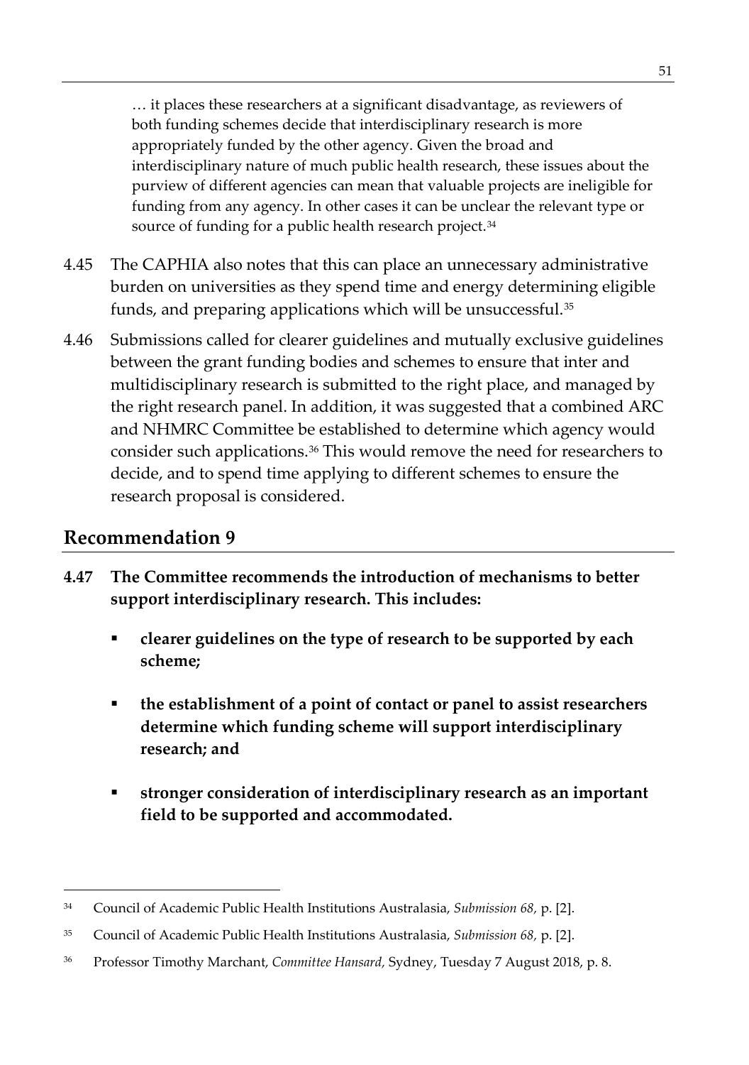> … it places these researchers at a significant disadvantage, as reviewers of both funding schemes decide that interdisciplinary research is more appropriately funded by the other agency. Given the broad and interdisciplinary nature of much public health research, these issues about the purview of different agencies can mean that valuable projects are ineligible for funding from any agency. In other cases it can be unclear the relevant type or source of funding for a public health research project.[34]

4.45 The CAPHIA also notes that this can place an unnecessary administrative burden on universities as they spend time and energy determining eligible funds, and preparing applications which will be unsuccessful.[35]

4.46 Submissions called for clearer guidelines and mutually exclusive guidelines between the grant funding bodies and schemes to ensure that inter and multidisciplinary research is submitted to the right place, and managed by the right research panel. In addition, it was suggested that a combined ARC and NHMRC Committee be established to determine which agency would consider such applications.[36] This would remove the need for researchers to decide, and to spend time applying to different schemes to ensure the research proposal is considered.

## Recommendation 9

**4.47 The Committee recommends the introduction of mechanisms to better support interdisciplinary research. This includes:**

- **clearer guidelines on the type of research to be supported by each scheme;**
- **the establishment of a point of contact or panel to assist researchers determine which funding scheme will support interdisciplinary research; and**
- **stronger consideration of interdisciplinary research as an important field to be supported and accommodated.**

---

[34] Council of Academic Public Health Institutions Australasia, *Submission 68,* p. [2].

[35] Council of Academic Public Health Institutions Australasia, *Submission 68,* p. [2].

[36] Professor Timothy Marchant, *Committee Hansard,* Sydney, Tuesday 7 August 2018, p. 8.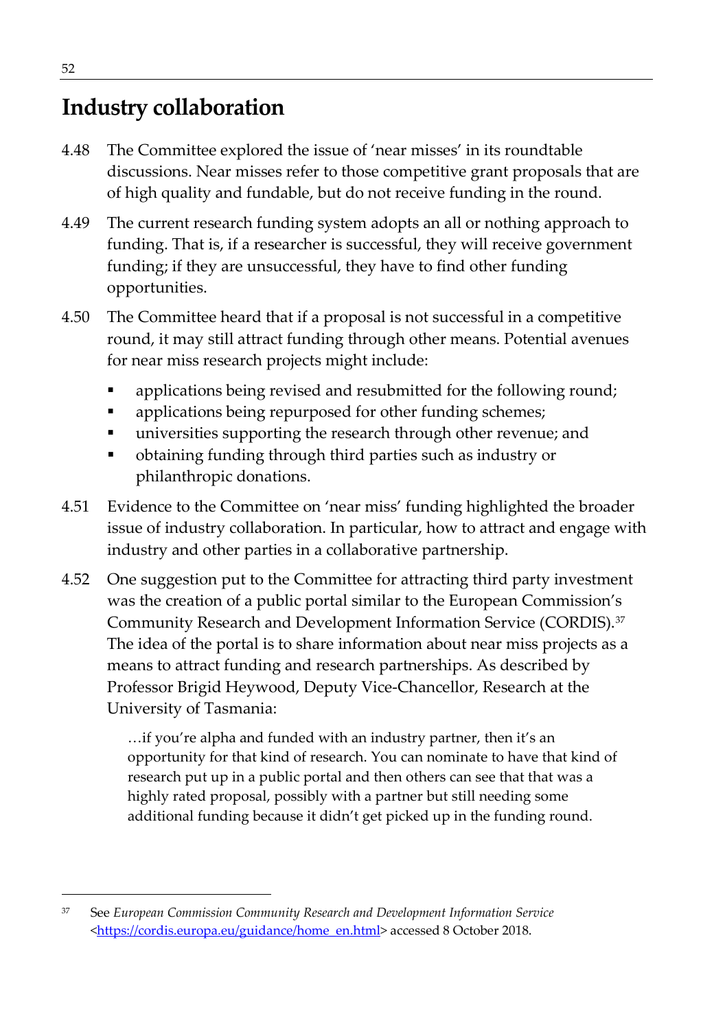## Industry collaboration

4.48 The Committee explored the issue of 'near misses' in its roundtable discussions. Near misses refer to those competitive grant proposals that are of high quality and fundable, but do not receive funding in the round.

4.49 The current research funding system adopts an all or nothing approach to funding. That is, if a researcher is successful, they will receive government funding; if they are unsuccessful, they have to find other funding opportunities.

4.50 The Committee heard that if a proposal is not successful in a competitive round, it may still attract funding through other means. Potential avenues for near miss research projects might include:

- applications being revised and resubmitted for the following round;
- applications being repurposed for other funding schemes;
- universities supporting the research through other revenue; and
- obtaining funding through third parties such as industry or philanthropic donations.

4.51 Evidence to the Committee on 'near miss' funding highlighted the broader issue of industry collaboration. In particular, how to attract and engage with industry and other parties in a collaborative partnership.

4.52 One suggestion put to the Committee for attracting third party investment was the creation of a public portal similar to the European Commission's Community Research and Development Information Service (CORDIS).[37] The idea of the portal is to share information about near miss projects as a means to attract funding and research partnerships. As described by Professor Brigid Heywood, Deputy Vice-Chancellor, Research at the University of Tasmania:

> …if you're alpha and funded with an industry partner, then it's an opportunity for that kind of research. You can nominate to have that kind of research put up in a public portal and then others can see that that was a highly rated proposal, possibly with a partner but still needing some additional funding because it didn't get picked up in the funding round.

---

[37] See *European Commission Community Research and Development Information Service* <https://cordis.europa.eu/guidance/home_en.html> accessed 8 October 2018.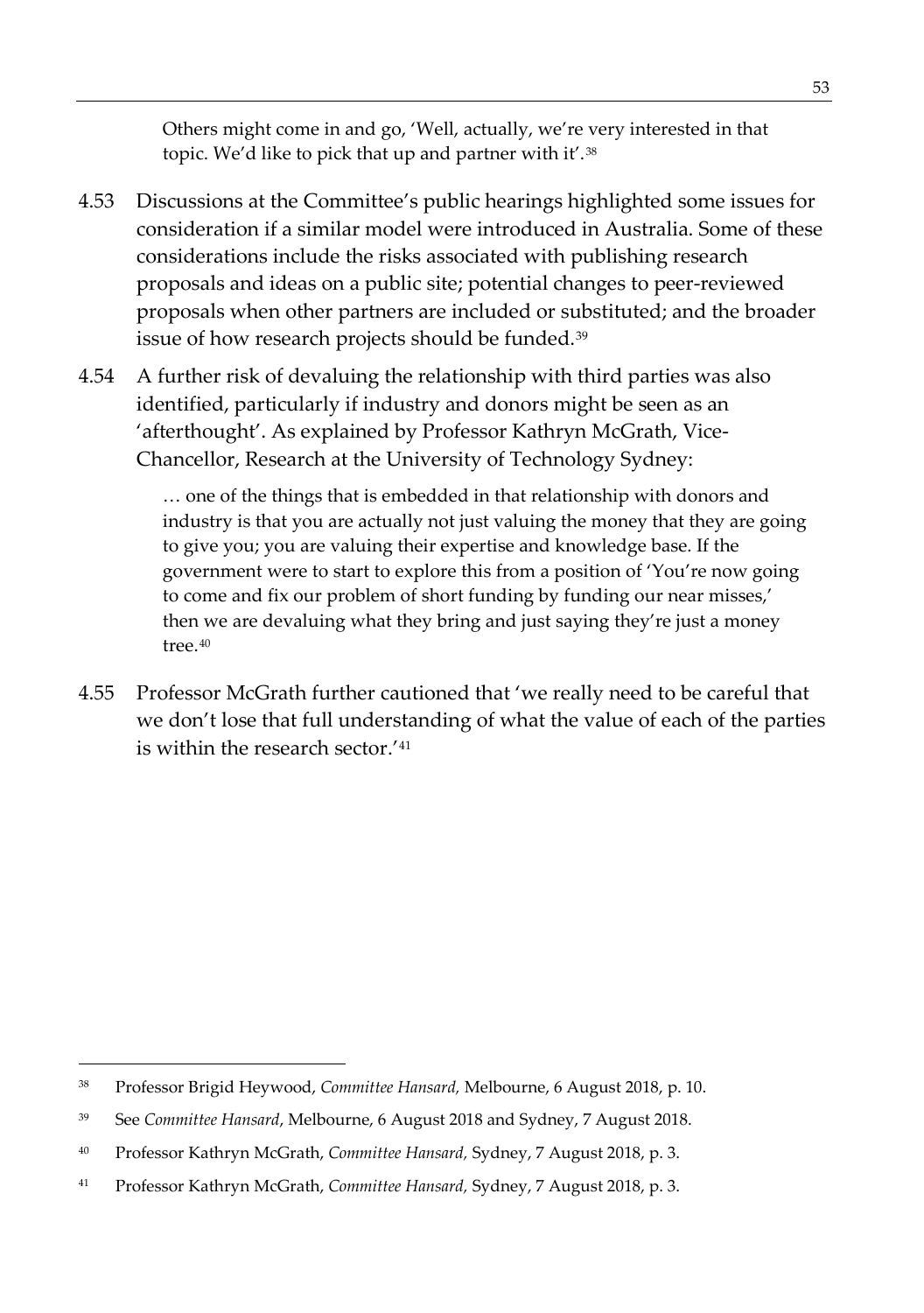> Others might come in and go, 'Well, actually, we're very interested in that topic. We'd like to pick that up and partner with it'.[38]

4.53 Discussions at the Committee's public hearings highlighted some issues for consideration if a similar model were introduced in Australia. Some of these considerations include the risks associated with publishing research proposals and ideas on a public site; potential changes to peer-reviewed proposals when other partners are included or substituted; and the broader issue of how research projects should be funded.[39]

4.54 A further risk of devaluing the relationship with third parties was also identified, particularly if industry and donors might be seen as an 'afterthought'. As explained by Professor Kathryn McGrath, Vice-Chancellor, Research at the University of Technology Sydney:

> … one of the things that is embedded in that relationship with donors and industry is that you are actually not just valuing the money that they are going to give you; you are valuing their expertise and knowledge base. If the government were to start to explore this from a position of 'You're now going to come and fix our problem of short funding by funding our near misses,' then we are devaluing what they bring and just saying they're just a money tree.[40]

4.55 Professor McGrath further cautioned that 'we really need to be careful that we don't lose that full understanding of what the value of each of the parties is within the research sector.'[41]

---

[38] Professor Brigid Heywood, *Committee Hansard*, Melbourne, 6 August 2018, p. 10.

[39] See *Committee Hansard*, Melbourne, 6 August 2018 and Sydney, 7 August 2018.

[40] Professor Kathryn McGrath, *Committee Hansard*, Sydney, 7 August 2018, p. 3.

[41] Professor Kathryn McGrath, *Committee Hansard*, Sydney, 7 August 2018, p. 3.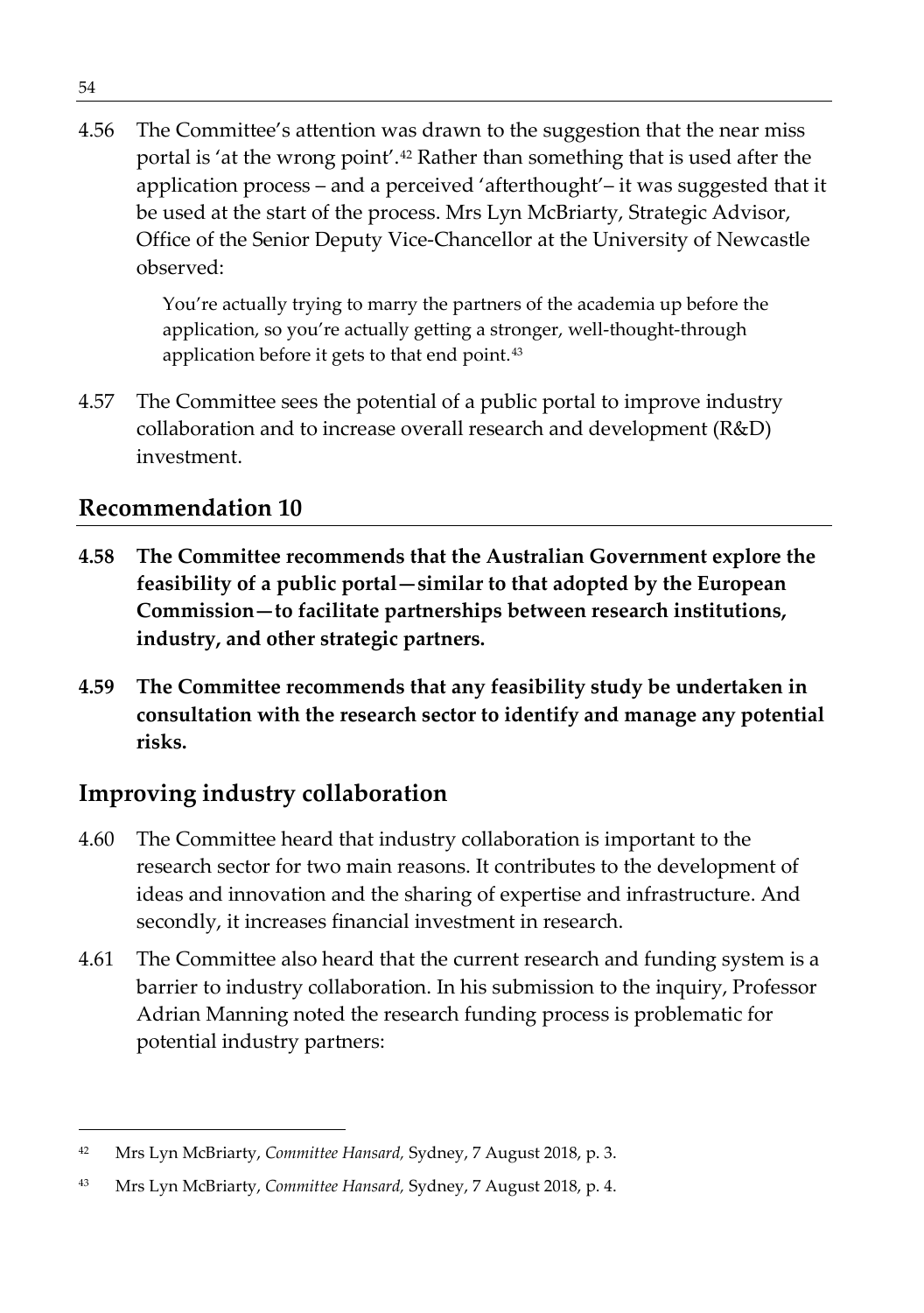4.56 The Committee's attention was drawn to the suggestion that the near miss portal is 'at the wrong point'.[42] Rather than something that is used after the application process – and a perceived 'afterthought'– it was suggested that it be used at the start of the process. Mrs Lyn McBriarty, Strategic Advisor, Office of the Senior Deputy Vice-Chancellor at the University of Newcastle observed:

> You're actually trying to marry the partners of the academia up before the application, so you're actually getting a stronger, well-thought-through application before it gets to that end point.[43]

4.57 The Committee sees the potential of a public portal to improve industry collaboration and to increase overall research and development (R&D) investment.

## Recommendation 10

**4.58 The Committee recommends that the Australian Government explore the feasibility of a public portal—similar to that adopted by the European Commission—to facilitate partnerships between research institutions, industry, and other strategic partners.**

**4.59 The Committee recommends that any feasibility study be undertaken in consultation with the research sector to identify and manage any potential risks.**

## Improving industry collaboration

4.60 The Committee heard that industry collaboration is important to the research sector for two main reasons. It contributes to the development of ideas and innovation and the sharing of expertise and infrastructure. And secondly, it increases financial investment in research.

4.61 The Committee also heard that the current research and funding system is a barrier to industry collaboration. In his submission to the inquiry, Professor Adrian Manning noted the research funding process is problematic for potential industry partners:

---

[42] Mrs Lyn McBriarty, *Committee Hansard*, Sydney, 7 August 2018, p. 3.

[43] Mrs Lyn McBriarty, *Committee Hansard*, Sydney, 7 August 2018, p. 4.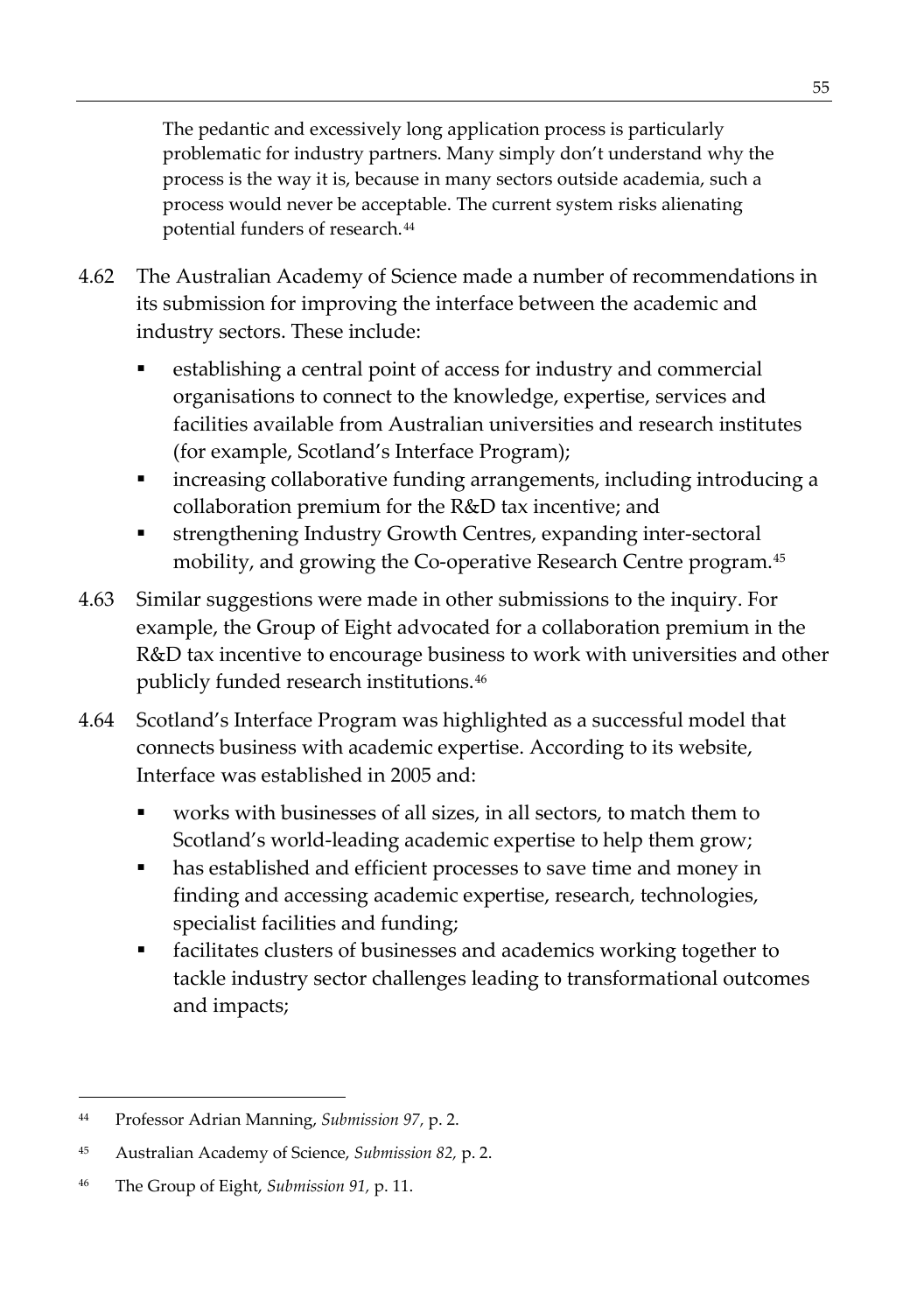> The pedantic and excessively long application process is particularly problematic for industry partners. Many simply don't understand why the process is the way it is, because in many sectors outside academia, such a process would never be acceptable. The current system risks alienating potential funders of research.[44]

4.62 The Australian Academy of Science made a number of recommendations in its submission for improving the interface between the academic and industry sectors. These include:

- establishing a central point of access for industry and commercial organisations to connect to the knowledge, expertise, services and facilities available from Australian universities and research institutes (for example, Scotland's Interface Program);
- increasing collaborative funding arrangements, including introducing a collaboration premium for the R&D tax incentive; and
- strengthening Industry Growth Centres, expanding inter-sectoral mobility, and growing the Co-operative Research Centre program.[45]

4.63 Similar suggestions were made in other submissions to the inquiry. For example, the Group of Eight advocated for a collaboration premium in the R&D tax incentive to encourage business to work with universities and other publicly funded research institutions.[46]

4.64 Scotland's Interface Program was highlighted as a successful model that connects business with academic expertise. According to its website, Interface was established in 2005 and:

- works with businesses of all sizes, in all sectors, to match them to Scotland's world-leading academic expertise to help them grow;
- has established and efficient processes to save time and money in finding and accessing academic expertise, research, technologies, specialist facilities and funding;
- facilitates clusters of businesses and academics working together to tackle industry sector challenges leading to transformational outcomes and impacts;

---

[44] Professor Adrian Manning, *Submission 97*, p. 2.

[45] Australian Academy of Science, *Submission 82*, p. 2.

[46] The Group of Eight, *Submission 91*, p. 11.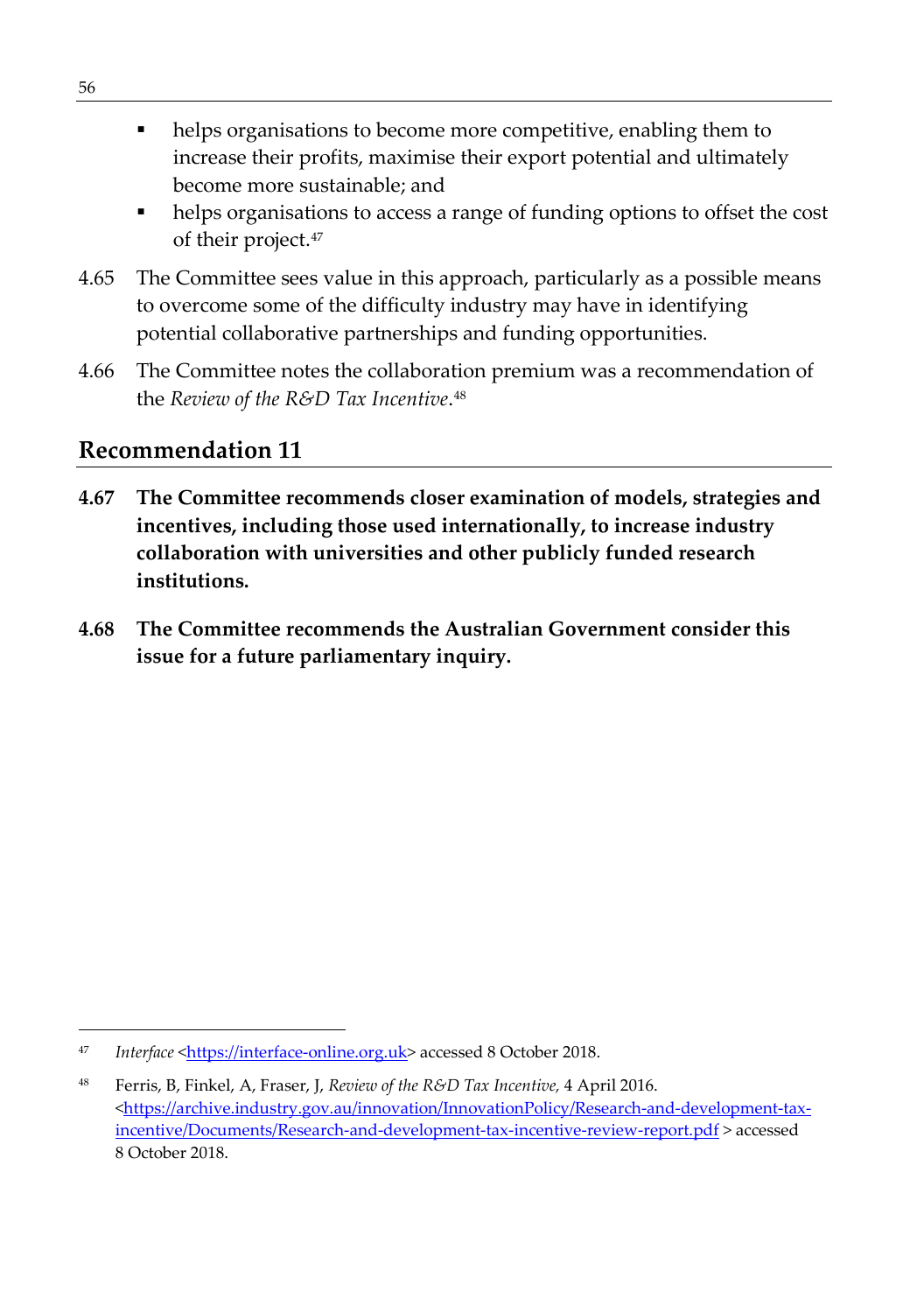- helps organisations to become more competitive, enabling them to increase their profits, maximise their export potential and ultimately become more sustainable; and
- helps organisations to access a range of funding options to offset the cost of their project.[47]

4.65 The Committee sees value in this approach, particularly as a possible means to overcome some of the difficulty industry may have in identifying potential collaborative partnerships and funding opportunities.

4.66 The Committee notes the collaboration premium was a recommendation of the *Review of the R&D Tax Incentive*.[48]

## Recommendation 11

**4.67 The Committee recommends closer examination of models, strategies and incentives, including those used internationally, to increase industry collaboration with universities and other publicly funded research institutions.**

**4.68 The Committee recommends the Australian Government consider this issue for a future parliamentary inquiry.**

---

[47] *Interface* <https://interface-online.org.uk> accessed 8 October 2018.

[48] Ferris, B, Finkel, A, Fraser, J, *Review of the R&D Tax Incentive,* 4 April 2016. <https://archive.industry.gov.au/innovation/InnovationPolicy/Research-and-development-tax-incentive/Documents/Research-and-development-tax-incentive-review-report.pdf > accessed 8 October 2018.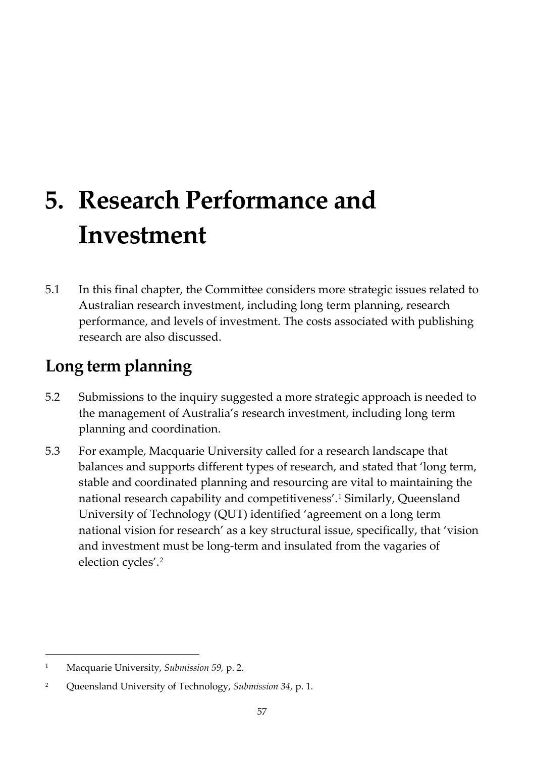# 5. Research Performance and Investment

5.1 In this final chapter, the Committee considers more strategic issues related to Australian research investment, including long term planning, research performance, and levels of investment. The costs associated with publishing research are also discussed.

## Long term planning

5.2 Submissions to the inquiry suggested a more strategic approach is needed to the management of Australia's research investment, including long term planning and coordination.

5.3 For example, Macquarie University called for a research landscape that balances and supports different types of research, and stated that 'long term, stable and coordinated planning and resourcing are vital to maintaining the national research capability and competitiveness'.[1] Similarly, Queensland University of Technology (QUT) identified 'agreement on a long term national vision for research' as a key structural issue, specifically, that 'vision and investment must be long-term and insulated from the vagaries of election cycles'.[2]

---

[1] Macquarie University, *Submission 59,* p. 2.

[2] Queensland University of Technology, *Submission 34,* p. 1.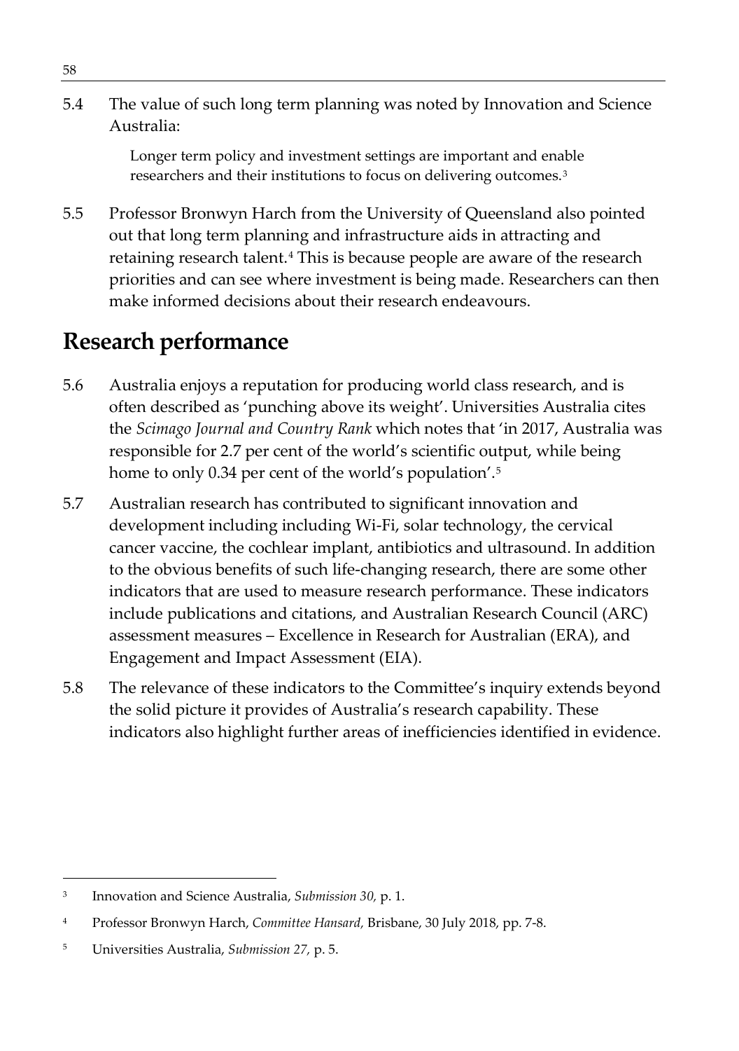5.4 The value of such long term planning was noted by Innovation and Science Australia:

> Longer term policy and investment settings are important and enable researchers and their institutions to focus on delivering outcomes.[3]

5.5 Professor Bronwyn Harch from the University of Queensland also pointed out that long term planning and infrastructure aids in attracting and retaining research talent.[4] This is because people are aware of the research priorities and can see where investment is being made. Researchers can then make informed decisions about their research endeavours.

## Research performance

5.6 Australia enjoys a reputation for producing world class research, and is often described as 'punching above its weight'. Universities Australia cites the *Scimago Journal and Country Rank* which notes that 'in 2017, Australia was responsible for 2.7 per cent of the world's scientific output, while being home to only 0.34 per cent of the world's population'.[5]

5.7 Australian research has contributed to significant innovation and development including including Wi-Fi, solar technology, the cervical cancer vaccine, the cochlear implant, antibiotics and ultrasound. In addition to the obvious benefits of such life-changing research, there are some other indicators that are used to measure research performance. These indicators include publications and citations, and Australian Research Council (ARC) assessment measures – Excellence in Research for Australian (ERA), and Engagement and Impact Assessment (EIA).

5.8 The relevance of these indicators to the Committee's inquiry extends beyond the solid picture it provides of Australia's research capability. These indicators also highlight further areas of inefficiencies identified in evidence.

---

[3] Innovation and Science Australia, *Submission 30,* p. 1.

[4] Professor Bronwyn Harch, *Committee Hansard,* Brisbane, 30 July 2018, pp. 7-8.

[5] Universities Australia, *Submission 27,* p. 5.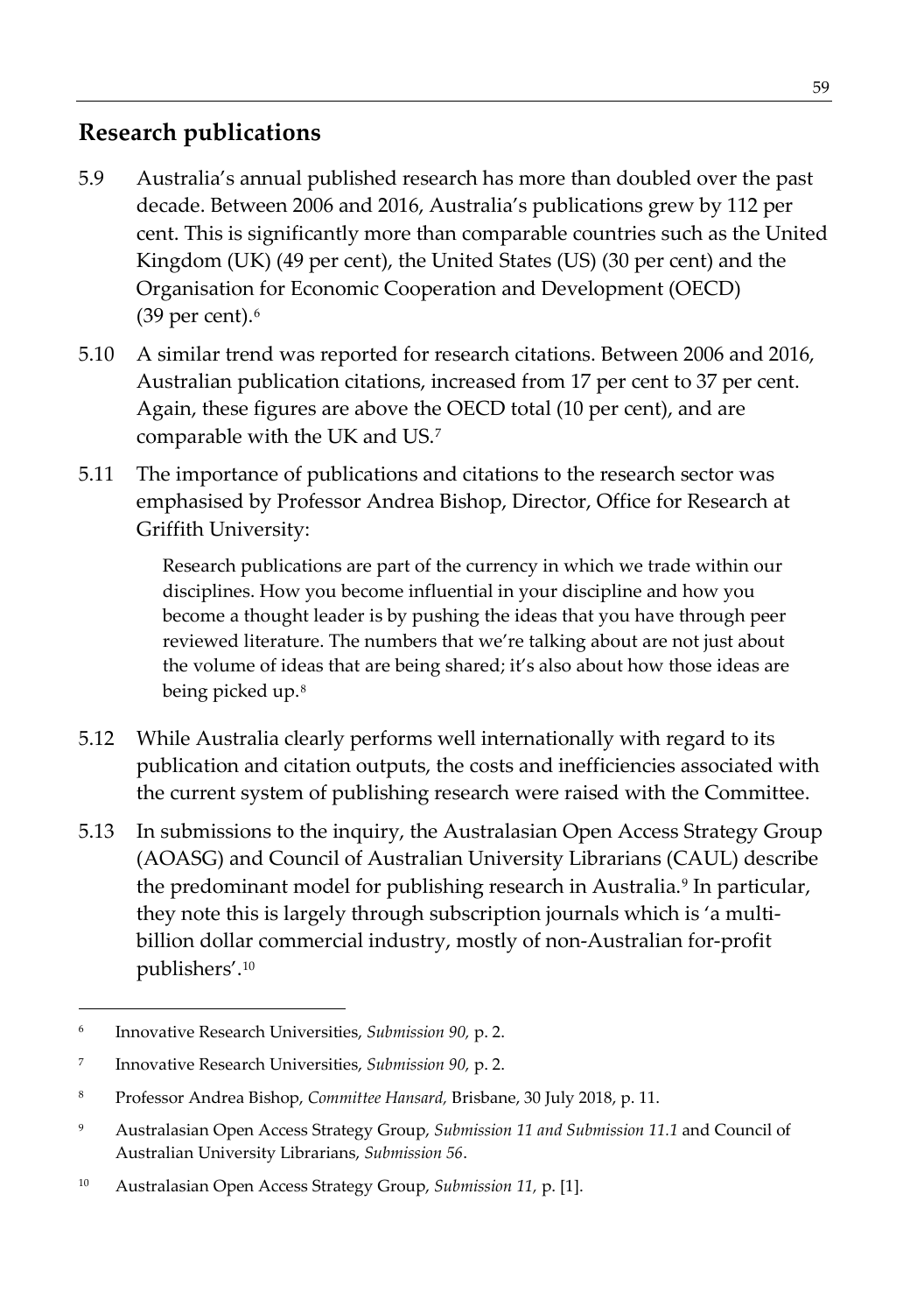## Research publications

5.9 Australia's annual published research has more than doubled over the past decade. Between 2006 and 2016, Australia's publications grew by 112 per cent. This is significantly more than comparable countries such as the United Kingdom (UK) (49 per cent), the United States (US) (30 per cent) and the Organisation for Economic Cooperation and Development (OECD) (39 per cent).[6]

5.10 A similar trend was reported for research citations. Between 2006 and 2016, Australian publication citations, increased from 17 per cent to 37 per cent. Again, these figures are above the OECD total (10 per cent), and are comparable with the UK and US.[7]

5.11 The importance of publications and citations to the research sector was emphasised by Professor Andrea Bishop, Director, Office for Research at Griffith University:

> Research publications are part of the currency in which we trade within our disciplines. How you become influential in your discipline and how you become a thought leader is by pushing the ideas that you have through peer reviewed literature. The numbers that we're talking about are not just about the volume of ideas that are being shared; it's also about how those ideas are being picked up.[8]

5.12 While Australia clearly performs well internationally with regard to its publication and citation outputs, the costs and inefficiencies associated with the current system of publishing research were raised with the Committee.

5.13 In submissions to the inquiry, the Australasian Open Access Strategy Group (AOASG) and Council of Australian University Librarians (CAUL) describe the predominant model for publishing research in Australia.[9] In particular, they note this is largely through subscription journals which is 'a multi-billion dollar commercial industry, mostly of non-Australian for-profit publishers'.[10]

---

[6] Innovative Research Universities, *Submission 90,* p. 2.

[7] Innovative Research Universities, *Submission 90,* p. 2.

[8] Professor Andrea Bishop, *Committee Hansard,* Brisbane, 30 July 2018, p. 11.

[9] Australasian Open Access Strategy Group, *Submission 11 and Submission 11.1* and Council of Australian University Librarians, *Submission 56*.

[10] Australasian Open Access Strategy Group, *Submission 11,* p. [1].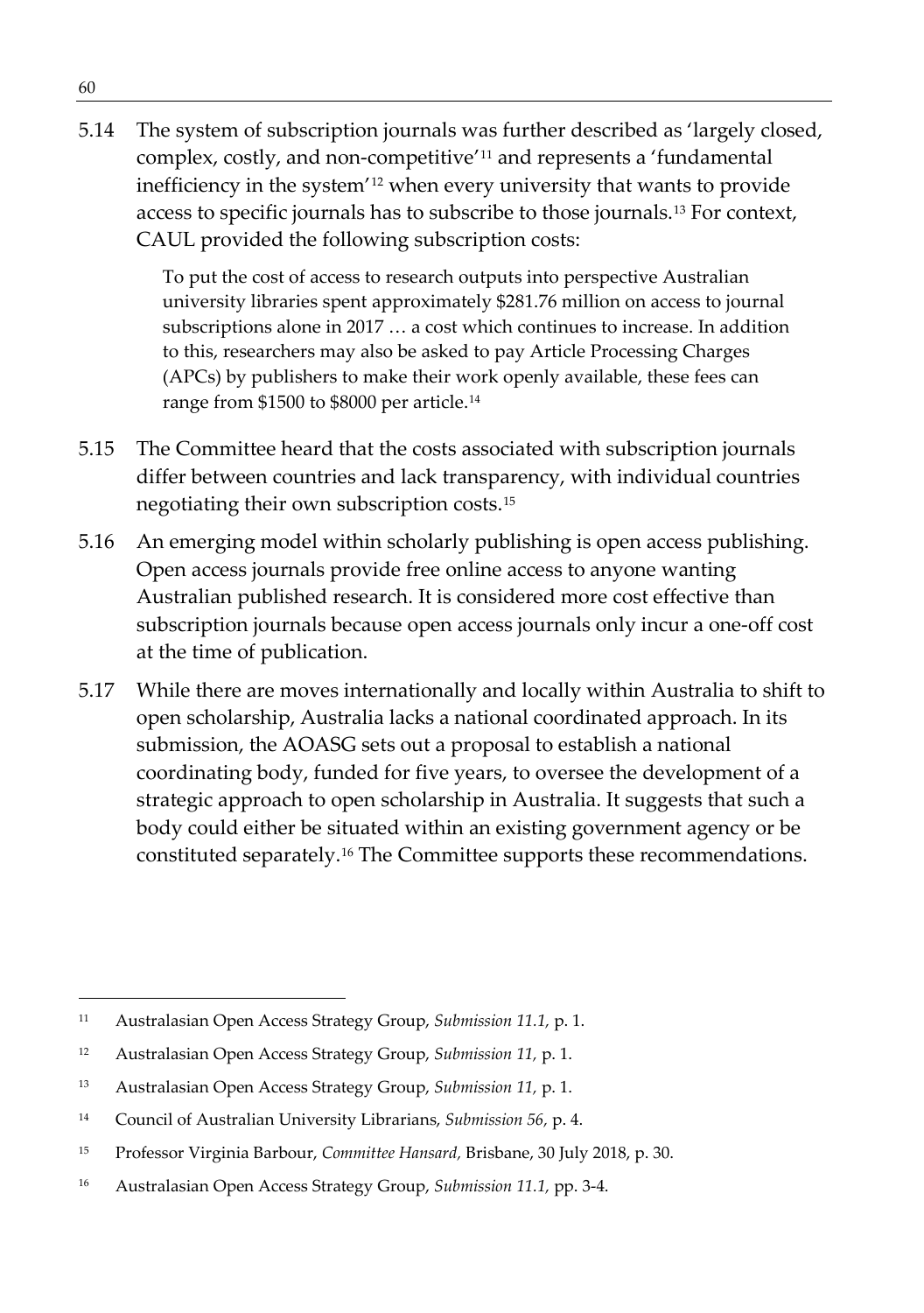5.14 The system of subscription journals was further described as 'largely closed, complex, costly, and non-competitive'[11] and represents a 'fundamental inefficiency in the system'[12] when every university that wants to provide access to specific journals has to subscribe to those journals.[13] For context, CAUL provided the following subscription costs:

> To put the cost of access to research outputs into perspective Australian university libraries spent approximately $281.76 million on access to journal subscriptions alone in 2017 … a cost which continues to increase. In addition to this, researchers may also be asked to pay Article Processing Charges (APCs) by publishers to make their work openly available, these fees can range from $1500 to $8000 per article.[14]

5.15 The Committee heard that the costs associated with subscription journals differ between countries and lack transparency, with individual countries negotiating their own subscription costs.[15]

5.16 An emerging model within scholarly publishing is open access publishing. Open access journals provide free online access to anyone wanting Australian published research. It is considered more cost effective than subscription journals because open access journals only incur a one-off cost at the time of publication.

5.17 While there are moves internationally and locally within Australia to shift to open scholarship, Australia lacks a national coordinated approach. In its submission, the AOASG sets out a proposal to establish a national coordinating body, funded for five years, to oversee the development of a strategic approach to open scholarship in Australia. It suggests that such a body could either be situated within an existing government agency or be constituted separately.[16] The Committee supports these recommendations.

---

[11] Australasian Open Access Strategy Group, *Submission 11.1,* p. 1.

[12] Australasian Open Access Strategy Group, *Submission 11,* p. 1.

[13] Australasian Open Access Strategy Group, *Submission 11,* p. 1.

[14] Council of Australian University Librarians, *Submission 56,* p. 4.

[15] Professor Virginia Barbour, *Committee Hansard,* Brisbane, 30 July 2018, p. 30.

[16] Australasian Open Access Strategy Group, *Submission 11.1,* pp. 3-4.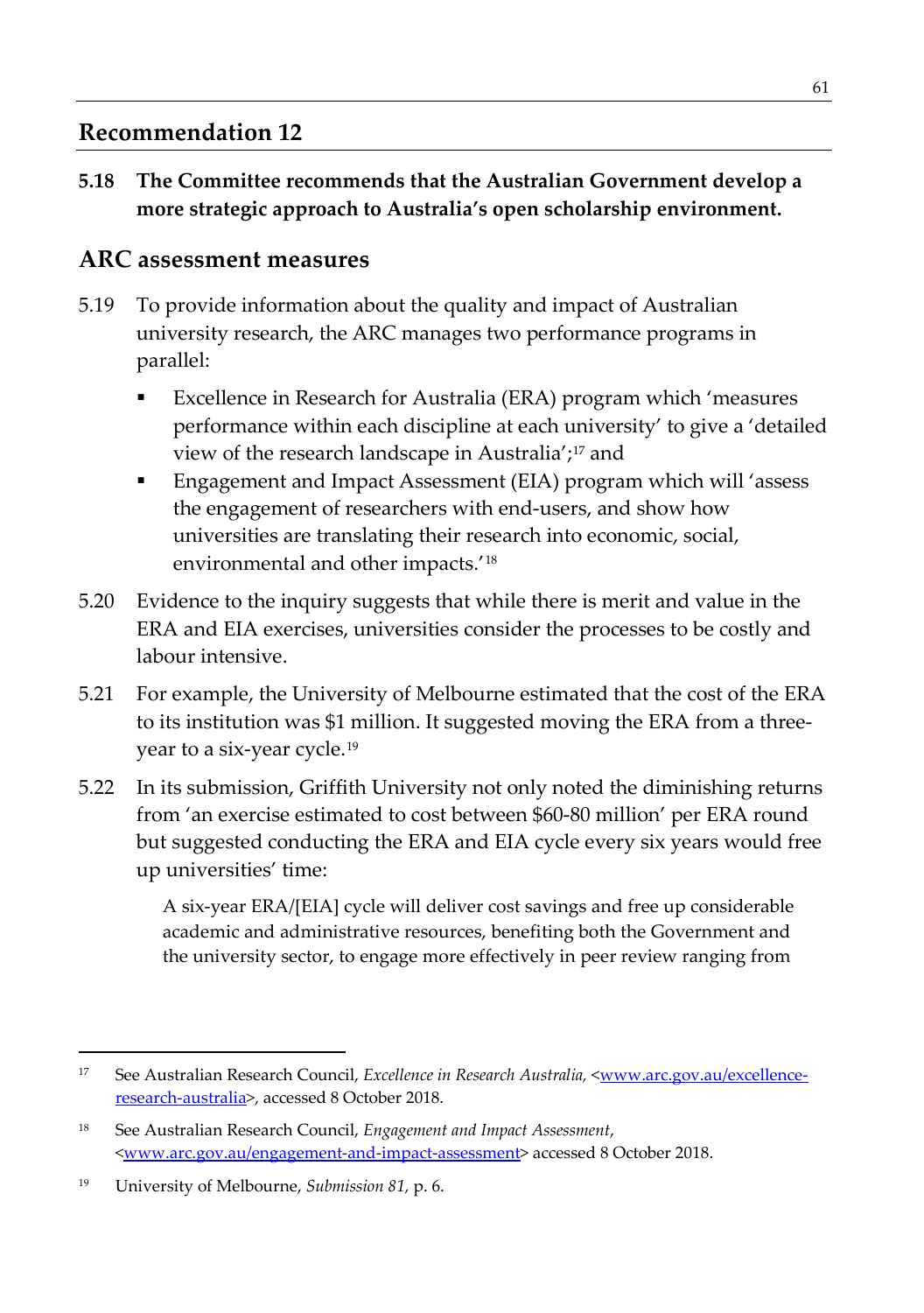## Recommendation 12

**5.18 The Committee recommends that the Australian Government develop a more strategic approach to Australia's open scholarship environment.**

### ARC assessment measures

5.19 To provide information about the quality and impact of Australian university research, the ARC manages two performance programs in parallel:

- Excellence in Research for Australia (ERA) program which 'measures performance within each discipline at each university' to give a 'detailed view of the research landscape in Australia';[17] and
- Engagement and Impact Assessment (EIA) program which will 'assess the engagement of researchers with end-users, and show how universities are translating their research into economic, social, environmental and other impacts.'[18]

5.20 Evidence to the inquiry suggests that while there is merit and value in the ERA and EIA exercises, universities consider the processes to be costly and labour intensive.

5.21 For example, the University of Melbourne estimated that the cost of the ERA to its institution was $1 million. It suggested moving the ERA from a three-year to a six-year cycle.[19]

5.22 In its submission, Griffith University not only noted the diminishing returns from 'an exercise estimated to cost between $60-80 million' per ERA round but suggested conducting the ERA and EIA cycle every six years would free up universities' time:

> A six-year ERA/[EIA] cycle will deliver cost savings and free up considerable academic and administrative resources, benefiting both the Government and the university sector, to engage more effectively in peer review ranging from

---

[17] See Australian Research Council, *Excellence in Research Australia*, <www.arc.gov.au/excellence-research-australia>, accessed 8 October 2018.

[18] See Australian Research Council, *Engagement and Impact Assessment*, <www.arc.gov.au/engagement-and-impact-assessment> accessed 8 October 2018.

[19] University of Melbourne, *Submission 81*, p. 6.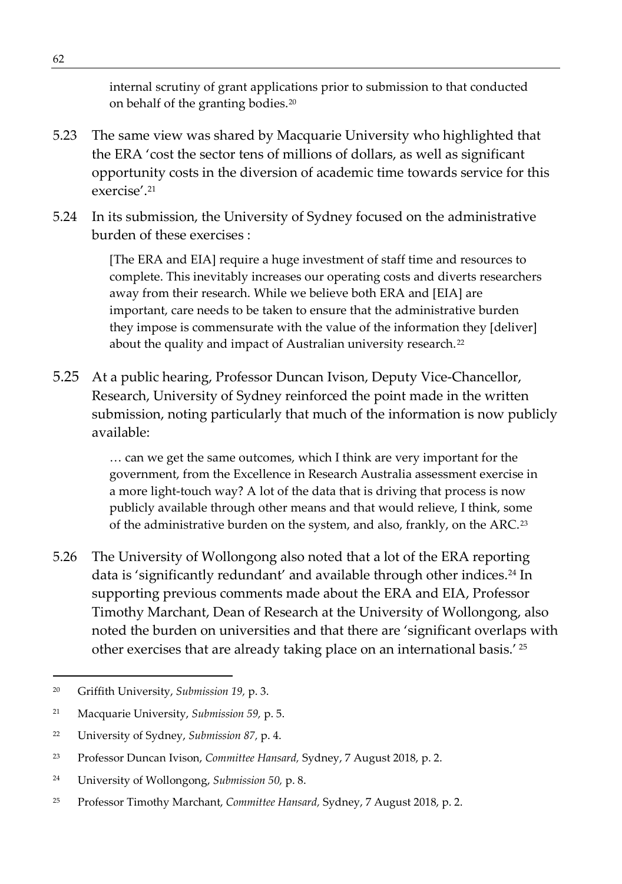internal scrutiny of grant applications prior to submission to that conducted on behalf of the granting bodies.[20]

5.23 The same view was shared by Macquarie University who highlighted that the ERA 'cost the sector tens of millions of dollars, as well as significant opportunity costs in the diversion of academic time towards service for this exercise'.[21]

5.24 In its submission, the University of Sydney focused on the administrative burden of these exercises :

> [The ERA and EIA] require a huge investment of staff time and resources to complete. This inevitably increases our operating costs and diverts researchers away from their research. While we believe both ERA and [EIA] are important, care needs to be taken to ensure that the administrative burden they impose is commensurate with the value of the information they [deliver] about the quality and impact of Australian university research.[22]

5.25 At a public hearing, Professor Duncan Ivison, Deputy Vice-Chancellor, Research, University of Sydney reinforced the point made in the written submission, noting particularly that much of the information is now publicly available:

> … can we get the same outcomes, which I think are very important for the government, from the Excellence in Research Australia assessment exercise in a more light-touch way? A lot of the data that is driving that process is now publicly available through other means and that would relieve, I think, some of the administrative burden on the system, and also, frankly, on the ARC.[23]

5.26 The University of Wollongong also noted that a lot of the ERA reporting data is 'significantly redundant' and available through other indices.[24] In supporting previous comments made about the ERA and EIA, Professor Timothy Marchant, Dean of Research at the University of Wollongong, also noted the burden on universities and that there are 'significant overlaps with other exercises that are already taking place on an international basis.' [25]

---

[20] Griffith University, *Submission 19,* p. 3.

[21] Macquarie University, *Submission 59,* p. 5.

[22] University of Sydney, *Submission 87,* p. 4.

[23] Professor Duncan Ivison, *Committee Hansard,* Sydney, 7 August 2018, p. 2.

[24] University of Wollongong, *Submission 50,* p. 8.

[25] Professor Timothy Marchant, *Committee Hansard,* Sydney, 7 August 2018, p. 2.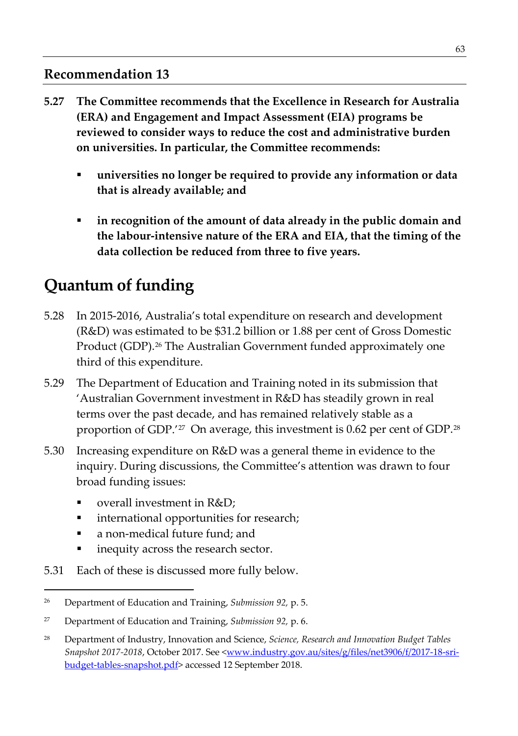## Recommendation 13

**5.27 The Committee recommends that the Excellence in Research for Australia (ERA) and Engagement and Impact Assessment (EIA) programs be reviewed to consider ways to reduce the cost and administrative burden on universities. In particular, the Committee recommends:**

- **universities no longer be required to provide any information or data that is already available; and**
- **in recognition of the amount of data already in the public domain and the labour-intensive nature of the ERA and EIA, that the timing of the data collection be reduced from three to five years.**

# Quantum of funding

5.28 In 2015-2016, Australia's total expenditure on research and development (R&D) was estimated to be $31.2 billion or 1.88 per cent of Gross Domestic Product (GDP).[26] The Australian Government funded approximately one third of this expenditure.

5.29 The Department of Education and Training noted in its submission that 'Australian Government investment in R&D has steadily grown in real terms over the past decade, and has remained relatively stable as a proportion of GDP.'[27] On average, this investment is 0.62 per cent of GDP.[28]

5.30 Increasing expenditure on R&D was a general theme in evidence to the inquiry. During discussions, the Committee's attention was drawn to four broad funding issues:

- overall investment in R&D;
- international opportunities for research;
- a non-medical future fund; and
- inequity across the research sector.

5.31 Each of these is discussed more fully below.

---

[26] Department of Education and Training, *Submission 92,* p. 5.

[27] Department of Education and Training, *Submission 92,* p. 6.

[28] Department of Industry, Innovation and Science, *Science, Research and Innovation Budget Tables Snapshot 2017-2018*, October 2017. See <www.industry.gov.au/sites/g/files/net3906/f/2017-18-sri-budget-tables-snapshot.pdf> accessed 12 September 2018.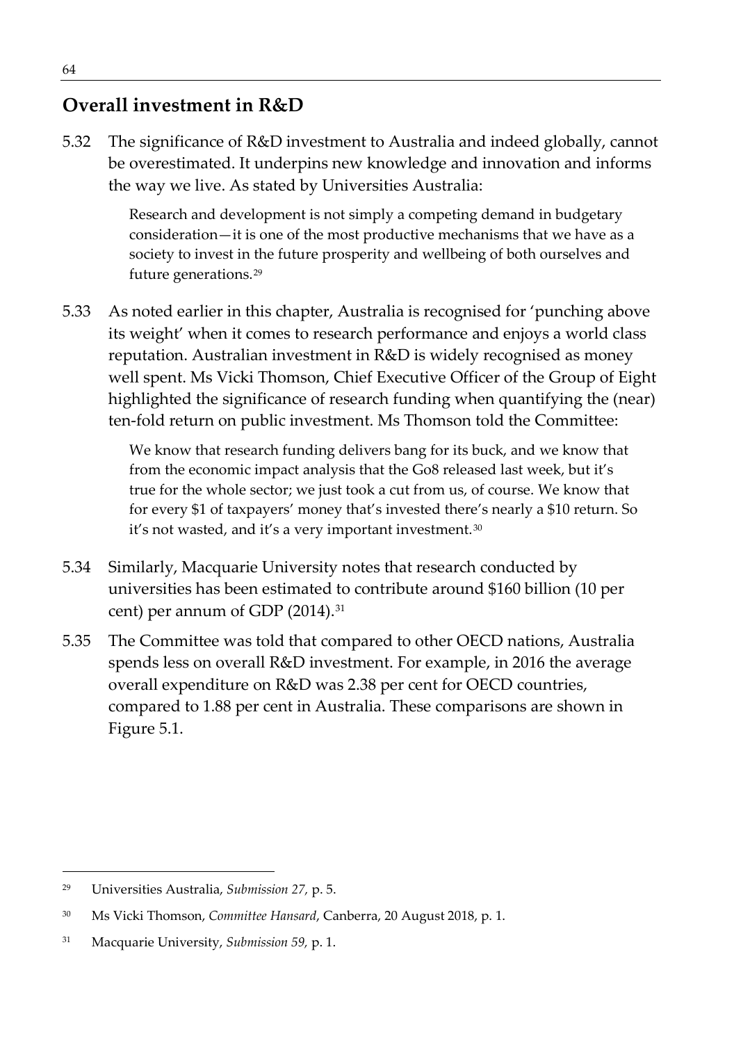## Overall investment in R&D

5.32 The significance of R&D investment to Australia and indeed globally, cannot be overestimated. It underpins new knowledge and innovation and informs the way we live. As stated by Universities Australia:

> Research and development is not simply a competing demand in budgetary consideration—it is one of the most productive mechanisms that we have as a society to invest in the future prosperity and wellbeing of both ourselves and future generations.[29]

5.33 As noted earlier in this chapter, Australia is recognised for 'punching above its weight' when it comes to research performance and enjoys a world class reputation. Australian investment in R&D is widely recognised as money well spent. Ms Vicki Thomson, Chief Executive Officer of the Group of Eight highlighted the significance of research funding when quantifying the (near) ten-fold return on public investment. Ms Thomson told the Committee:

> We know that research funding delivers bang for its buck, and we know that from the economic impact analysis that the Go8 released last week, but it's true for the whole sector; we just took a cut from us, of course. We know that for every $1 of taxpayers' money that's invested there's nearly a $10 return. So it's not wasted, and it's a very important investment.[30]

5.34 Similarly, Macquarie University notes that research conducted by universities has been estimated to contribute around $160 billion (10 per cent) per annum of GDP (2014).[31]

5.35 The Committee was told that compared to other OECD nations, Australia spends less on overall R&D investment. For example, in 2016 the average overall expenditure on R&D was 2.38 per cent for OECD countries, compared to 1.88 per cent in Australia. These comparisons are shown in Figure 5.1.

---

[29] Universities Australia, *Submission 27,* p. 5.

[30] Ms Vicki Thomson, *Committee Hansard*, Canberra, 20 August 2018, p. 1.

[31] Macquarie University, *Submission 59,* p. 1.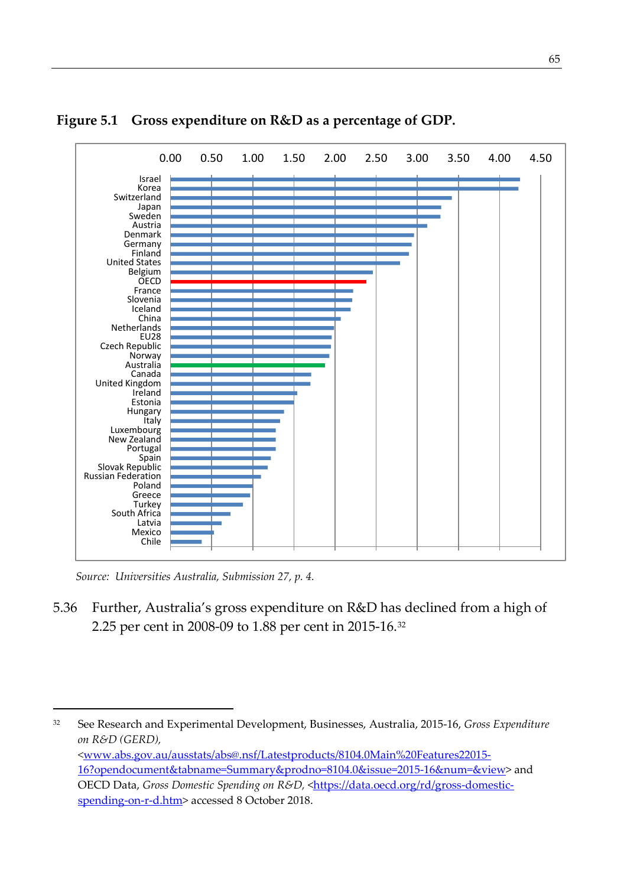**Figure 5.1 Gross expenditure on R&D as a percentage of GDP.**

0.00 0.50 1.00 1.50 2.00 2.50 3.00 3.50 4.00 4.50

Israel
Korea
Switzerland
Japan
Sweden
Austria
Denmark
Germany
Finland
United States
Belgium
OECD
France
Slovenia
Iceland
China
Netherlands
EU28
Czech Republic
Norway
Australia
Canada
United Kingdom
Ireland
Estonia
Hungary
Italy
Luxembourg
New Zealand
Portugal
Spain
Slovak Republic
Russian Federation
Poland
Greece
Turkey
South Africa
Latvia
Mexico
Chile

*Source: Universities Australia, Submission 27, p. 4.*

5.36 Further, Australia's gross expenditure on R&D has declined from a high of 2.25 per cent in 2008-09 to 1.88 per cent in 2015-16.[32]

---

[32] See Research and Experimental Development, Businesses, Australia, 2015-16, *Gross Expenditure on R&D (GERD),* <www.abs.gov.au/ausstats/abs@.nsf/Latestproducts/8104.0Main%20Features22015-16?opendocument&tabname=Summary&prodno=8104.0&issue=2015-16&num=&view> and OECD Data, *Gross Domestic Spending on R&D,* <https://data.oecd.org/rd/gross-domestic-spending-on-r-d.htm> accessed 8 October 2018.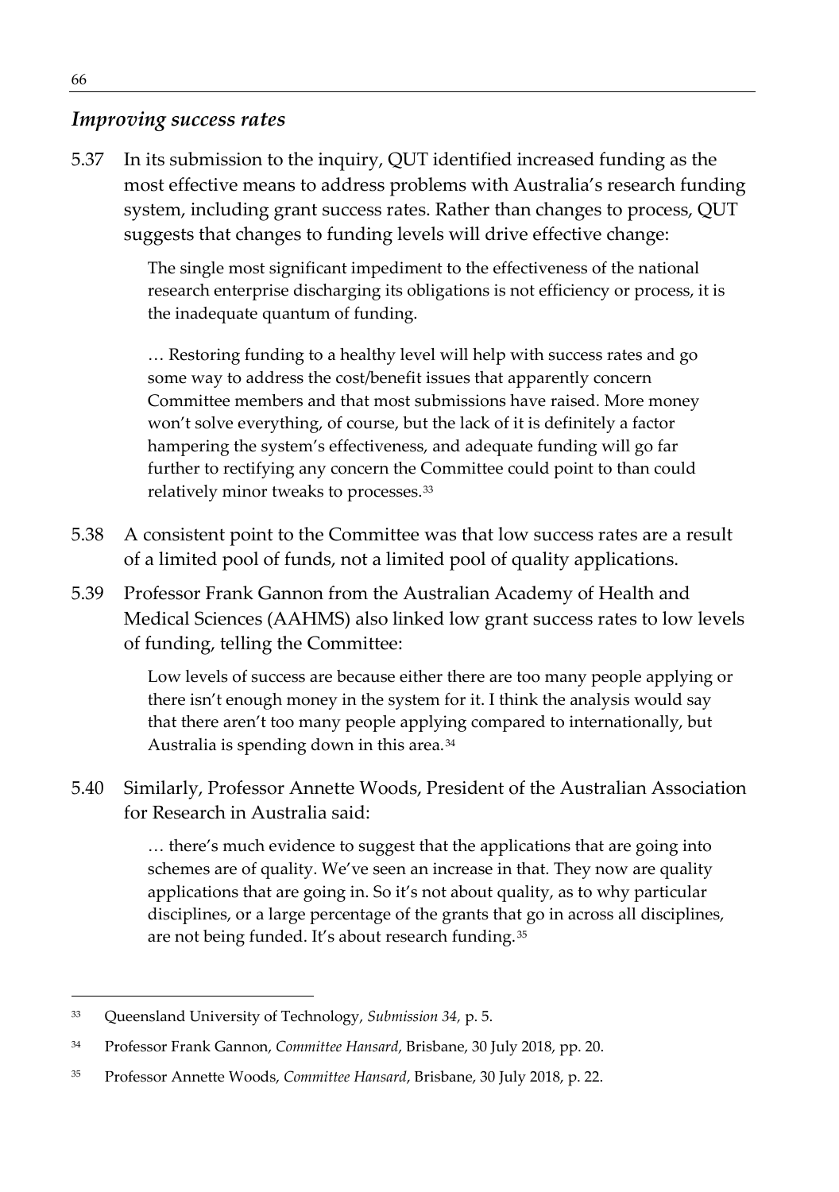### *Improving success rates*

5.37 In its submission to the inquiry, QUT identified increased funding as the most effective means to address problems with Australia's research funding system, including grant success rates. Rather than changes to process, QUT suggests that changes to funding levels will drive effective change:

> The single most significant impediment to the effectiveness of the national research enterprise discharging its obligations is not efficiency or process, it is the inadequate quantum of funding.
>
> … Restoring funding to a healthy level will help with success rates and go some way to address the cost/benefit issues that apparently concern Committee members and that most submissions have raised. More money won't solve everything, of course, but the lack of it is definitely a factor hampering the system's effectiveness, and adequate funding will go far further to rectifying any concern the Committee could point to than could relatively minor tweaks to processes.[33]

5.38 A consistent point to the Committee was that low success rates are a result of a limited pool of funds, not a limited pool of quality applications.

5.39 Professor Frank Gannon from the Australian Academy of Health and Medical Sciences (AAHMS) also linked low grant success rates to low levels of funding, telling the Committee:

> Low levels of success are because either there are too many people applying or there isn't enough money in the system for it. I think the analysis would say that there aren't too many people applying compared to internationally, but Australia is spending down in this area.[34]

5.40 Similarly, Professor Annette Woods, President of the Australian Association for Research in Australia said:

> … there's much evidence to suggest that the applications that are going into schemes are of quality. We've seen an increase in that. They now are quality applications that are going in. So it's not about quality, as to why particular disciplines, or a large percentage of the grants that go in across all disciplines, are not being funded. It's about research funding.[35]

---

[33] Queensland University of Technology, *Submission 34*, p. 5.

[34] Professor Frank Gannon, *Committee Hansard*, Brisbane, 30 July 2018, pp. 20.

[35] Professor Annette Woods, *Committee Hansard*, Brisbane, 30 July 2018, p. 22.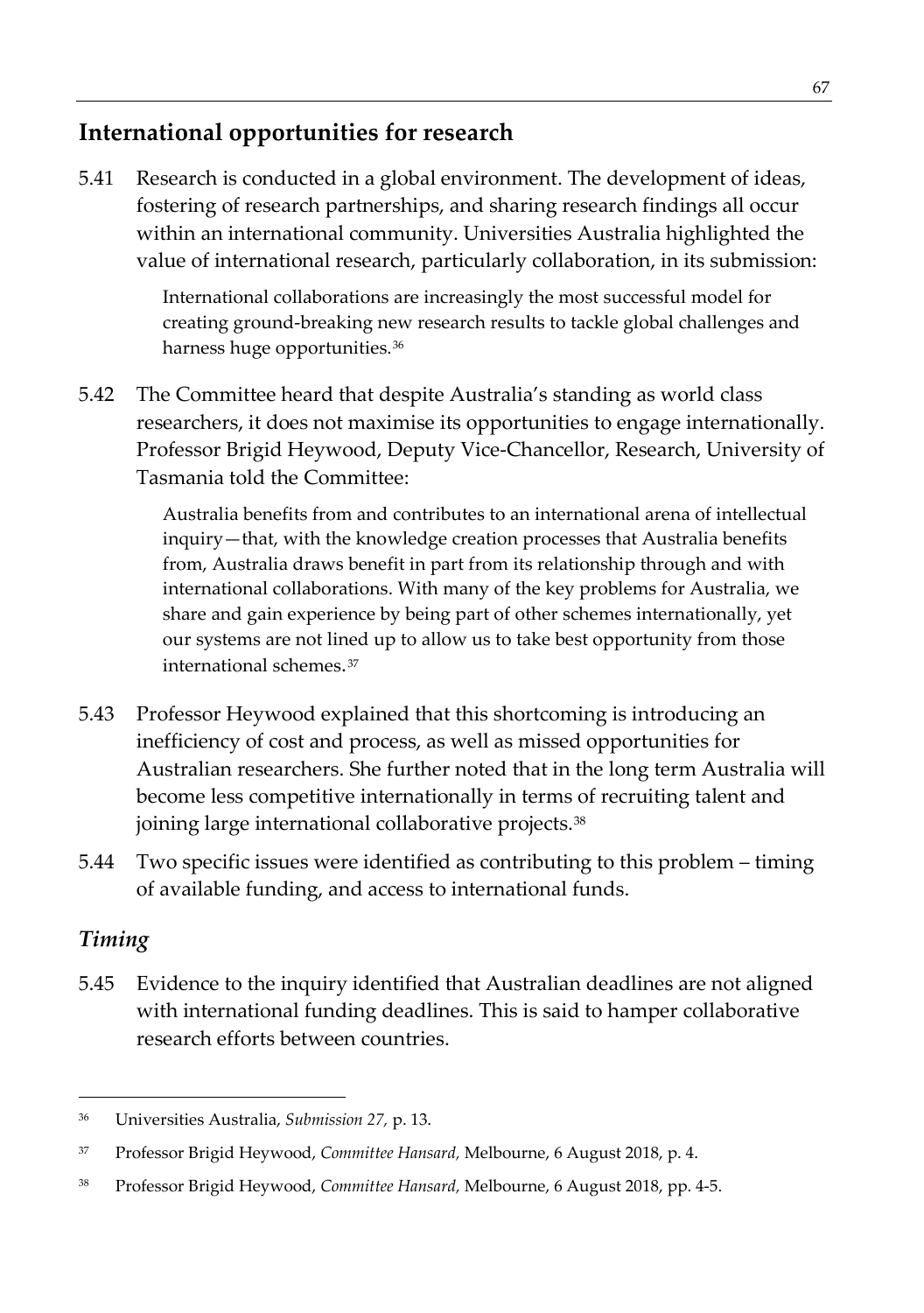## International opportunities for research

5.41 Research is conducted in a global environment. The development of ideas, fostering of research partnerships, and sharing research findings all occur within an international community. Universities Australia highlighted the value of international research, particularly collaboration, in its submission:

> International collaborations are increasingly the most successful model for creating ground-breaking new research results to tackle global challenges and harness huge opportunities.[36]

5.42 The Committee heard that despite Australia's standing as world class researchers, it does not maximise its opportunities to engage internationally. Professor Brigid Heywood, Deputy Vice-Chancellor, Research, University of Tasmania told the Committee:

> Australia benefits from and contributes to an international arena of intellectual inquiry—that, with the knowledge creation processes that Australia benefits from, Australia draws benefit in part from its relationship through and with international collaborations. With many of the key problems for Australia, we share and gain experience by being part of other schemes internationally, yet our systems are not lined up to allow us to take best opportunity from those international schemes.[37]

5.43 Professor Heywood explained that this shortcoming is introducing an inefficiency of cost and process, as well as missed opportunities for Australian researchers. She further noted that in the long term Australia will become less competitive internationally in terms of recruiting talent and joining large international collaborative projects.[38]

5.44 Two specific issues were identified as contributing to this problem – timing of available funding, and access to international funds.

### *Timing*

5.45 Evidence to the inquiry identified that Australian deadlines are not aligned with international funding deadlines. This is said to hamper collaborative research efforts between countries.

---

[36] Universities Australia, *Submission 27,* p. 13.

[37] Professor Brigid Heywood, *Committee Hansard,* Melbourne, 6 August 2018, p. 4.

[38] Professor Brigid Heywood, *Committee Hansard,* Melbourne, 6 August 2018, pp. 4-5.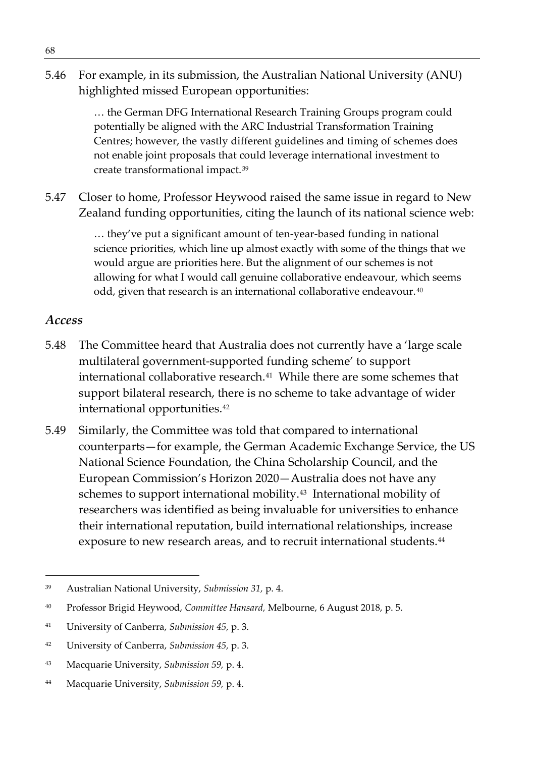5.46 For example, in its submission, the Australian National University (ANU) highlighted missed European opportunities:

> … the German DFG International Research Training Groups program could potentially be aligned with the ARC Industrial Transformation Training Centres; however, the vastly different guidelines and timing of schemes does not enable joint proposals that could leverage international investment to create transformational impact.[39]

5.47 Closer to home, Professor Heywood raised the same issue in regard to New Zealand funding opportunities, citing the launch of its national science web:

> … they've put a significant amount of ten-year-based funding in national science priorities, which line up almost exactly with some of the things that we would argue are priorities here. But the alignment of our schemes is not allowing for what I would call genuine collaborative endeavour, which seems odd, given that research is an international collaborative endeavour.[40]

### *Access*

5.48 The Committee heard that Australia does not currently have a 'large scale multilateral government-supported funding scheme' to support international collaborative research.[41] While there are some schemes that support bilateral research, there is no scheme to take advantage of wider international opportunities.[42]

5.49 Similarly, the Committee was told that compared to international counterparts—for example, the German Academic Exchange Service, the US National Science Foundation, the China Scholarship Council, and the European Commission's Horizon 2020—Australia does not have any schemes to support international mobility.[43] International mobility of researchers was identified as being invaluable for universities to enhance their international reputation, build international relationships, increase exposure to new research areas, and to recruit international students.[44]

---

[39] Australian National University, *Submission 31*, p. 4.

[40] Professor Brigid Heywood, *Committee Hansard*, Melbourne, 6 August 2018, p. 5.

[41] University of Canberra, *Submission 45*, p. 3.

[42] University of Canberra, *Submission 45*, p. 3.

[43] Macquarie University, *Submission 59*, p. 4.

[44] Macquarie University, *Submission 59*, p. 4.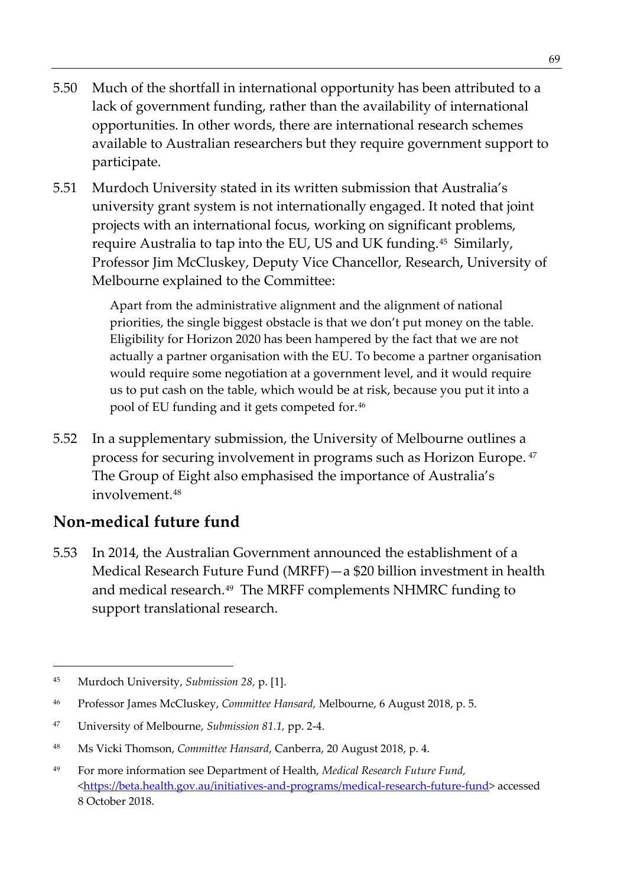5.50 Much of the shortfall in international opportunity has been attributed to a lack of government funding, rather than the availability of international opportunities. In other words, there are international research schemes available to Australian researchers but they require government support to participate.

5.51 Murdoch University stated in its written submission that Australia's university grant system is not internationally engaged. It noted that joint projects with an international focus, working on significant problems, require Australia to tap into the EU, US and UK funding.[45] Similarly, Professor Jim McCluskey, Deputy Vice Chancellor, Research, University of Melbourne explained to the Committee:

> Apart from the administrative alignment and the alignment of national priorities, the single biggest obstacle is that we don't put money on the table. Eligibility for Horizon 2020 has been hampered by the fact that we are not actually a partner organisation with the EU. To become a partner organisation would require some negotiation at a government level, and it would require us to put cash on the table, which would be at risk, because you put it into a pool of EU funding and it gets competed for.[46]

5.52 In a supplementary submission, the University of Melbourne outlines a process for securing involvement in programs such as Horizon Europe.[47] The Group of Eight also emphasised the importance of Australia's involvement.[48]

## Non-medical future fund

5.53 In 2014, the Australian Government announced the establishment of a Medical Research Future Fund (MRFF)—a $20 billion investment in health and medical research.[49] The MRFF complements NHMRC funding to support translational research.

---

45 Murdoch University, *Submission 28,* p. [1].

46 Professor James McCluskey, *Committee Hansard,* Melbourne, 6 August 2018, p. 5.

47 University of Melbourne, *Submission 81.1,* pp. 2-4.

48 Ms Vicki Thomson, *Committee Hansard*, Canberra, 20 August 2018, p. 4.

49 For more information see Department of Health, *Medical Research Future Fund,* <https://beta.health.gov.au/initiatives-and-programs/medical-research-future-fund> accessed 8 October 2018.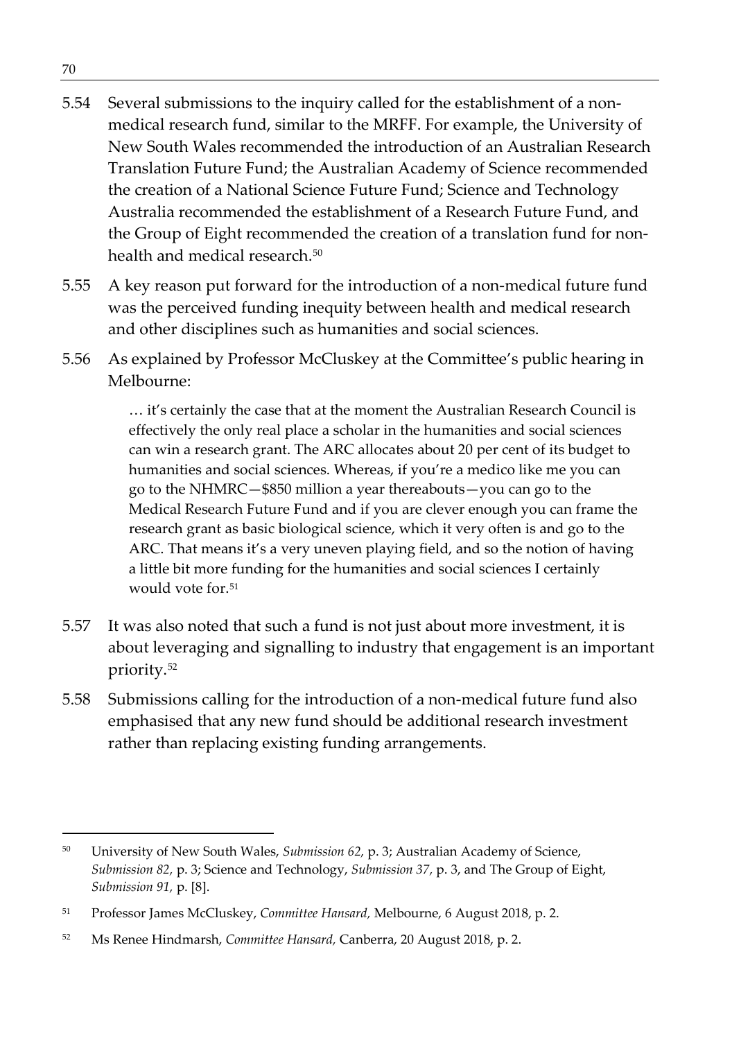5.54 Several submissions to the inquiry called for the establishment of a non-medical research fund, similar to the MRFF. For example, the University of New South Wales recommended the introduction of an Australian Research Translation Future Fund; the Australian Academy of Science recommended the creation of a National Science Future Fund; Science and Technology Australia recommended the establishment of a Research Future Fund, and the Group of Eight recommended the creation of a translation fund for non-health and medical research.[50]

5.55 A key reason put forward for the introduction of a non-medical future fund was the perceived funding inequity between health and medical research and other disciplines such as humanities and social sciences.

5.56 As explained by Professor McCluskey at the Committee's public hearing in Melbourne:

> … it's certainly the case that at the moment the Australian Research Council is effectively the only real place a scholar in the humanities and social sciences can win a research grant. The ARC allocates about 20 per cent of its budget to humanities and social sciences. Whereas, if you're a medico like me you can go to the NHMRC—$850 million a year thereabouts—you can go to the Medical Research Future Fund and if you are clever enough you can frame the research grant as basic biological science, which it very often is and go to the ARC. That means it's a very uneven playing field, and so the notion of having a little bit more funding for the humanities and social sciences I certainly would vote for.[51]

5.57 It was also noted that such a fund is not just about more investment, it is about leveraging and signalling to industry that engagement is an important priority.[52]

5.58 Submissions calling for the introduction of a non-medical future fund also emphasised that any new fund should be additional research investment rather than replacing existing funding arrangements.

---

[50] University of New South Wales, *Submission 62,* p. 3; Australian Academy of Science, *Submission 82,* p. 3; Science and Technology, *Submission 37,* p. 3, and The Group of Eight, *Submission 91,* p. [8].

[51] Professor James McCluskey, *Committee Hansard,* Melbourne, 6 August 2018, p. 2.

[52] Ms Renee Hindmarsh, *Committee Hansard,* Canberra, 20 August 2018, p. 2.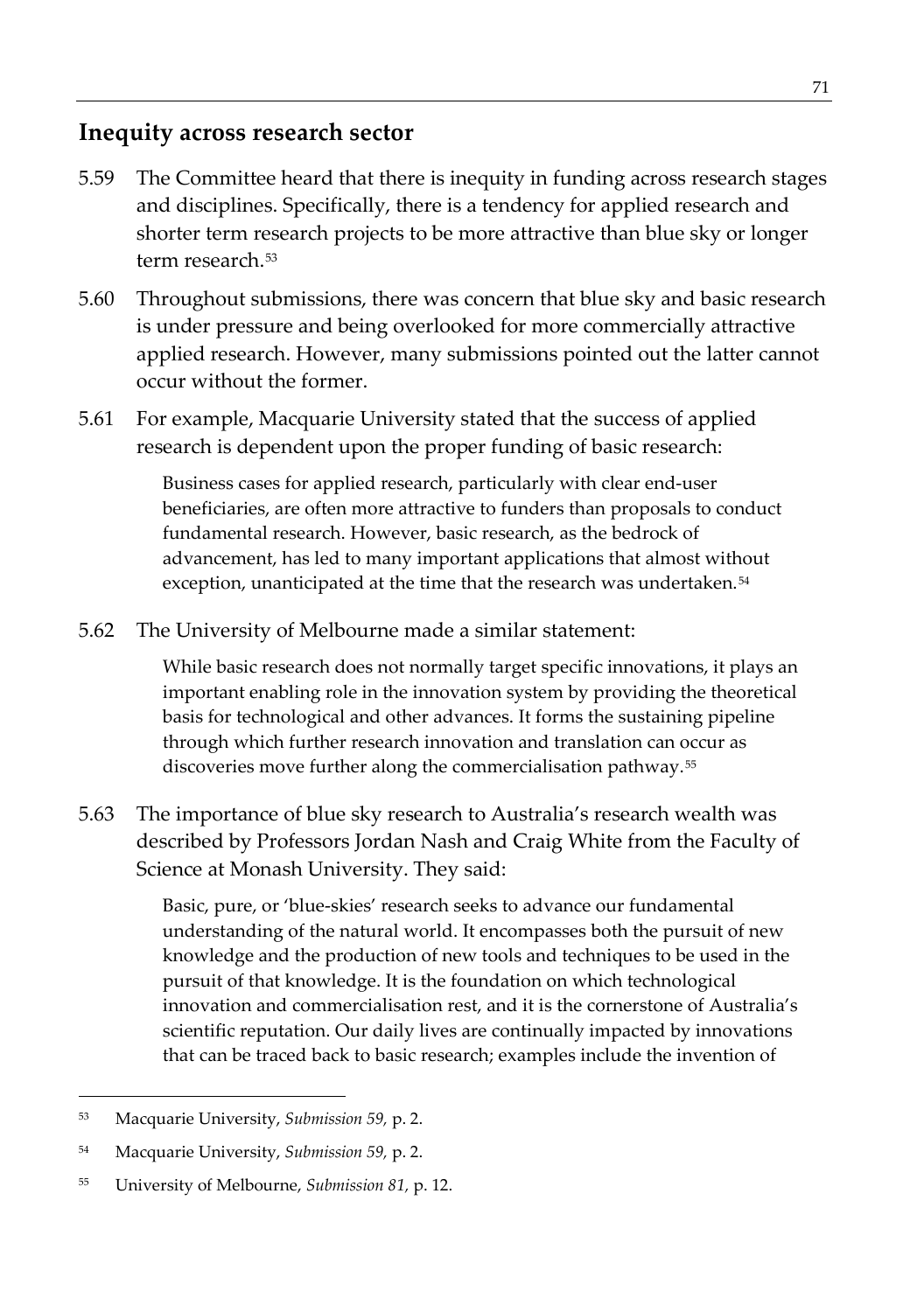## Inequity across research sector

5.59 The Committee heard that there is inequity in funding across research stages and disciplines. Specifically, there is a tendency for applied research and shorter term research projects to be more attractive than blue sky or longer term research.[53]

5.60 Throughout submissions, there was concern that blue sky and basic research is under pressure and being overlooked for more commercially attractive applied research. However, many submissions pointed out the latter cannot occur without the former.

5.61 For example, Macquarie University stated that the success of applied research is dependent upon the proper funding of basic research:

> Business cases for applied research, particularly with clear end-user beneficiaries, are often more attractive to funders than proposals to conduct fundamental research. However, basic research, as the bedrock of advancement, has led to many important applications that almost without exception, unanticipated at the time that the research was undertaken.[54]

5.62 The University of Melbourne made a similar statement:

> While basic research does not normally target specific innovations, it plays an important enabling role in the innovation system by providing the theoretical basis for technological and other advances. It forms the sustaining pipeline through which further research innovation and translation can occur as discoveries move further along the commercialisation pathway.[55]

5.63 The importance of blue sky research to Australia's research wealth was described by Professors Jordan Nash and Craig White from the Faculty of Science at Monash University. They said:

> Basic, pure, or 'blue-skies' research seeks to advance our fundamental understanding of the natural world. It encompasses both the pursuit of new knowledge and the production of new tools and techniques to be used in the pursuit of that knowledge. It is the foundation on which technological innovation and commercialisation rest, and it is the cornerstone of Australia's scientific reputation. Our daily lives are continually impacted by innovations that can be traced back to basic research; examples include the invention of

---

[53] Macquarie University, *Submission 59,* p. 2.

[54] Macquarie University, *Submission 59,* p. 2.

[55] University of Melbourne, *Submission 81,* p. 12.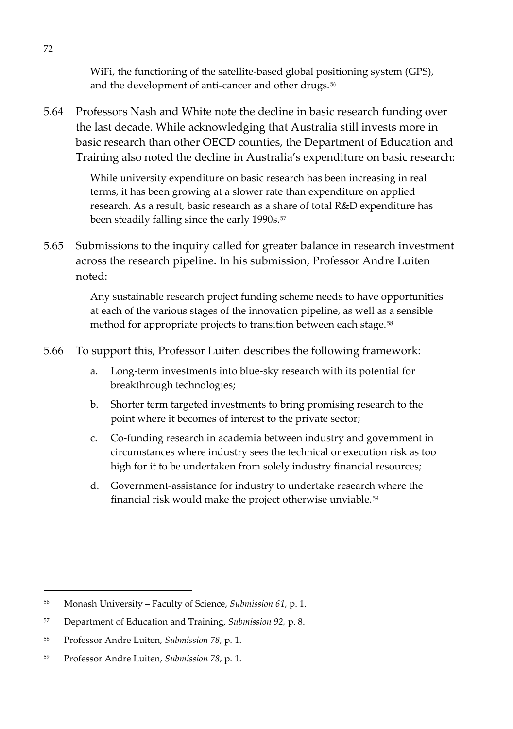WiFi, the functioning of the satellite-based global positioning system (GPS), and the development of anti-cancer and other drugs.[56]

5.64 Professors Nash and White note the decline in basic research funding over the last decade. While acknowledging that Australia still invests more in basic research than other OECD counties, the Department of Education and Training also noted the decline in Australia's expenditure on basic research:

> While university expenditure on basic research has been increasing in real terms, it has been growing at a slower rate than expenditure on applied research. As a result, basic research as a share of total R&D expenditure has been steadily falling since the early 1990s.[57]

5.65 Submissions to the inquiry called for greater balance in research investment across the research pipeline. In his submission, Professor Andre Luiten noted:

> Any sustainable research project funding scheme needs to have opportunities at each of the various stages of the innovation pipeline, as well as a sensible method for appropriate projects to transition between each stage.[58]

5.66 To support this, Professor Luiten describes the following framework:

a. Long-term investments into blue-sky research with its potential for breakthrough technologies;

b. Shorter term targeted investments to bring promising research to the point where it becomes of interest to the private sector;

c. Co-funding research in academia between industry and government in circumstances where industry sees the technical or execution risk as too high for it to be undertaken from solely industry financial resources;

d. Government-assistance for industry to undertake research where the financial risk would make the project otherwise unviable.[59]

---

[56] Monash University – Faculty of Science, *Submission 61,* p. 1.

[57] Department of Education and Training, *Submission 92,* p. 8.

[58] Professor Andre Luiten, *Submission 78,* p. 1.

[59] Professor Andre Luiten, *Submission 78,* p. 1.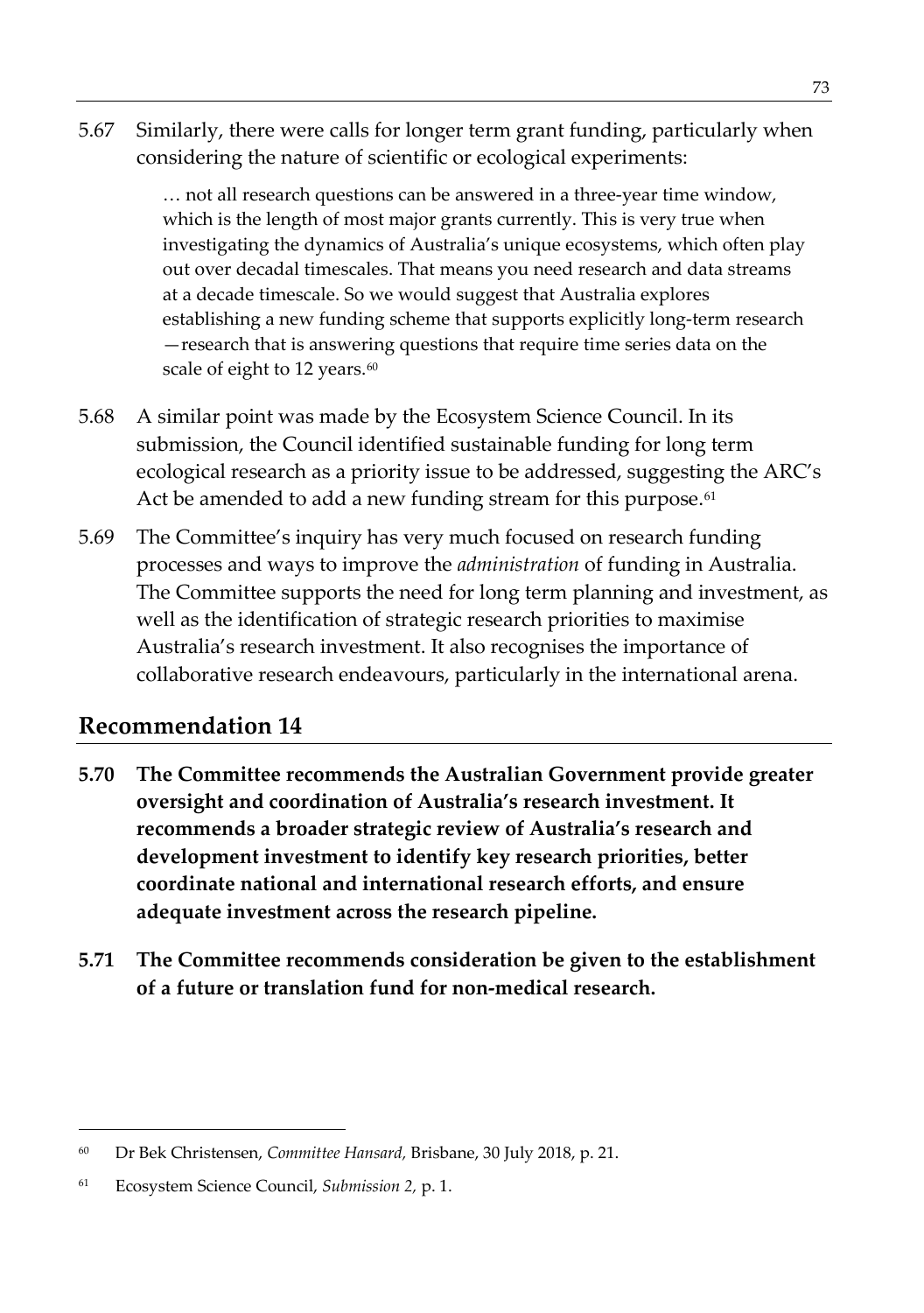5.67 Similarly, there were calls for longer term grant funding, particularly when considering the nature of scientific or ecological experiments:

> … not all research questions can be answered in a three-year time window, which is the length of most major grants currently. This is very true when investigating the dynamics of Australia's unique ecosystems, which often play out over decadal timescales. That means you need research and data streams at a decade timescale. So we would suggest that Australia explores establishing a new funding scheme that supports explicitly long-term research —research that is answering questions that require time series data on the scale of eight to 12 years.[60]

5.68 A similar point was made by the Ecosystem Science Council. In its submission, the Council identified sustainable funding for long term ecological research as a priority issue to be addressed, suggesting the ARC's Act be amended to add a new funding stream for this purpose.[61]

5.69 The Committee's inquiry has very much focused on research funding processes and ways to improve the *administration* of funding in Australia. The Committee supports the need for long term planning and investment, as well as the identification of strategic research priorities to maximise Australia's research investment. It also recognises the importance of collaborative research endeavours, particularly in the international arena.

## Recommendation 14

**5.70 The Committee recommends the Australian Government provide greater oversight and coordination of Australia's research investment. It recommends a broader strategic review of Australia's research and development investment to identify key research priorities, better coordinate national and international research efforts, and ensure adequate investment across the research pipeline.**

**5.71 The Committee recommends consideration be given to the establishment of a future or translation fund for non-medical research.**

---

[60] Dr Bek Christensen, *Committee Hansard*, Brisbane, 30 July 2018, p. 21.

[61] Ecosystem Science Council, *Submission 2*, p. 1.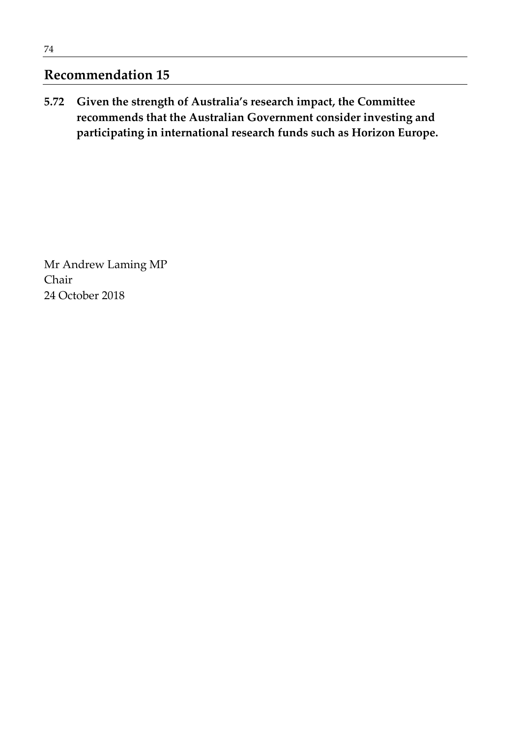## Recommendation 15

**5.72 Given the strength of Australia's research impact, the Committee recommends that the Australian Government consider investing and participating in international research funds such as Horizon Europe.**

Mr Andrew Laming MP
Chair
24 October 2018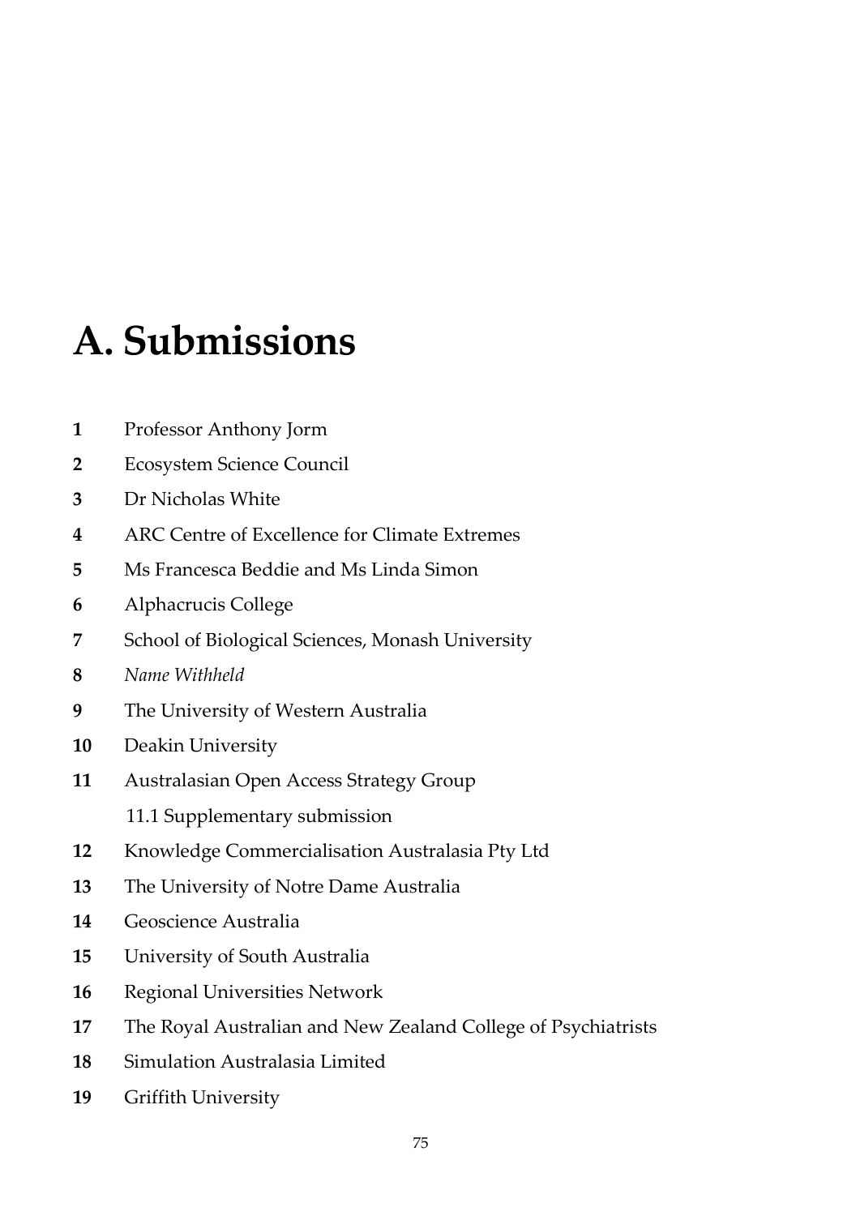# A. Submissions

**1** Professor Anthony Jorm

**2** Ecosystem Science Council

**3** Dr Nicholas White

**4** ARC Centre of Excellence for Climate Extremes

**5** Ms Francesca Beddie and Ms Linda Simon

**6** Alphacrucis College

**7** School of Biological Sciences, Monash University

**8** *Name Withheld*

**9** The University of Western Australia

**10** Deakin University

**11** Australasian Open Access Strategy Group

11.1 Supplementary submission

**12** Knowledge Commercialisation Australasia Pty Ltd

**13** The University of Notre Dame Australia

**14** Geoscience Australia

**15** University of South Australia

**16** Regional Universities Network

**17** The Royal Australian and New Zealand College of Psychiatrists

**18** Simulation Australasia Limited

**19** Griffith University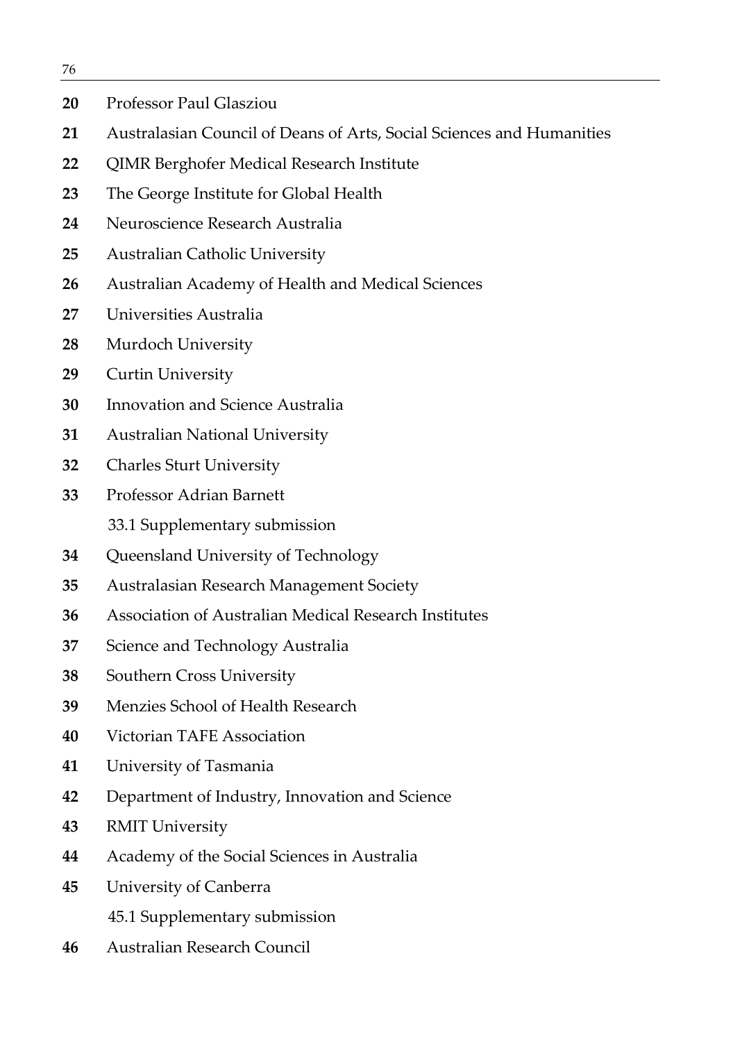**20** Professor Paul Glasziou

**21** Australasian Council of Deans of Arts, Social Sciences and Humanities

**22** QIMR Berghofer Medical Research Institute

**23** The George Institute for Global Health

**24** Neuroscience Research Australia

**25** Australian Catholic University

**26** Australian Academy of Health and Medical Sciences

**27** Universities Australia

**28** Murdoch University

**29** Curtin University

**30** Innovation and Science Australia

**31** Australian National University

**32** Charles Sturt University

**33** Professor Adrian Barnett

33.1 Supplementary submission

**34** Queensland University of Technology

**35** Australasian Research Management Society

**36** Association of Australian Medical Research Institutes

**37** Science and Technology Australia

**38** Southern Cross University

**39** Menzies School of Health Research

**40** Victorian TAFE Association

**41** University of Tasmania

**42** Department of Industry, Innovation and Science

**43** RMIT University

**44** Academy of the Social Sciences in Australia

**45** University of Canberra

45.1 Supplementary submission

**46** Australian Research Council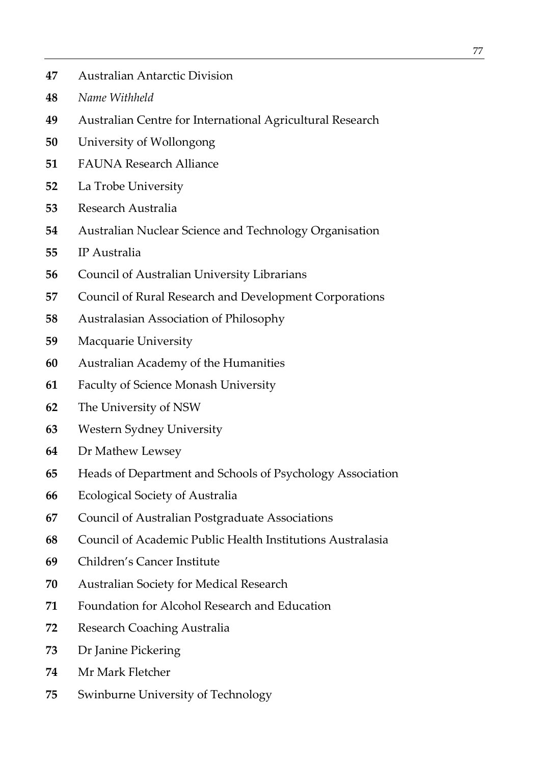| | |
|---|---|
| **47** | Australian Antarctic Division |
| **48** | *Name Withheld* |
| **49** | Australian Centre for International Agricultural Research |
| **50** | University of Wollongong |
| **51** | FAUNA Research Alliance |
| **52** | La Trobe University |
| **53** | Research Australia |
| **54** | Australian Nuclear Science and Technology Organisation |
| **55** | IP Australia |
| **56** | Council of Australian University Librarians |
| **57** | Council of Rural Research and Development Corporations |
| **58** | Australasian Association of Philosophy |
| **59** | Macquarie University |
| **60** | Australian Academy of the Humanities |
| **61** | Faculty of Science Monash University |
| **62** | The University of NSW |
| **63** | Western Sydney University |
| **64** | Dr Mathew Lewsey |
| **65** | Heads of Department and Schools of Psychology Association |
| **66** | Ecological Society of Australia |
| **67** | Council of Australian Postgraduate Associations |
| **68** | Council of Academic Public Health Institutions Australasia |
| **69** | Children's Cancer Institute |
| **70** | Australian Society for Medical Research |
| **71** | Foundation for Alcohol Research and Education |
| **72** | Research Coaching Australia |
| **73** | Dr Janine Pickering |
| **74** | Mr Mark Fletcher |
| **75** | Swinburne University of Technology |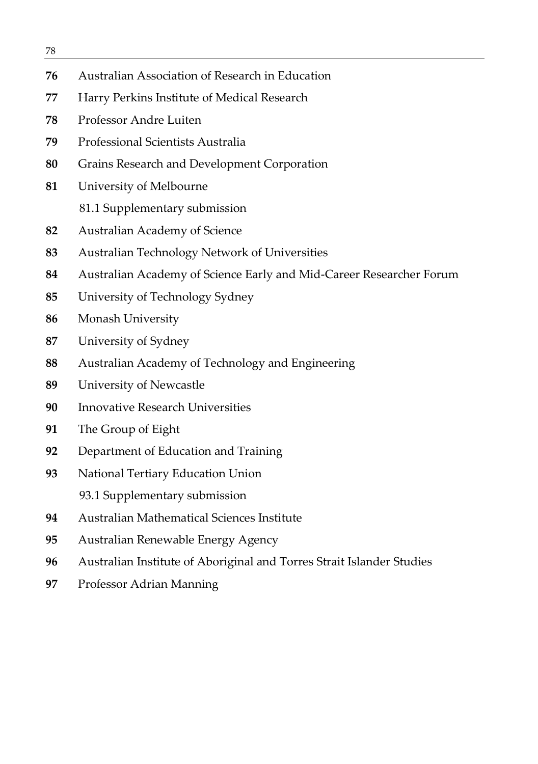**76** Australian Association of Research in Education

**77** Harry Perkins Institute of Medical Research

**78** Professor Andre Luiten

**79** Professional Scientists Australia

**80** Grains Research and Development Corporation

**81** University of Melbourne

81.1 Supplementary submission

**82** Australian Academy of Science

**83** Australian Technology Network of Universities

**84** Australian Academy of Science Early and Mid-Career Researcher Forum

**85** University of Technology Sydney

**86** Monash University

**87** University of Sydney

**88** Australian Academy of Technology and Engineering

**89** University of Newcastle

**90** Innovative Research Universities

**91** The Group of Eight

**92** Department of Education and Training

**93** National Tertiary Education Union

93.1 Supplementary submission

**94** Australian Mathematical Sciences Institute

**95** Australian Renewable Energy Agency

**96** Australian Institute of Aboriginal and Torres Strait Islander Studies

**97** Professor Adrian Manning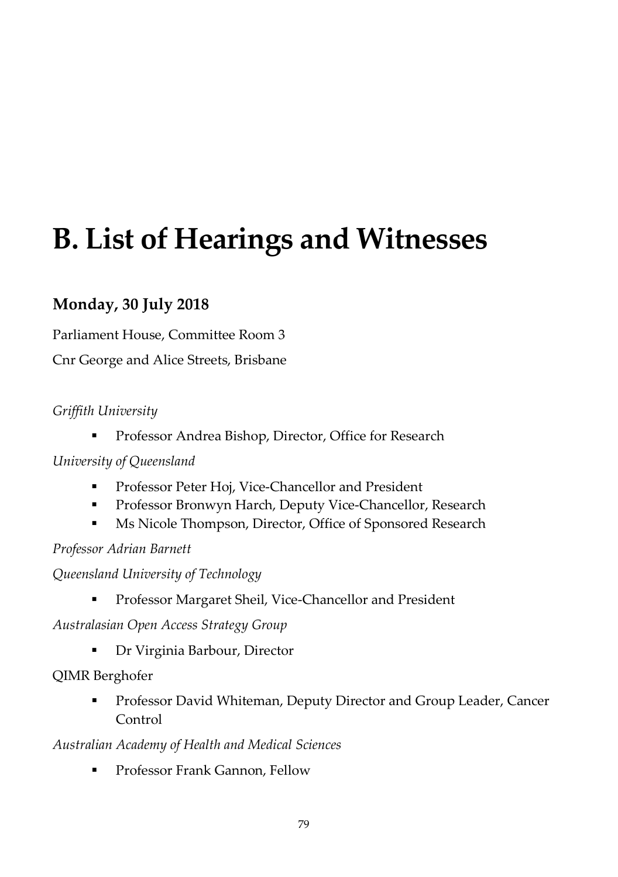# B. List of Hearings and Witnesses

## Monday, 30 July 2018

Parliament House, Committee Room 3

Cnr George and Alice Streets, Brisbane

*Griffith University*

- Professor Andrea Bishop, Director, Office for Research

*University of Queensland*

- Professor Peter Hoj, Vice-Chancellor and President
- Professor Bronwyn Harch, Deputy Vice-Chancellor, Research
- Ms Nicole Thompson, Director, Office of Sponsored Research

*Professor Adrian Barnett*

*Queensland University of Technology*

- Professor Margaret Sheil, Vice-Chancellor and President

*Australasian Open Access Strategy Group*

- Dr Virginia Barbour, Director

QIMR Berghofer

- Professor David Whiteman, Deputy Director and Group Leader, Cancer Control

*Australian Academy of Health and Medical Sciences*

- Professor Frank Gannon, Fellow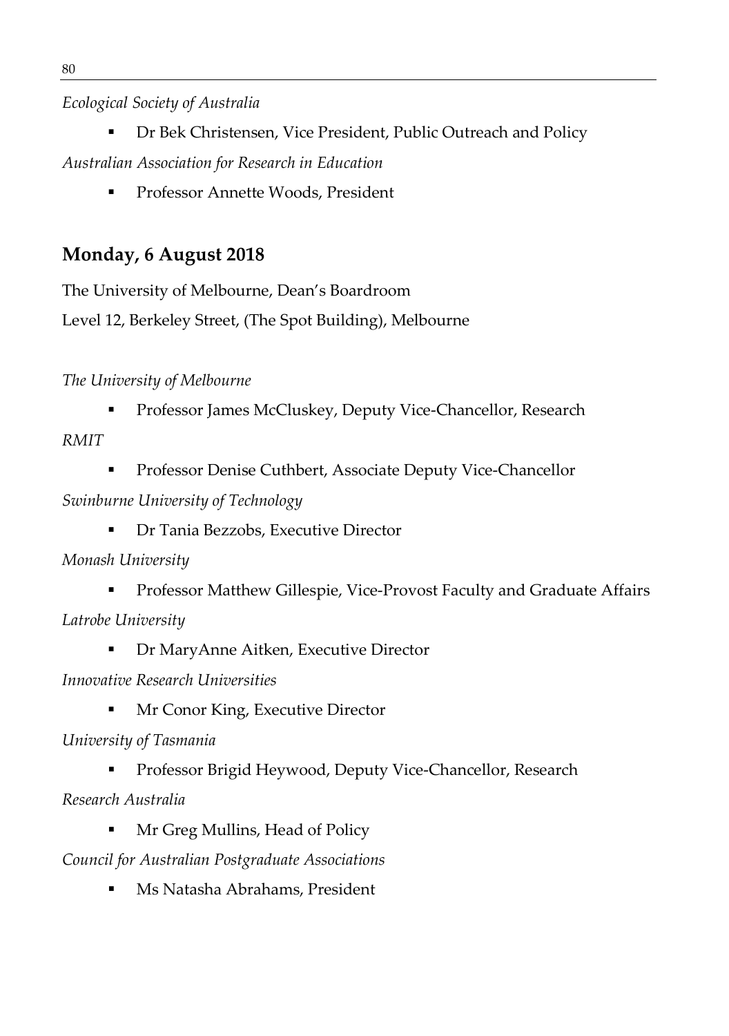*Ecological Society of Australia*

- Dr Bek Christensen, Vice President, Public Outreach and Policy

*Australian Association for Research in Education*

- Professor Annette Woods, President

## Monday, 6 August 2018

The University of Melbourne, Dean's Boardroom

Level 12, Berkeley Street, (The Spot Building), Melbourne

*The University of Melbourne*

- Professor James McCluskey, Deputy Vice-Chancellor, Research

*RMIT*

- Professor Denise Cuthbert, Associate Deputy Vice-Chancellor

*Swinburne University of Technology*

- Dr Tania Bezzobs, Executive Director

*Monash University*

- Professor Matthew Gillespie, Vice-Provost Faculty and Graduate Affairs

*Latrobe University*

- Dr MaryAnne Aitken, Executive Director

*Innovative Research Universities*

- Mr Conor King, Executive Director

*University of Tasmania*

- Professor Brigid Heywood, Deputy Vice-Chancellor, Research

*Research Australia*

- Mr Greg Mullins, Head of Policy

*Council for Australian Postgraduate Associations*

- Ms Natasha Abrahams, President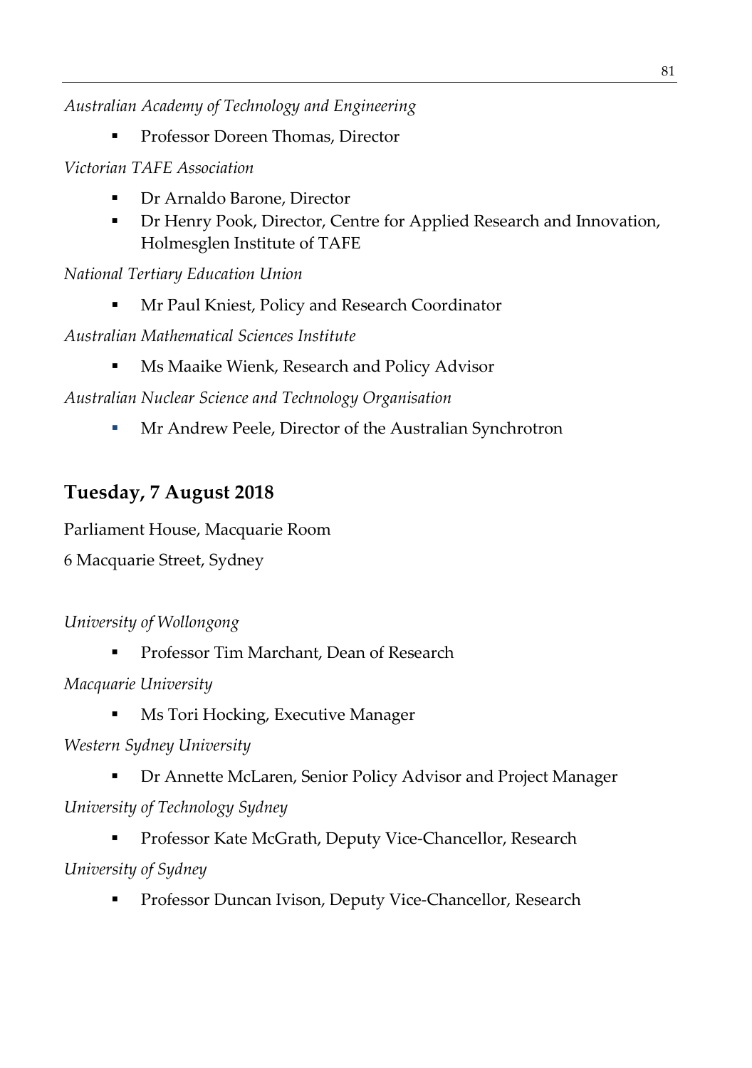*Australian Academy of Technology and Engineering*

- Professor Doreen Thomas, Director

*Victorian TAFE Association*

- Dr Arnaldo Barone, Director
- Dr Henry Pook, Director, Centre for Applied Research and Innovation, Holmesglen Institute of TAFE

*National Tertiary Education Union*

- Mr Paul Kniest, Policy and Research Coordinator

*Australian Mathematical Sciences Institute*

- Ms Maaike Wienk, Research and Policy Advisor

*Australian Nuclear Science and Technology Organisation*

- Mr Andrew Peele, Director of the Australian Synchrotron

## Tuesday, 7 August 2018

Parliament House, Macquarie Room

6 Macquarie Street, Sydney

*University of Wollongong*

- Professor Tim Marchant, Dean of Research

*Macquarie University*

- Ms Tori Hocking, Executive Manager

*Western Sydney University*

- Dr Annette McLaren, Senior Policy Advisor and Project Manager

*University of Technology Sydney*

- Professor Kate McGrath, Deputy Vice-Chancellor, Research

*University of Sydney*

- Professor Duncan Ivison, Deputy Vice-Chancellor, Research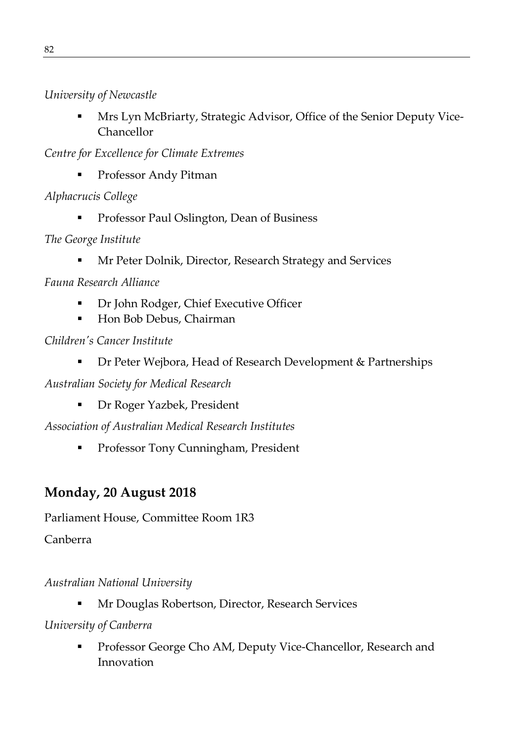*University of Newcastle*

- Mrs Lyn McBriarty, Strategic Advisor, Office of the Senior Deputy Vice-Chancellor

*Centre for Excellence for Climate Extremes*

- Professor Andy Pitman

*Alphacrucis College*

- Professor Paul Oslington, Dean of Business

*The George Institute*

- Mr Peter Dolnik, Director, Research Strategy and Services

*Fauna Research Alliance*

- Dr John Rodger, Chief Executive Officer
- Hon Bob Debus, Chairman

*Children's Cancer Institute*

- Dr Peter Wejbora, Head of Research Development & Partnerships

*Australian Society for Medical Research*

- Dr Roger Yazbek, President

*Association of Australian Medical Research Institutes*

- Professor Tony Cunningham, President

## Monday, 20 August 2018

Parliament House, Committee Room 1R3

Canberra

*Australian National University*

- Mr Douglas Robertson, Director, Research Services

*University of Canberra*

- Professor George Cho AM, Deputy Vice-Chancellor, Research and Innovation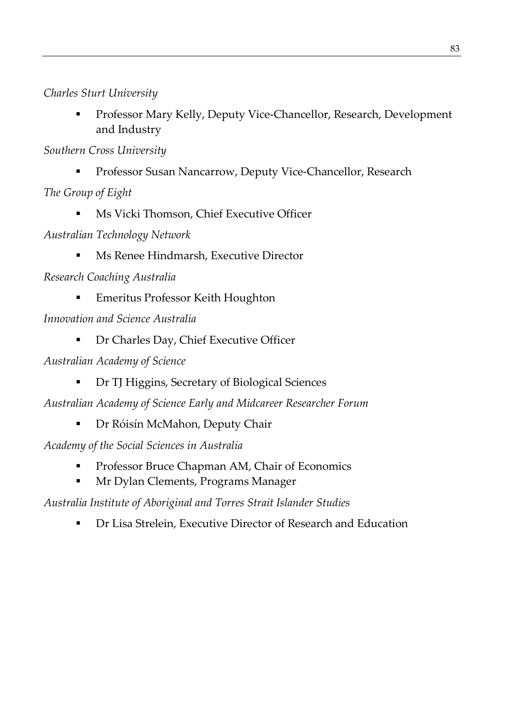*Charles Sturt University*

- Professor Mary Kelly, Deputy Vice-Chancellor, Research, Development and Industry

*Southern Cross University*

- Professor Susan Nancarrow, Deputy Vice-Chancellor, Research

*The Group of Eight*

- Ms Vicki Thomson, Chief Executive Officer

*Australian Technology Network*

- Ms Renee Hindmarsh, Executive Director

*Research Coaching Australia*

- Emeritus Professor Keith Houghton

*Innovation and Science Australia*

- Dr Charles Day, Chief Executive Officer

*Australian Academy of Science*

- Dr TJ Higgins, Secretary of Biological Sciences

*Australian Academy of Science Early and Midcareer Researcher Forum*

- Dr Róisín McMahon, Deputy Chair

*Academy of the Social Sciences in Australia*

- Professor Bruce Chapman AM, Chair of Economics
- Mr Dylan Clements, Programs Manager

*Australia Institute of Aboriginal and Torres Strait Islander Studies*

- Dr Lisa Strelein, Executive Director of Research and Education